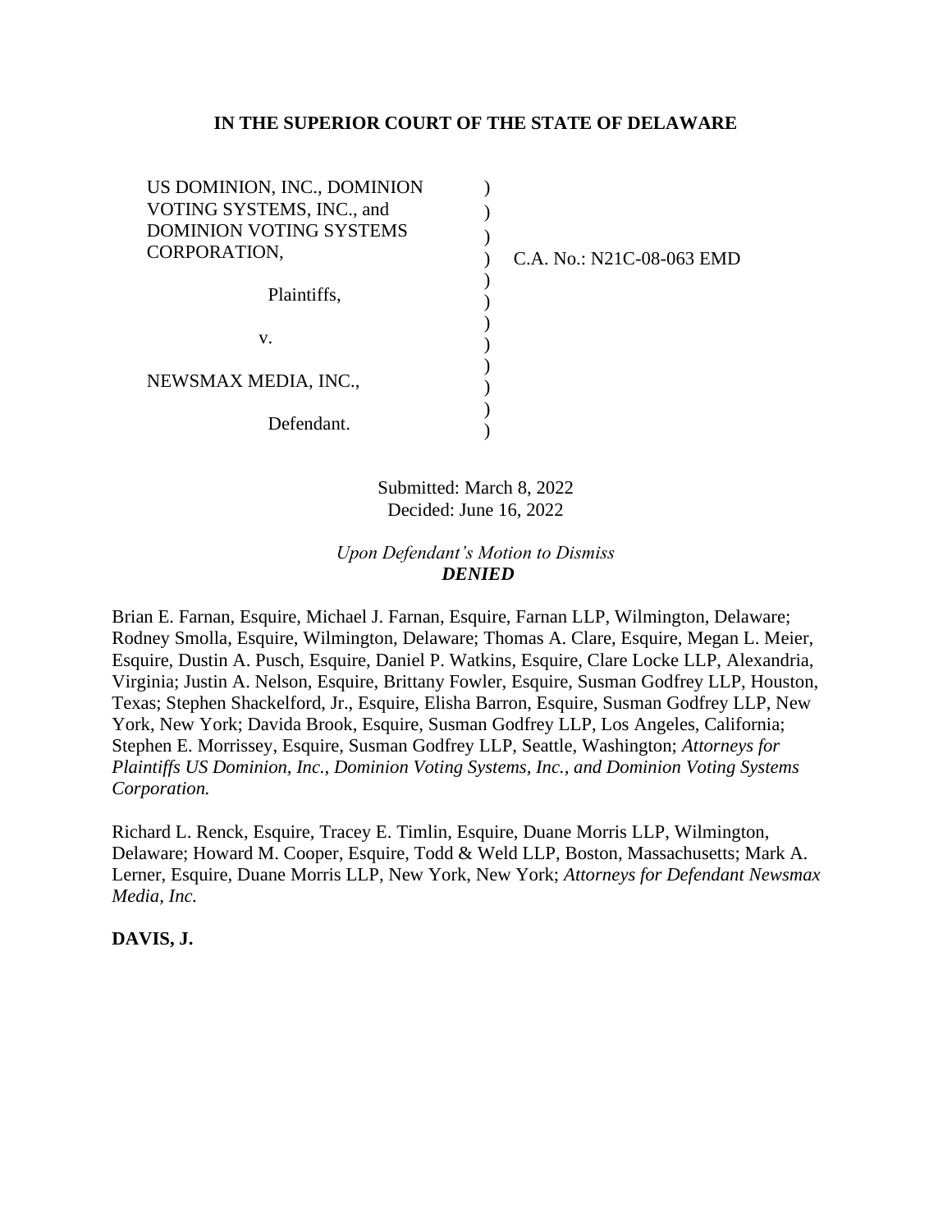**IN THE SUPERIOR COURT OF THE STATE OF DELAWARE**

| | | |
|---|---|---|
| US DOMINION, INC., DOMINION VOTING SYSTEMS, INC., and DOMINION VOTING SYSTEMS CORPORATION, | ) | |
| Plaintiffs, | ) | C.A. No.: N21C-08-063 EMD |
| v. | ) | |
| NEWSMAX MEDIA, INC., | ) | |
| Defendant. | ) | |

Submitted: March 8, 2022
Decided: June 16, 2022

*Upon Defendant's Motion to Dismiss*
***DENIED***

Brian E. Farnan, Esquire, Michael J. Farnan, Esquire, Farnan LLP, Wilmington, Delaware; Rodney Smolla, Esquire, Wilmington, Delaware; Thomas A. Clare, Esquire, Megan L. Meier, Esquire, Dustin A. Pusch, Esquire, Daniel P. Watkins, Esquire, Clare Locke LLP, Alexandria, Virginia; Justin A. Nelson, Esquire, Brittany Fowler, Esquire, Susman Godfrey LLP, Houston, Texas; Stephen Shackelford, Jr., Esquire, Elisha Barron, Esquire, Susman Godfrey LLP, New York, New York; Davida Brook, Esquire, Susman Godfrey LLP, Los Angeles, California; Stephen E. Morrissey, Esquire, Susman Godfrey LLP, Seattle, Washington; *Attorneys for Plaintiffs US Dominion, Inc., Dominion Voting Systems, Inc., and Dominion Voting Systems Corporation.*

Richard L. Renck, Esquire, Tracey E. Timlin, Esquire, Duane Morris LLP, Wilmington, Delaware; Howard M. Cooper, Esquire, Todd & Weld LLP, Boston, Massachusetts; Mark A. Lerner, Esquire, Duane Morris LLP, New York, New York; *Attorneys for Defendant Newsmax Media, Inc.*

**DAVIS, J.**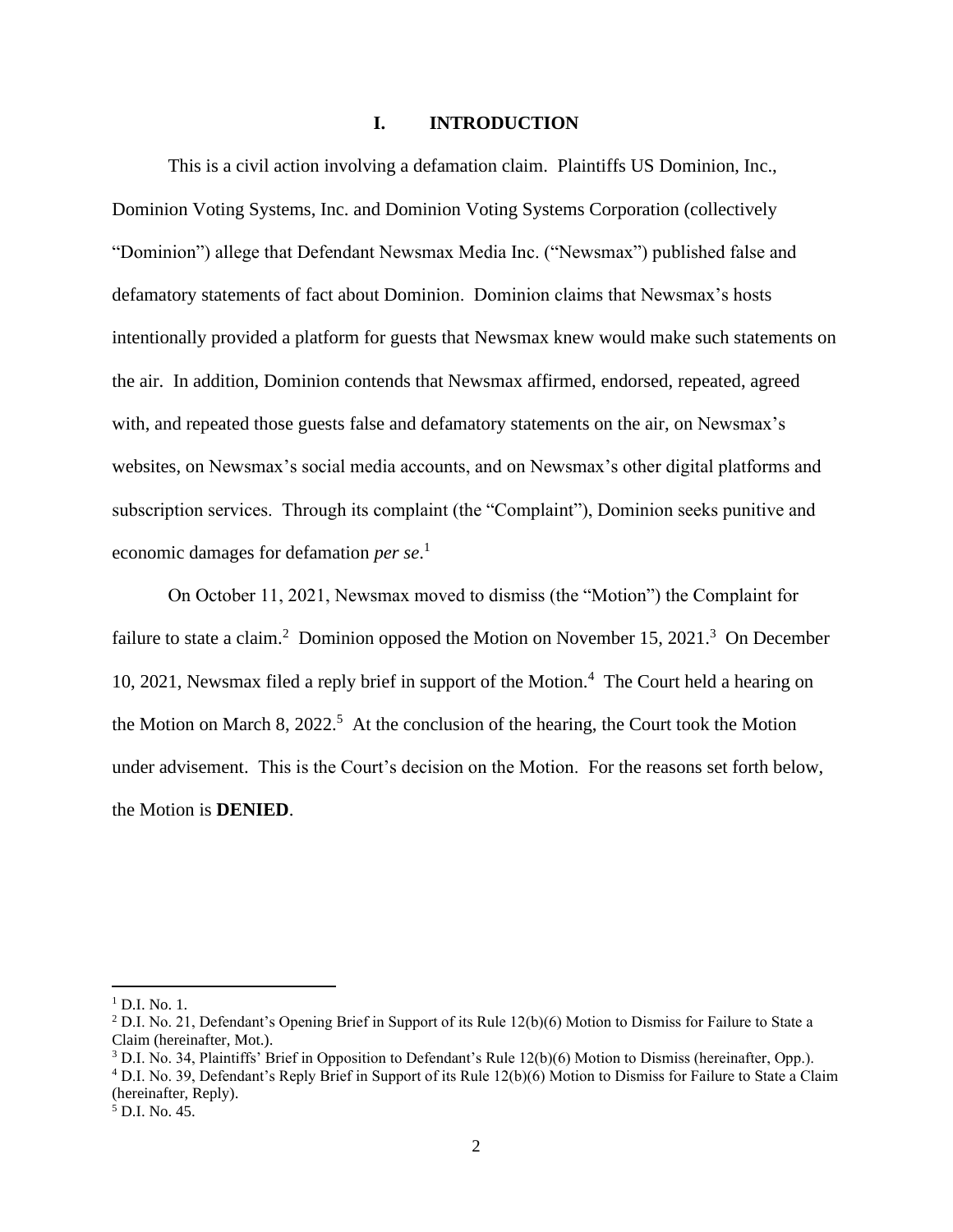## I. INTRODUCTION

This is a civil action involving a defamation claim. Plaintiffs US Dominion, Inc., Dominion Voting Systems, Inc. and Dominion Voting Systems Corporation (collectively "Dominion") allege that Defendant Newsmax Media Inc. ("Newsmax") published false and defamatory statements of fact about Dominion. Dominion claims that Newsmax's hosts intentionally provided a platform for guests that Newsmax knew would make such statements on the air. In addition, Dominion contends that Newsmax affirmed, endorsed, repeated, agreed with, and repeated those guests false and defamatory statements on the air, on Newsmax's websites, on Newsmax's social media accounts, and on Newsmax's other digital platforms and subscription services. Through its complaint (the "Complaint"), Dominion seeks punitive and economic damages for defamation *per se*.[1]

On October 11, 2021, Newsmax moved to dismiss (the "Motion") the Complaint for failure to state a claim.[2] Dominion opposed the Motion on November 15, 2021.[3] On December 10, 2021, Newsmax filed a reply brief in support of the Motion.[4] The Court held a hearing on the Motion on March 8, 2022.[5] At the conclusion of the hearing, the Court took the Motion under advisement. This is the Court's decision on the Motion. For the reasons set forth below, the Motion is **DENIED**.

---

[1] D.I. No. 1.

[2] D.I. No. 21, Defendant's Opening Brief in Support of its Rule 12(b)(6) Motion to Dismiss for Failure to State a Claim (hereinafter, Mot.).

[3] D.I. No. 34, Plaintiffs' Brief in Opposition to Defendant's Rule 12(b)(6) Motion to Dismiss (hereinafter, Opp.).

[4] D.I. No. 39, Defendant's Reply Brief in Support of its Rule 12(b)(6) Motion to Dismiss for Failure to State a Claim (hereinafter, Reply).

[5] D.I. No. 45.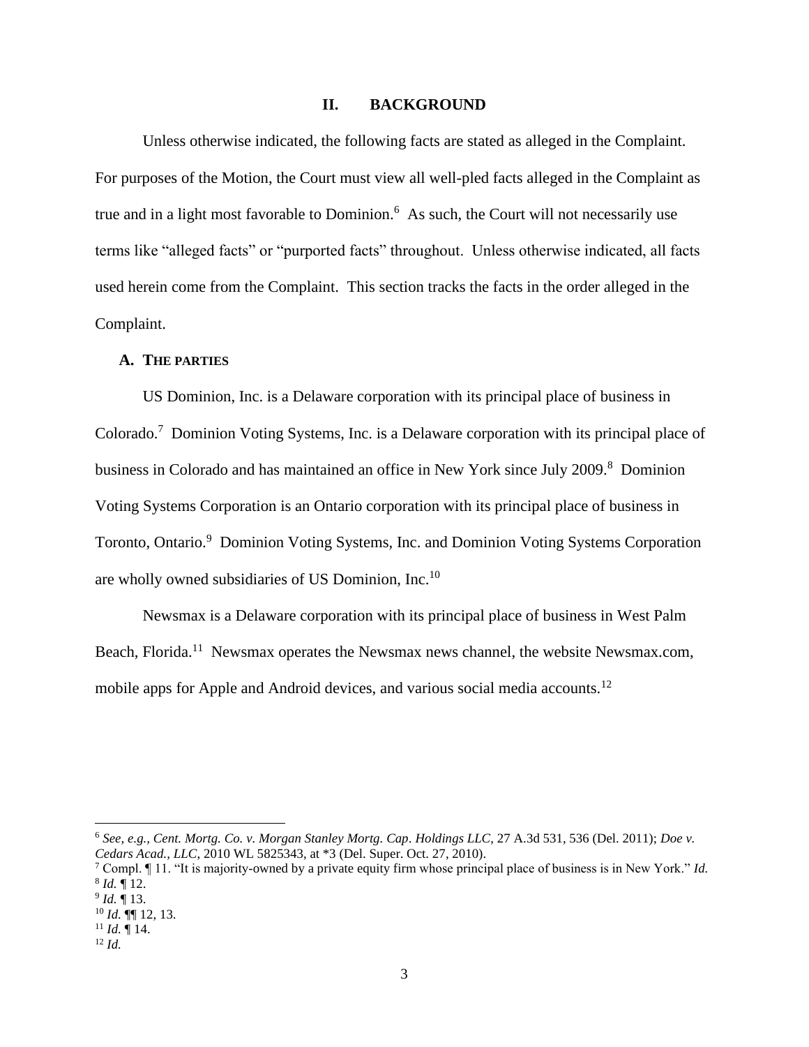## II. BACKGROUND

Unless otherwise indicated, the following facts are stated as alleged in the Complaint. For purposes of the Motion, the Court must view all well-pled facts alleged in the Complaint as true and in a light most favorable to Dominion.[6] As such, the Court will not necessarily use terms like "alleged facts" or "purported facts" throughout. Unless otherwise indicated, all facts used herein come from the Complaint. This section tracks the facts in the order alleged in the Complaint.

### A. THE PARTIES

US Dominion, Inc. is a Delaware corporation with its principal place of business in Colorado.[7] Dominion Voting Systems, Inc. is a Delaware corporation with its principal place of business in Colorado and has maintained an office in New York since July 2009.[8] Dominion Voting Systems Corporation is an Ontario corporation with its principal place of business in Toronto, Ontario.[9] Dominion Voting Systems, Inc. and Dominion Voting Systems Corporation are wholly owned subsidiaries of US Dominion, Inc.[10]

Newsmax is a Delaware corporation with its principal place of business in West Palm Beach, Florida.[11] Newsmax operates the Newsmax news channel, the website Newsmax.com, mobile apps for Apple and Android devices, and various social media accounts.[12]

---

[6] *See, e.g., Cent. Mortg. Co. v. Morgan Stanley Mortg. Cap. Holdings LLC*, 27 A.3d 531, 536 (Del. 2011); *Doe v. Cedars Acad., LLC*, 2010 WL 5825343, at *3 (Del. Super. Oct. 27, 2010).

[7] Compl. ¶ 11. "It is majority-owned by a private equity firm whose principal place of business is in New York." *Id.*

[8] *Id.* ¶ 12.

[9] *Id.* ¶ 13.

[10] *Id.* ¶¶ 12, 13.

[11] *Id.* ¶ 14.

[12] *Id.*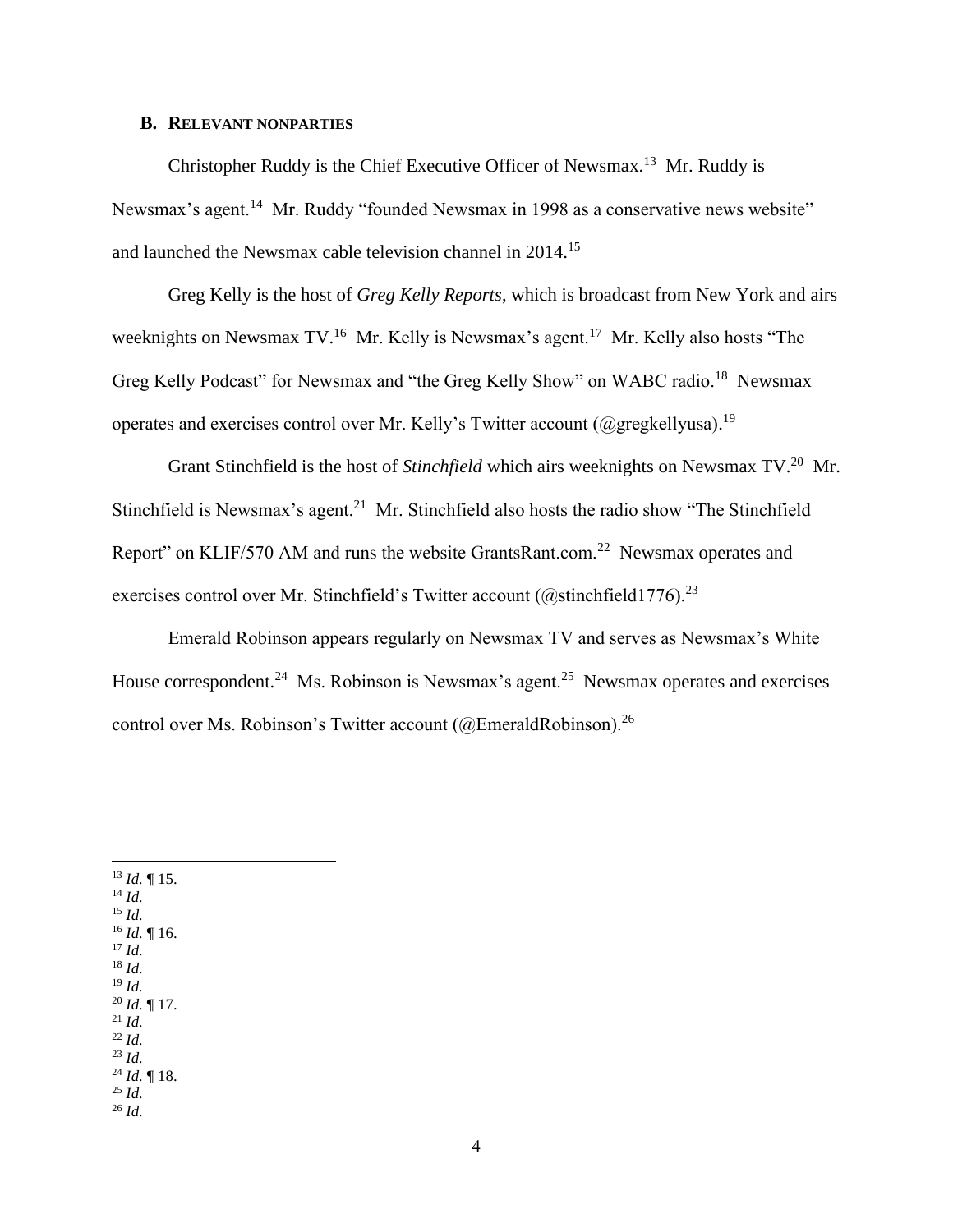## B. RELEVANT NONPARTIES

Christopher Ruddy is the Chief Executive Officer of Newsmax.[13] Mr. Ruddy is Newsmax's agent.[14] Mr. Ruddy "founded Newsmax in 1998 as a conservative news website" and launched the Newsmax cable television channel in 2014.[15]

Greg Kelly is the host of *Greg Kelly Reports*, which is broadcast from New York and airs weeknights on Newsmax TV.[16] Mr. Kelly is Newsmax's agent.[17] Mr. Kelly also hosts "The Greg Kelly Podcast" for Newsmax and "the Greg Kelly Show" on WABC radio.[18] Newsmax operates and exercises control over Mr. Kelly's Twitter account (@gregkellyusa).[19]

Grant Stinchfield is the host of *Stinchfield* which airs weeknights on Newsmax TV.[20] Mr. Stinchfield is Newsmax's agent.[21] Mr. Stinchfield also hosts the radio show "The Stinchfield Report" on KLIF/570 AM and runs the website GrantsRant.com.[22] Newsmax operates and exercises control over Mr. Stinchfield's Twitter account (@stinchfield1776).[23]

Emerald Robinson appears regularly on Newsmax TV and serves as Newsmax's White House correspondent.[24] Ms. Robinson is Newsmax's agent.[25] Newsmax operates and exercises control over Ms. Robinson's Twitter account (@EmeraldRobinson).[26]

---

[13] *Id.* ¶ 15.
[14] *Id.*
[15] *Id.*
[16] *Id.* ¶ 16.
[17] *Id.*
[18] *Id.*
[19] *Id.*
[20] *Id.* ¶ 17.
[21] *Id.*
[22] *Id.*
[23] *Id.*
[24] *Id.* ¶ 18.
[25] *Id.*
[26] *Id.*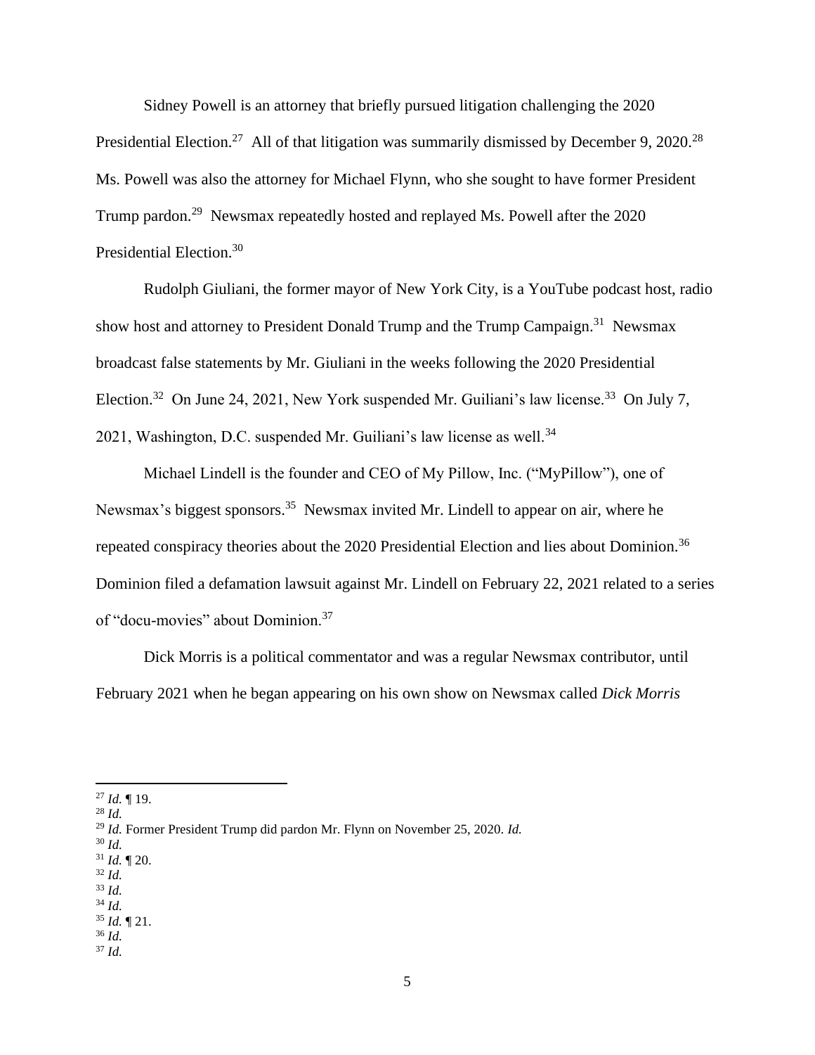Sidney Powell is an attorney that briefly pursued litigation challenging the 2020 Presidential Election.[27] All of that litigation was summarily dismissed by December 9, 2020.[28] Ms. Powell was also the attorney for Michael Flynn, who she sought to have former President Trump pardon.[29] Newsmax repeatedly hosted and replayed Ms. Powell after the 2020 Presidential Election.[30]

Rudolph Giuliani, the former mayor of New York City, is a YouTube podcast host, radio show host and attorney to President Donald Trump and the Trump Campaign.[31] Newsmax broadcast false statements by Mr. Giuliani in the weeks following the 2020 Presidential Election.[32] On June 24, 2021, New York suspended Mr. Guiliani's law license.[33] On July 7, 2021, Washington, D.C. suspended Mr. Guiliani's law license as well.[34]

Michael Lindell is the founder and CEO of My Pillow, Inc. ("MyPillow"), one of Newsmax's biggest sponsors.[35] Newsmax invited Mr. Lindell to appear on air, where he repeated conspiracy theories about the 2020 Presidential Election and lies about Dominion.[36] Dominion filed a defamation lawsuit against Mr. Lindell on February 22, 2021 related to a series of "docu-movies" about Dominion.[37]

Dick Morris is a political commentator and was a regular Newsmax contributor, until February 2021 when he began appearing on his own show on Newsmax called *Dick Morris*

---

[27] *Id.* ¶ 19.

[28] *Id.*

[29] *Id.* Former President Trump did pardon Mr. Flynn on November 25, 2020. *Id.*

[30] *Id.*

[31] *Id.* ¶ 20.

[32] *Id.*

[33] *Id.*

[34] *Id.*

[35] *Id.* ¶ 21.

[36] *Id.*

[37] *Id.*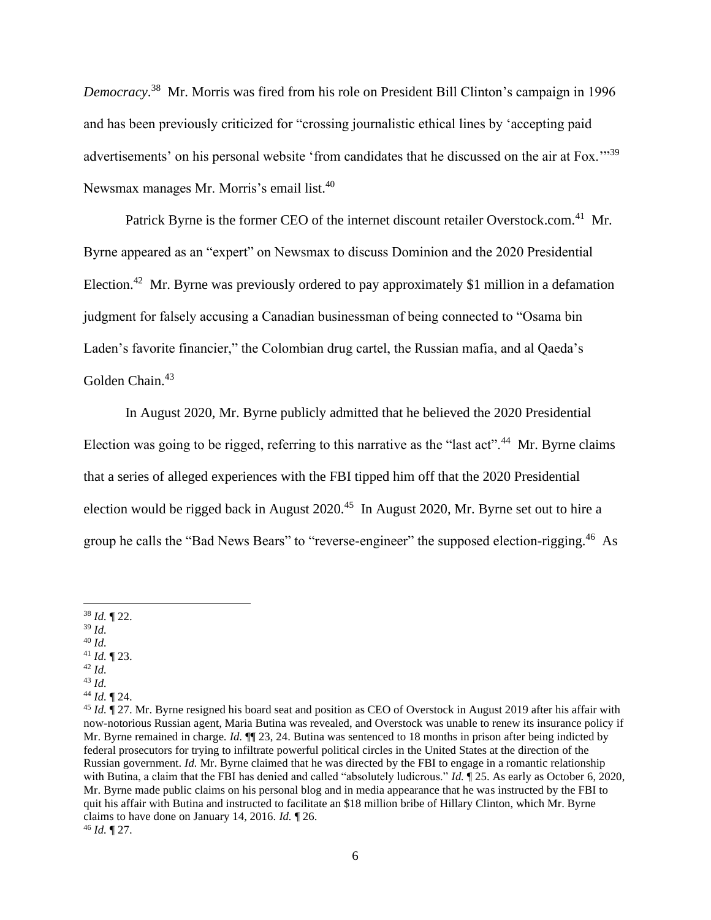*Democracy*.[38] Mr. Morris was fired from his role on President Bill Clinton's campaign in 1996 and has been previously criticized for "crossing journalistic ethical lines by 'accepting paid advertisements' on his personal website 'from candidates that he discussed on the air at Fox.'"[39] Newsmax manages Mr. Morris's email list.[40]

Patrick Byrne is the former CEO of the internet discount retailer Overstock.com.[41] Mr. Byrne appeared as an "expert" on Newsmax to discuss Dominion and the 2020 Presidential Election.[42] Mr. Byrne was previously ordered to pay approximately $1 million in a defamation judgment for falsely accusing a Canadian businessman of being connected to "Osama bin Laden's favorite financier," the Colombian drug cartel, the Russian mafia, and al Qaeda's Golden Chain.[43]

In August 2020, Mr. Byrne publicly admitted that he believed the 2020 Presidential Election was going to be rigged, referring to this narrative as the "last act".[44] Mr. Byrne claims that a series of alleged experiences with the FBI tipped him off that the 2020 Presidential election would be rigged back in August 2020.[45] In August 2020, Mr. Byrne set out to hire a group he calls the "Bad News Bears" to "reverse-engineer" the supposed election-rigging.[46] As

---

[38] *Id.* ¶ 22.

[39] *Id.*

[40] *Id.*

[41] *Id.* ¶ 23.

[42] *Id.*

[43] *Id.*

[44] *Id.* ¶ 24.

[45] *Id.* ¶ 27. Mr. Byrne resigned his board seat and position as CEO of Overstock in August 2019 after his affair with now-notorious Russian agent, Maria Butina was revealed, and Overstock was unable to renew its insurance policy if Mr. Byrne remained in charge. *Id.* ¶¶ 23, 24. Butina was sentenced to 18 months in prison after being indicted by federal prosecutors for trying to infiltrate powerful political circles in the United States at the direction of the Russian government. *Id.* Mr. Byrne claimed that he was directed by the FBI to engage in a romantic relationship with Butina, a claim that the FBI has denied and called "absolutely ludicrous." *Id.* ¶ 25. As early as October 6, 2020, Mr. Byrne made public claims on his personal blog and in media appearance that he was instructed by the FBI to quit his affair with Butina and instructed to facilitate an $18 million bribe of Hillary Clinton, which Mr. Byrne claims to have done on January 14, 2016. *Id.* ¶ 26.

[46] *Id.* ¶ 27.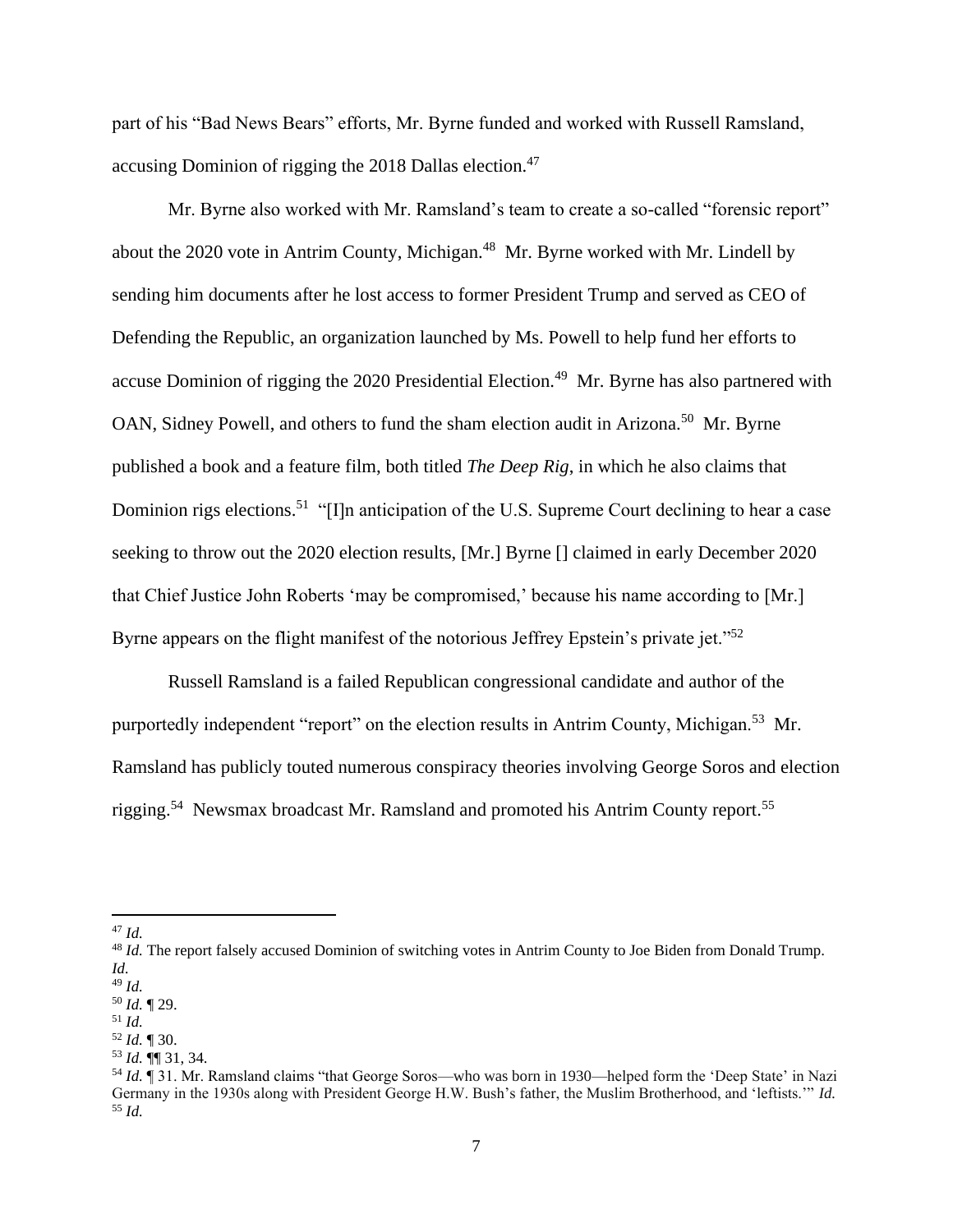part of his "Bad News Bears" efforts, Mr. Byrne funded and worked with Russell Ramsland, accusing Dominion of rigging the 2018 Dallas election.[47]

Mr. Byrne also worked with Mr. Ramsland's team to create a so-called "forensic report" about the 2020 vote in Antrim County, Michigan.[48] Mr. Byrne worked with Mr. Lindell by sending him documents after he lost access to former President Trump and served as CEO of Defending the Republic, an organization launched by Ms. Powell to help fund her efforts to accuse Dominion of rigging the 2020 Presidential Election.[49] Mr. Byrne has also partnered with OAN, Sidney Powell, and others to fund the sham election audit in Arizona.[50] Mr. Byrne published a book and a feature film, both titled *The Deep Rig*, in which he also claims that Dominion rigs elections.[51] "[I]n anticipation of the U.S. Supreme Court declining to hear a case seeking to throw out the 2020 election results, [Mr.] Byrne [] claimed in early December 2020 that Chief Justice John Roberts 'may be compromised,' because his name according to [Mr.] Byrne appears on the flight manifest of the notorious Jeffrey Epstein's private jet."[52]

Russell Ramsland is a failed Republican congressional candidate and author of the purportedly independent "report" on the election results in Antrim County, Michigan.[53] Mr. Ramsland has publicly touted numerous conspiracy theories involving George Soros and election rigging.[54] Newsmax broadcast Mr. Ramsland and promoted his Antrim County report.[55]

---

[47] *Id.*

[48] *Id.* The report falsely accused Dominion of switching votes in Antrim County to Joe Biden from Donald Trump. *Id.*

[49] *Id.*

[50] *Id.* ¶ 29.

[51] *Id.*

[52] *Id.* ¶ 30.

[53] *Id.* ¶¶ 31, 34.

[54] *Id.* ¶ 31. Mr. Ramsland claims "that George Soros—who was born in 1930—helped form the 'Deep State' in Nazi Germany in the 1930s along with President George H.W. Bush's father, the Muslim Brotherhood, and 'leftists.'" *Id.*

[55] *Id.*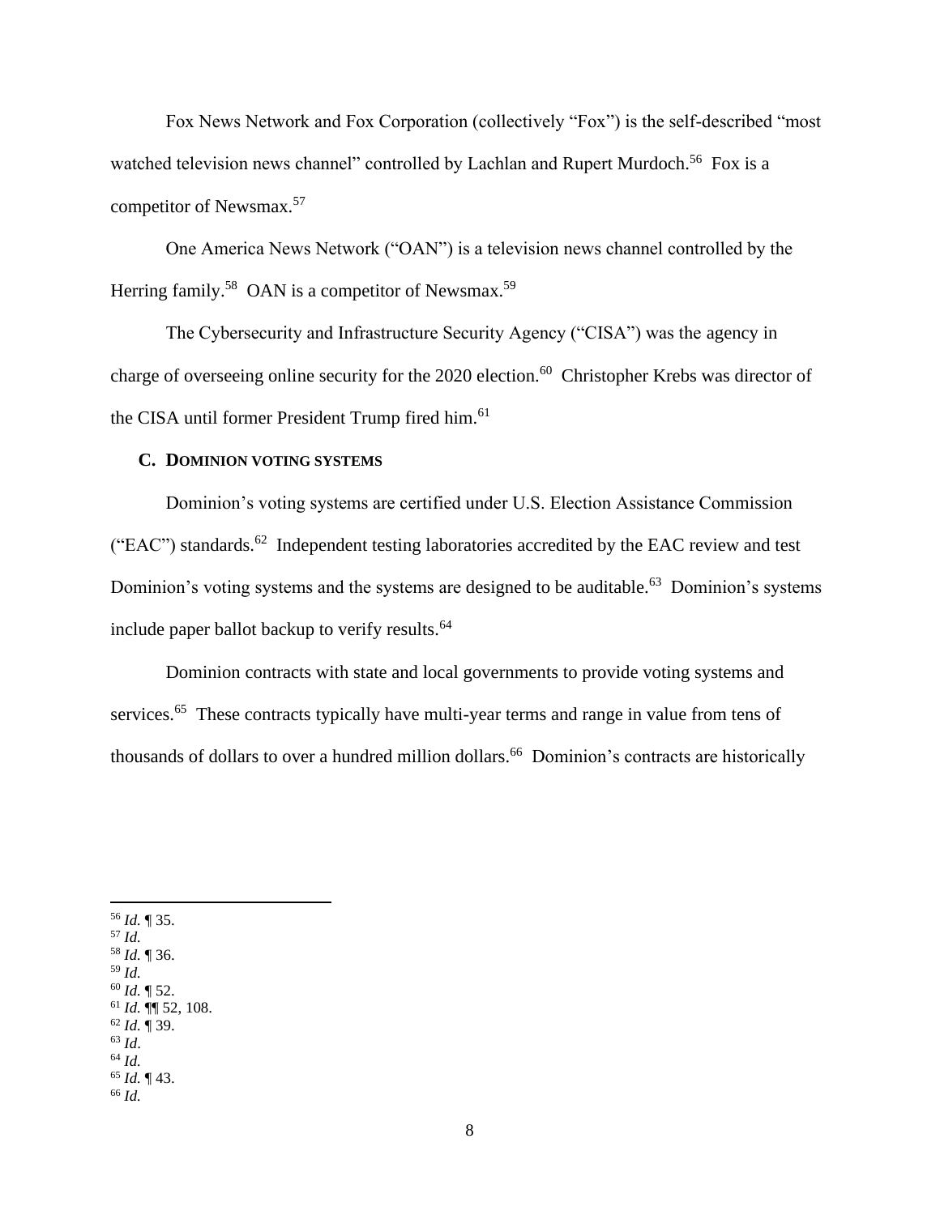Fox News Network and Fox Corporation (collectively "Fox") is the self-described "most watched television news channel" controlled by Lachlan and Rupert Murdoch.[56] Fox is a competitor of Newsmax.[57]

One America News Network ("OAN") is a television news channel controlled by the Herring family.[58] OAN is a competitor of Newsmax.[59]

The Cybersecurity and Infrastructure Security Agency ("CISA") was the agency in charge of overseeing online security for the 2020 election.[60] Christopher Krebs was director of the CISA until former President Trump fired him.[61]

### C. DOMINION VOTING SYSTEMS

Dominion's voting systems are certified under U.S. Election Assistance Commission ("EAC") standards.[62] Independent testing laboratories accredited by the EAC review and test Dominion's voting systems and the systems are designed to be auditable.[63] Dominion's systems include paper ballot backup to verify results.[64]

Dominion contracts with state and local governments to provide voting systems and services.[65] These contracts typically have multi-year terms and range in value from tens of thousands of dollars to over a hundred million dollars.[66] Dominion's contracts are historically

---

[56] *Id.* ¶ 35.
[57] *Id.*
[58] *Id.* ¶ 36.
[59] *Id.*
[60] *Id.* ¶ 52.
[61] *Id.* ¶¶ 52, 108.
[62] *Id.* ¶ 39.
[63] *Id*.
[64] *Id.*
[65] *Id.* ¶ 43.
[66] *Id.*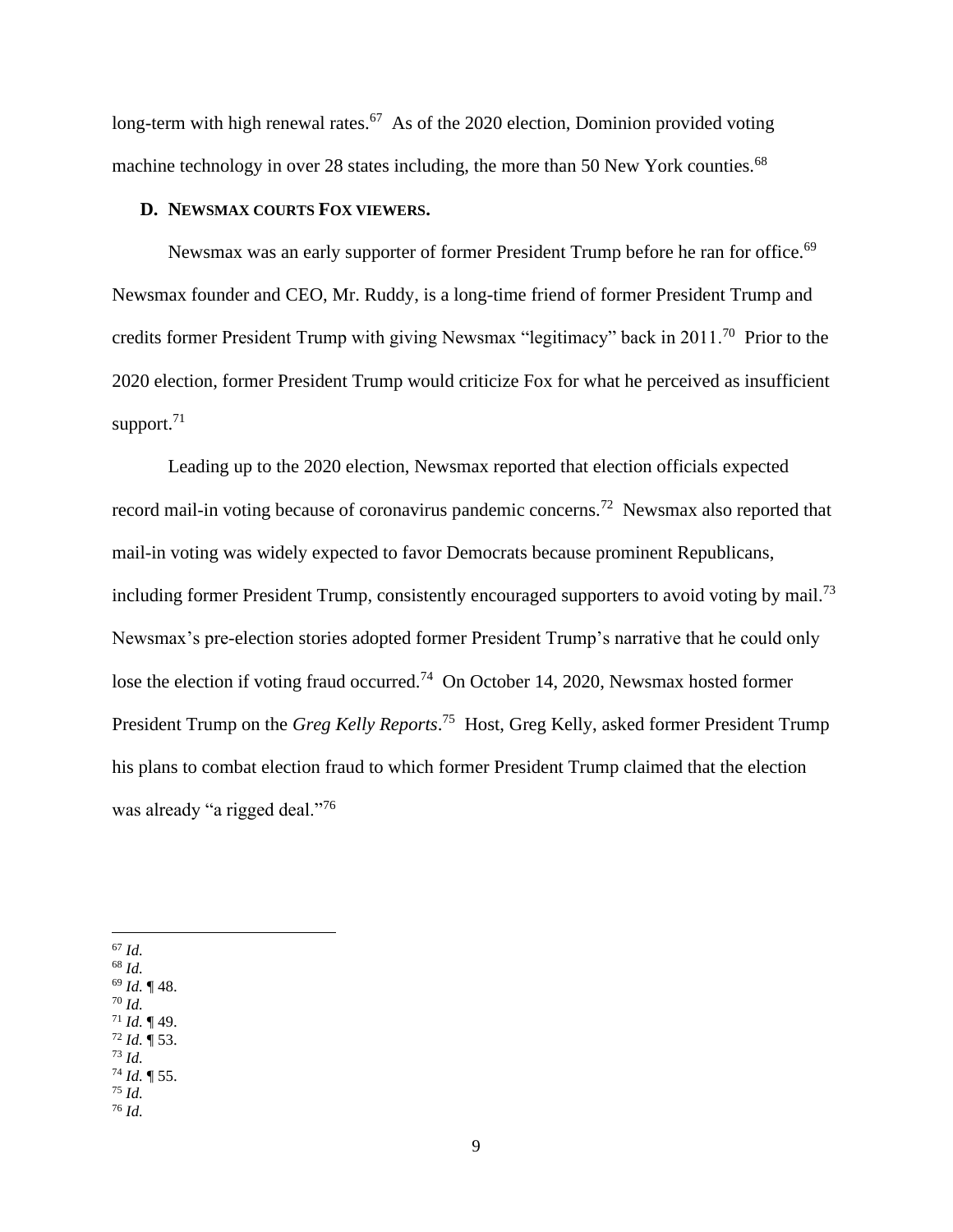long-term with high renewal rates.[67] As of the 2020 election, Dominion provided voting machine technology in over 28 states including, the more than 50 New York counties.[68]

### D. NEWSMAX COURTS FOX VIEWERS.

Newsmax was an early supporter of former President Trump before he ran for office.[69] Newsmax founder and CEO, Mr. Ruddy, is a long-time friend of former President Trump and credits former President Trump with giving Newsmax "legitimacy" back in 2011.[70] Prior to the 2020 election, former President Trump would criticize Fox for what he perceived as insufficient support.[71]

Leading up to the 2020 election, Newsmax reported that election officials expected record mail-in voting because of coronavirus pandemic concerns.[72] Newsmax also reported that mail-in voting was widely expected to favor Democrats because prominent Republicans, including former President Trump, consistently encouraged supporters to avoid voting by mail.[73] Newsmax's pre-election stories adopted former President Trump's narrative that he could only lose the election if voting fraud occurred.[74] On October 14, 2020, Newsmax hosted former President Trump on the *Greg Kelly Reports*.[75] Host, Greg Kelly, asked former President Trump his plans to combat election fraud to which former President Trump claimed that the election was already "a rigged deal."[76]

---

[67] *Id.*
[68] *Id.*
[69] *Id.* ¶ 48.
[70] *Id.*
[71] *Id.* ¶ 49.
[72] *Id.* ¶ 53.
[73] *Id.*
[74] *Id.* ¶ 55.
[75] *Id.*
[76] *Id.*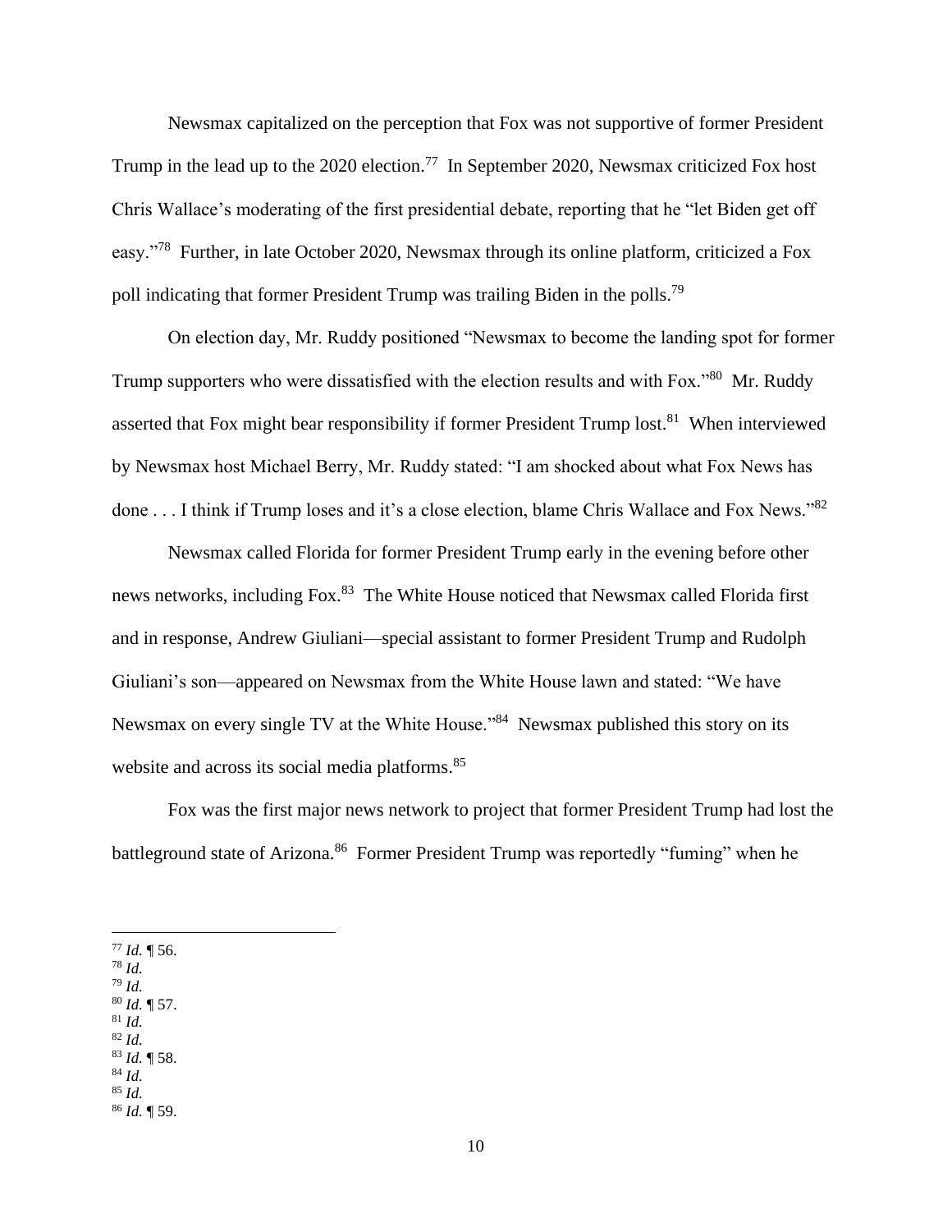Newsmax capitalized on the perception that Fox was not supportive of former President Trump in the lead up to the 2020 election.[77] In September 2020, Newsmax criticized Fox host Chris Wallace's moderating of the first presidential debate, reporting that he "let Biden get off easy."[78] Further, in late October 2020, Newsmax through its online platform, criticized a Fox poll indicating that former President Trump was trailing Biden in the polls.[79]

On election day, Mr. Ruddy positioned "Newsmax to become the landing spot for former Trump supporters who were dissatisfied with the election results and with Fox."[80] Mr. Ruddy asserted that Fox might bear responsibility if former President Trump lost.[81] When interviewed by Newsmax host Michael Berry, Mr. Ruddy stated: "I am shocked about what Fox News has done . . . I think if Trump loses and it's a close election, blame Chris Wallace and Fox News."[82]

Newsmax called Florida for former President Trump early in the evening before other news networks, including Fox.[83] The White House noticed that Newsmax called Florida first and in response, Andrew Giuliani—special assistant to former President Trump and Rudolph Giuliani's son—appeared on Newsmax from the White House lawn and stated: "We have Newsmax on every single TV at the White House."[84] Newsmax published this story on its website and across its social media platforms.[85]

Fox was the first major news network to project that former President Trump had lost the battleground state of Arizona.[86] Former President Trump was reportedly "fuming" when he

---

[77] *Id.* ¶ 56.
[78] *Id.*
[79] *Id.*
[80] *Id.* ¶ 57.
[81] *Id.*
[82] *Id.*
[83] *Id.* ¶ 58.
[84] *Id.*
[85] *Id.*
[86] *Id.* ¶ 59.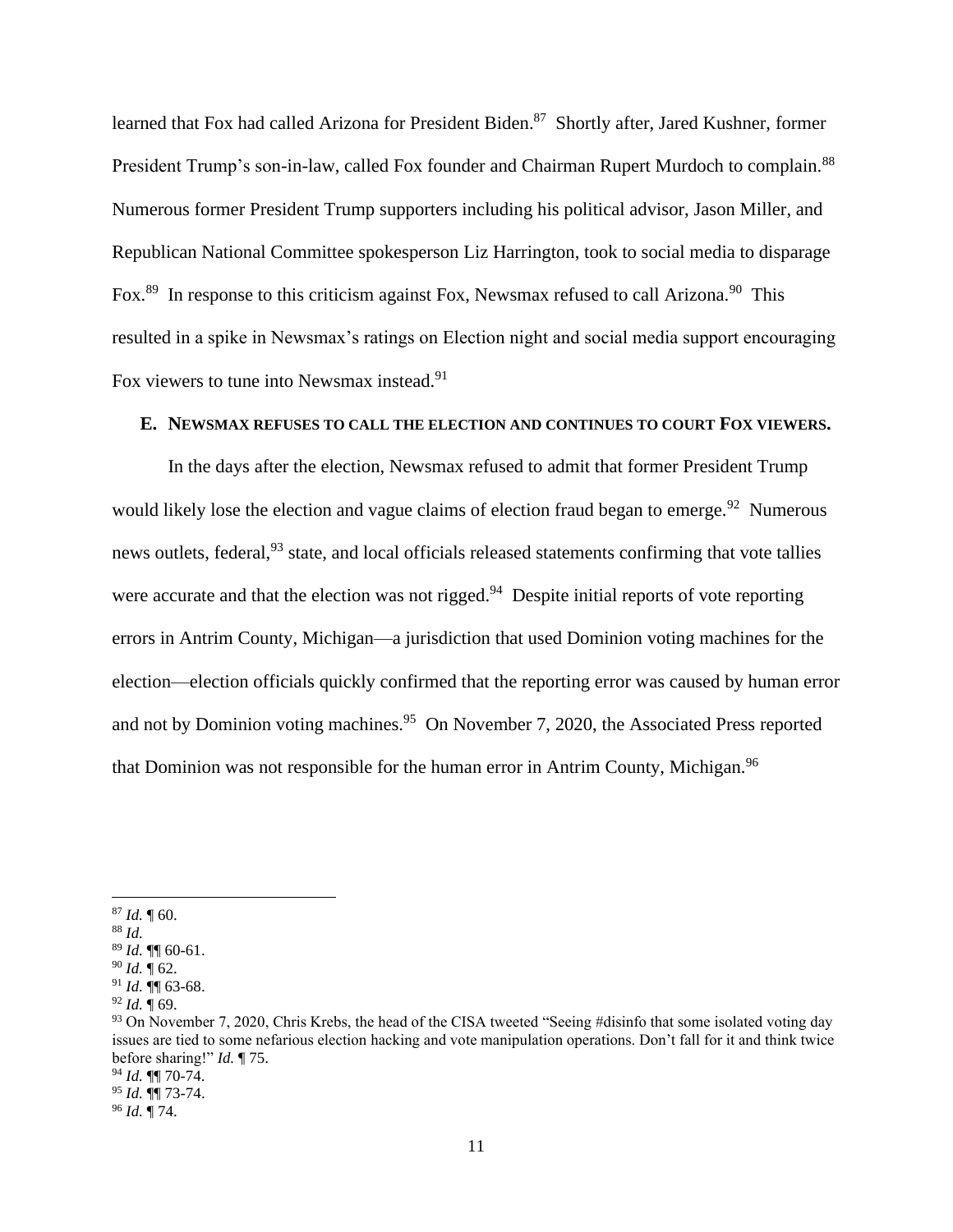learned that Fox had called Arizona for President Biden.[87] Shortly after, Jared Kushner, former President Trump's son-in-law, called Fox founder and Chairman Rupert Murdoch to complain.[88] Numerous former President Trump supporters including his political advisor, Jason Miller, and Republican National Committee spokesperson Liz Harrington, took to social media to disparage Fox.[89] In response to this criticism against Fox, Newsmax refused to call Arizona.[90] This resulted in a spike in Newsmax's ratings on Election night and social media support encouraging Fox viewers to tune into Newsmax instead.[91]

### E. NEWSMAX REFUSES TO CALL THE ELECTION AND CONTINUES TO COURT FOX VIEWERS.

In the days after the election, Newsmax refused to admit that former President Trump would likely lose the election and vague claims of election fraud began to emerge.[92] Numerous news outlets, federal,[93] state, and local officials released statements confirming that vote tallies were accurate and that the election was not rigged.[94] Despite initial reports of vote reporting errors in Antrim County, Michigan—a jurisdiction that used Dominion voting machines for the election—election officials quickly confirmed that the reporting error was caused by human error and not by Dominion voting machines.[95] On November 7, 2020, the Associated Press reported that Dominion was not responsible for the human error in Antrim County, Michigan.[96]

---

[87] *Id.* ¶ 60.
[88] *Id.*
[89] *Id.* ¶¶ 60-61.
[90] *Id.* ¶ 62.
[91] *Id.* ¶¶ 63-68.
[92] *Id.* ¶ 69.
[93] On November 7, 2020, Chris Krebs, the head of the CISA tweeted "Seeing #disinfo that some isolated voting day issues are tied to some nefarious election hacking and vote manipulation operations. Don't fall for it and think twice before sharing!" *Id.* ¶ 75.
[94] *Id.* ¶¶ 70-74.
[95] *Id.* ¶¶ 73-74.
[96] *Id.* ¶ 74.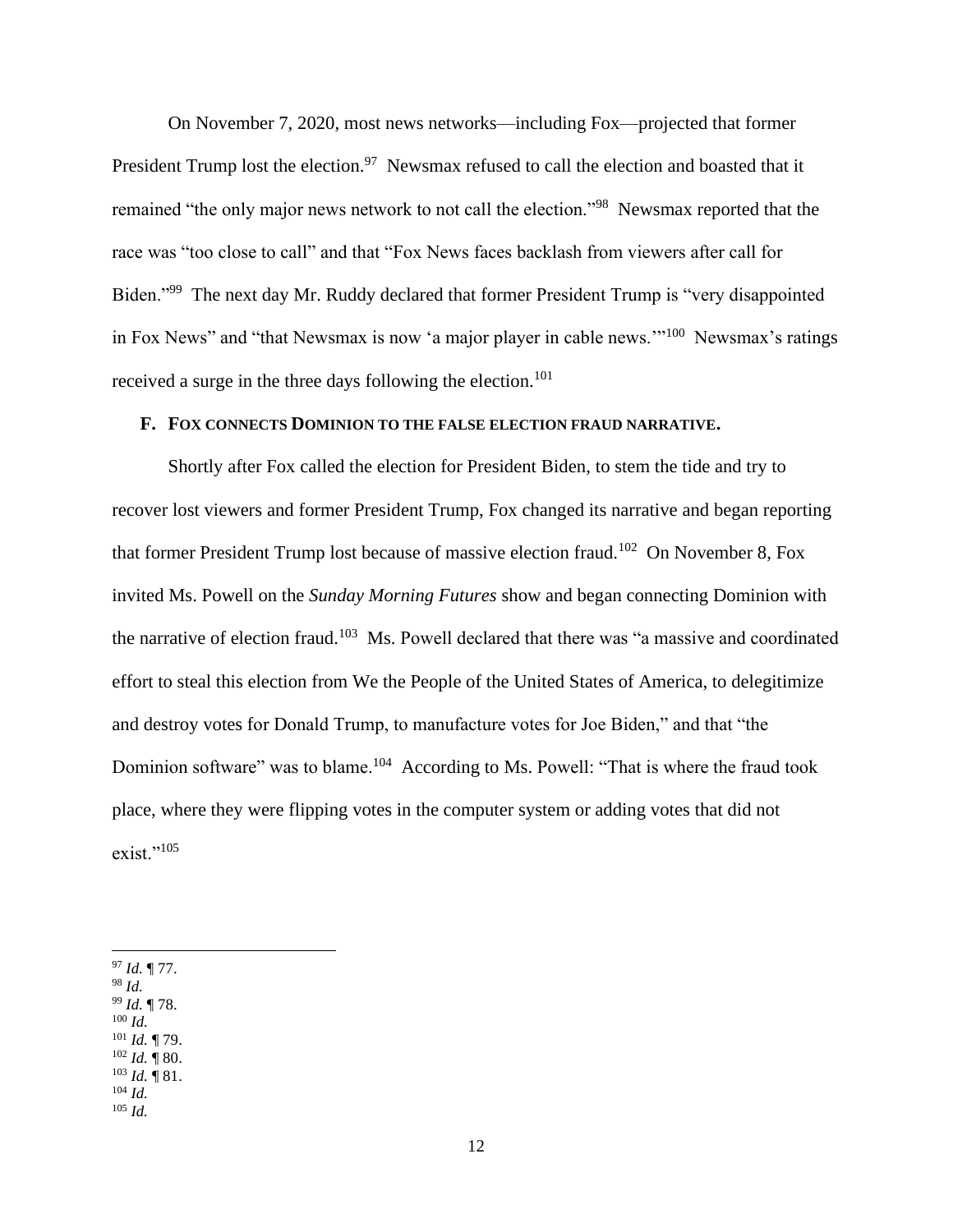On November 7, 2020, most news networks—including Fox—projected that former President Trump lost the election.[97] Newsmax refused to call the election and boasted that it remained "the only major news network to not call the election."[98] Newsmax reported that the race was "too close to call" and that "Fox News faces backlash from viewers after call for Biden."[99] The next day Mr. Ruddy declared that former President Trump is "very disappointed in Fox News" and "that Newsmax is now 'a major player in cable news.'"[100] Newsmax's ratings received a surge in the three days following the election.[101]

### F. FOX CONNECTS DOMINION TO THE FALSE ELECTION FRAUD NARRATIVE.

Shortly after Fox called the election for President Biden, to stem the tide and try to recover lost viewers and former President Trump, Fox changed its narrative and began reporting that former President Trump lost because of massive election fraud.[102] On November 8, Fox invited Ms. Powell on the *Sunday Morning Futures* show and began connecting Dominion with the narrative of election fraud.[103] Ms. Powell declared that there was "a massive and coordinated effort to steal this election from We the People of the United States of America, to delegitimize and destroy votes for Donald Trump, to manufacture votes for Joe Biden," and that "the Dominion software" was to blame.[104] According to Ms. Powell: "That is where the fraud took place, where they were flipping votes in the computer system or adding votes that did not exist."[105]

---

[97] *Id.* ¶ 77.
[98] *Id.*
[99] *Id.* ¶ 78.
[100] *Id.*
[101] *Id.* ¶ 79.
[102] *Id.* ¶ 80.
[103] *Id.* ¶ 81.
[104] *Id.*
[105] *Id.*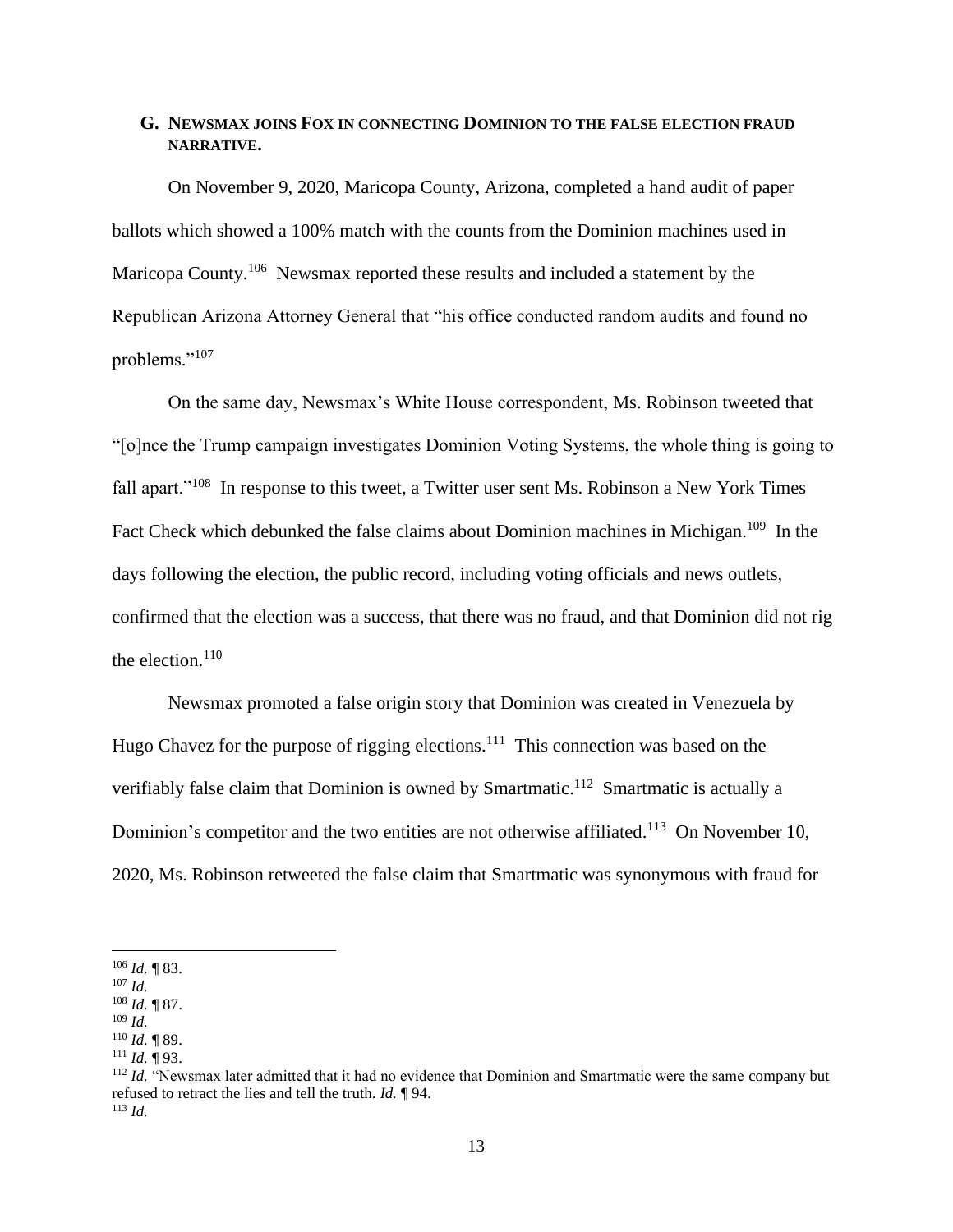### G. NEWSMAX JOINS FOX IN CONNECTING DOMINION TO THE FALSE ELECTION FRAUD NARRATIVE.

On November 9, 2020, Maricopa County, Arizona, completed a hand audit of paper ballots which showed a 100% match with the counts from the Dominion machines used in Maricopa County.[106] Newsmax reported these results and included a statement by the Republican Arizona Attorney General that "his office conducted random audits and found no problems."[107]

On the same day, Newsmax's White House correspondent, Ms. Robinson tweeted that "[o]nce the Trump campaign investigates Dominion Voting Systems, the whole thing is going to fall apart."[108] In response to this tweet, a Twitter user sent Ms. Robinson a New York Times Fact Check which debunked the false claims about Dominion machines in Michigan.[109] In the days following the election, the public record, including voting officials and news outlets, confirmed that the election was a success, that there was no fraud, and that Dominion did not rig the election.[110]

Newsmax promoted a false origin story that Dominion was created in Venezuela by Hugo Chavez for the purpose of rigging elections.[111] This connection was based on the verifiably false claim that Dominion is owned by Smartmatic.[112] Smartmatic is actually a Dominion's competitor and the two entities are not otherwise affiliated.[113] On November 10, 2020, Ms. Robinson retweeted the false claim that Smartmatic was synonymous with fraud for

---

[106] *Id.* ¶ 83.

[107] *Id.*

[108] *Id.* ¶ 87.

[109] *Id.*

[110] *Id.* ¶ 89.

[111] *Id.* ¶ 93.

[112] *Id.* "Newsmax later admitted that it had no evidence that Dominion and Smartmatic were the same company but refused to retract the lies and tell the truth. *Id.* ¶ 94.

[113] *Id.*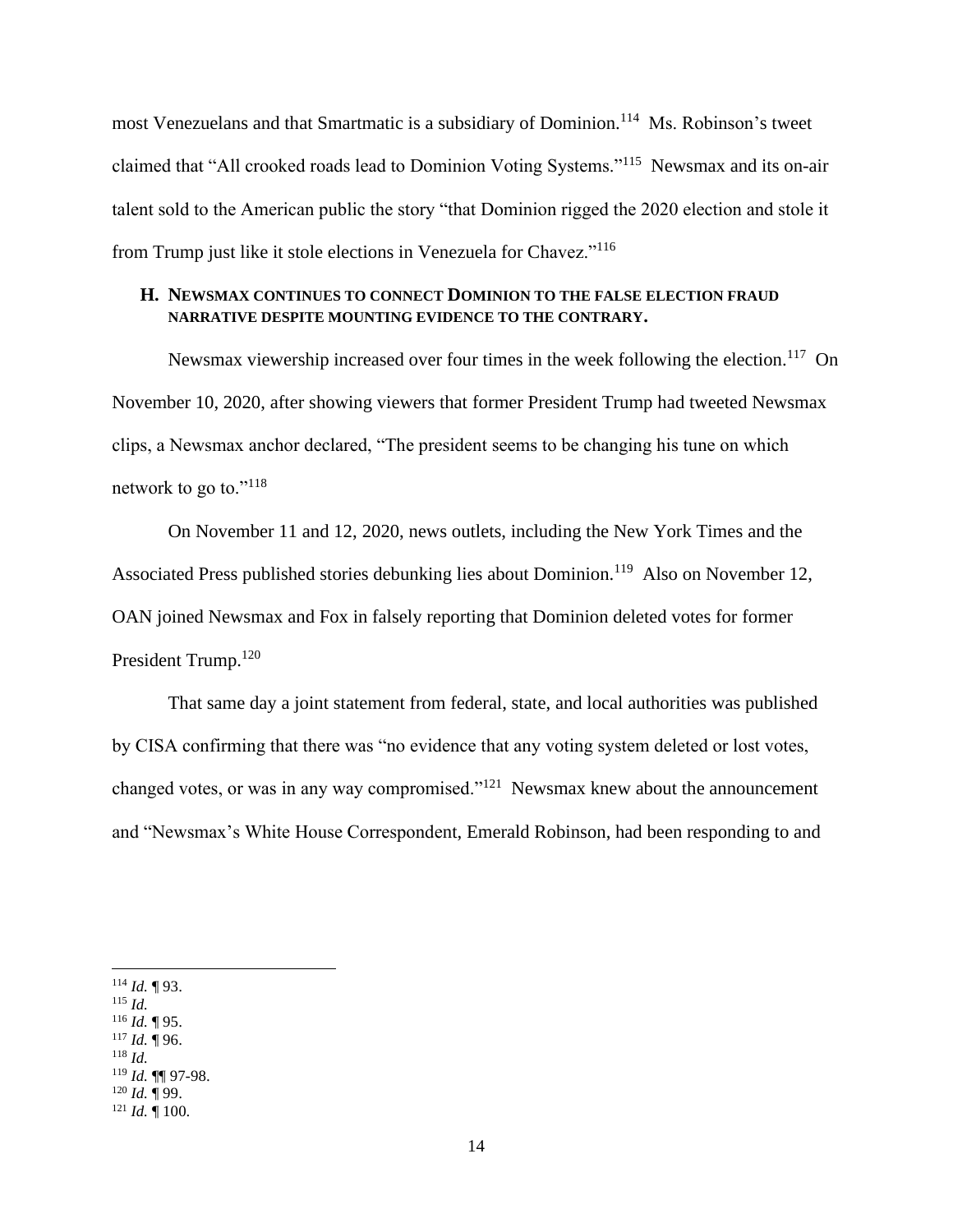most Venezuelans and that Smartmatic is a subsidiary of Dominion.[114] Ms. Robinson's tweet claimed that "All crooked roads lead to Dominion Voting Systems."[115] Newsmax and its on-air talent sold to the American public the story "that Dominion rigged the 2020 election and stole it from Trump just like it stole elections in Venezuela for Chavez."[116]

### H. NEWSMAX CONTINUES TO CONNECT DOMINION TO THE FALSE ELECTION FRAUD NARRATIVE DESPITE MOUNTING EVIDENCE TO THE CONTRARY.

Newsmax viewership increased over four times in the week following the election.[117] On November 10, 2020, after showing viewers that former President Trump had tweeted Newsmax clips, a Newsmax anchor declared, "The president seems to be changing his tune on which network to go to."[118]

On November 11 and 12, 2020, news outlets, including the New York Times and the Associated Press published stories debunking lies about Dominion.[119] Also on November 12, OAN joined Newsmax and Fox in falsely reporting that Dominion deleted votes for former President Trump.[120]

That same day a joint statement from federal, state, and local authorities was published by CISA confirming that there was "no evidence that any voting system deleted or lost votes, changed votes, or was in any way compromised."[121] Newsmax knew about the announcement and "Newsmax's White House Correspondent, Emerald Robinson, had been responding to and

---

[114] *Id.* ¶ 93.
[115] *Id.*
[116] *Id.* ¶ 95.
[117] *Id.* ¶ 96.
[118] *Id.*
[119] *Id.* ¶¶ 97-98.
[120] *Id.* ¶ 99.
[121] *Id.* ¶ 100.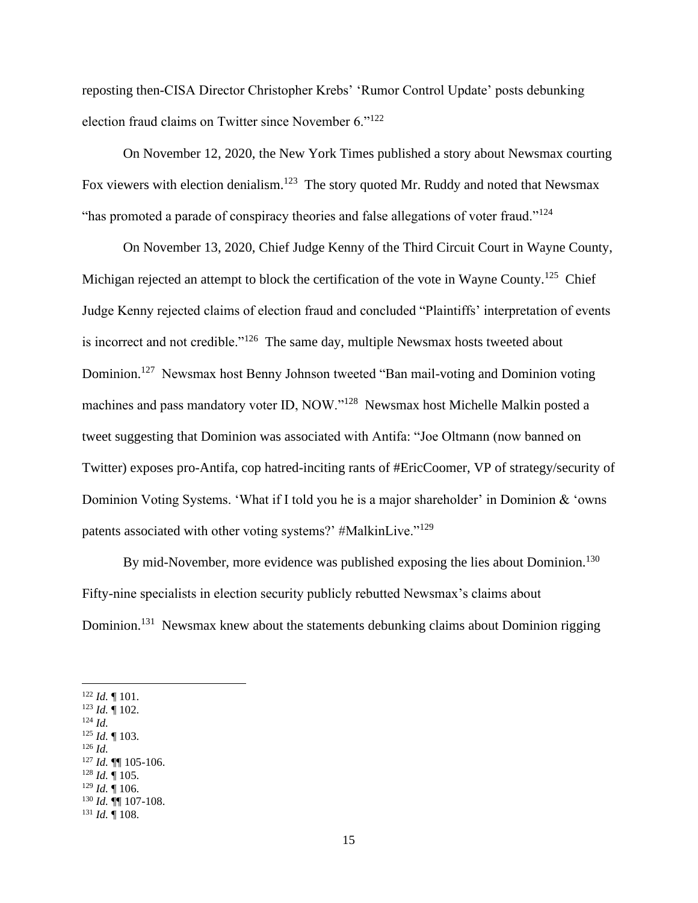reposting then-CISA Director Christopher Krebs' 'Rumor Control Update' posts debunking election fraud claims on Twitter since November 6."[122]

On November 12, 2020, the New York Times published a story about Newsmax courting Fox viewers with election denialism.[123] The story quoted Mr. Ruddy and noted that Newsmax "has promoted a parade of conspiracy theories and false allegations of voter fraud."[124]

On November 13, 2020, Chief Judge Kenny of the Third Circuit Court in Wayne County, Michigan rejected an attempt to block the certification of the vote in Wayne County.[125] Chief Judge Kenny rejected claims of election fraud and concluded "Plaintiffs' interpretation of events is incorrect and not credible."[126] The same day, multiple Newsmax hosts tweeted about Dominion.[127] Newsmax host Benny Johnson tweeted "Ban mail-voting and Dominion voting machines and pass mandatory voter ID, NOW."[128] Newsmax host Michelle Malkin posted a tweet suggesting that Dominion was associated with Antifa: "Joe Oltmann (now banned on Twitter) exposes pro-Antifa, cop hatred-inciting rants of #EricCoomer, VP of strategy/security of Dominion Voting Systems. 'What if I told you he is a major shareholder' in Dominion & 'owns patents associated with other voting systems?' #MalkinLive."[129]

By mid-November, more evidence was published exposing the lies about Dominion.[130] Fifty-nine specialists in election security publicly rebutted Newsmax's claims about Dominion.[131] Newsmax knew about the statements debunking claims about Dominion rigging

---

[122] *Id.* ¶ 101.
[123] *Id.* ¶ 102.
[124] *Id.*
[125] *Id.* ¶ 103.
[126] *Id.*
[127] *Id.* ¶¶ 105-106.
[128] *Id.* ¶ 105.
[129] *Id.* ¶ 106.
[130] *Id.* ¶¶ 107-108.
[131] *Id.* ¶ 108.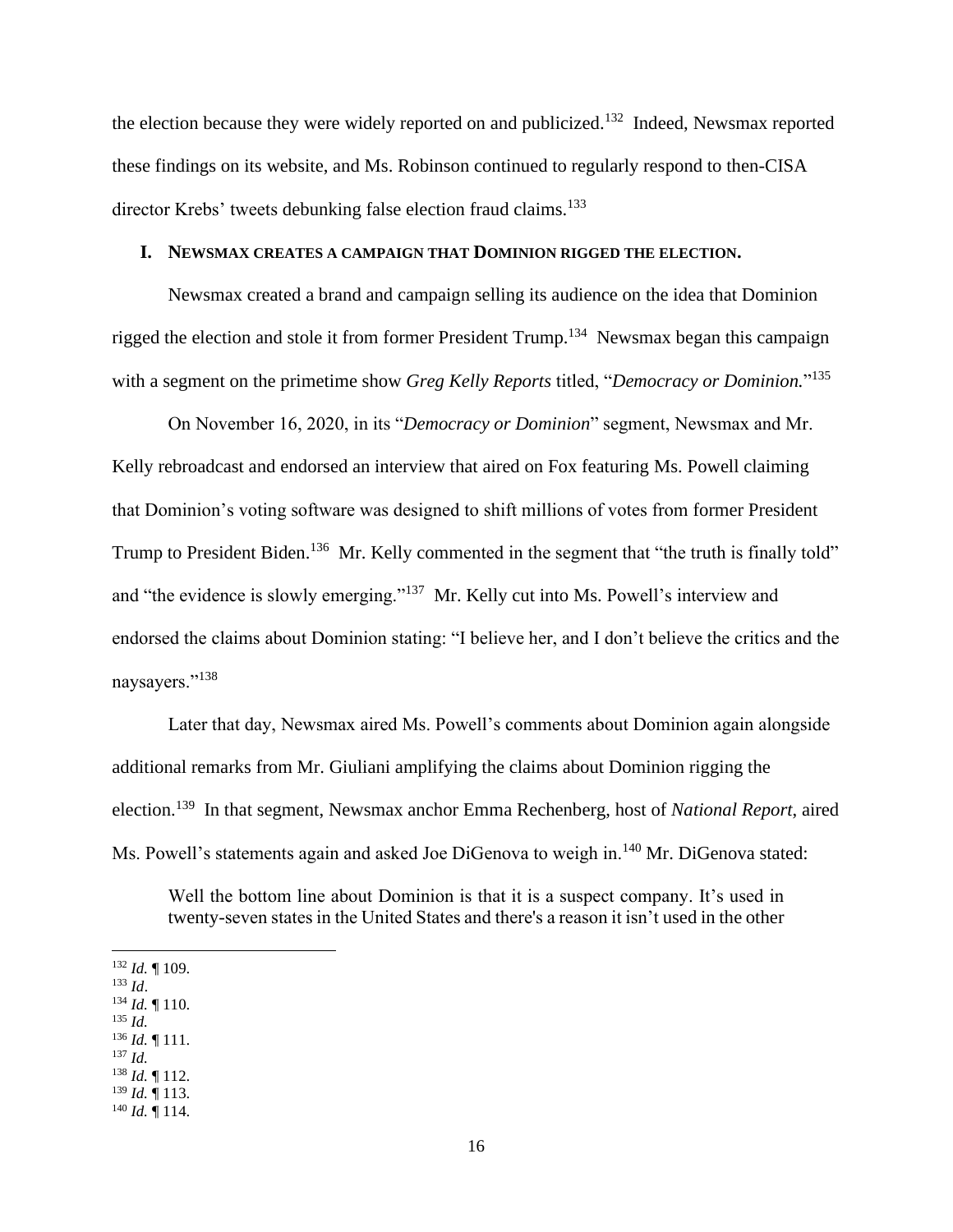the election because they were widely reported on and publicized.[132] Indeed, Newsmax reported these findings on its website, and Ms. Robinson continued to regularly respond to then-CISA director Krebs' tweets debunking false election fraud claims.[133]

### I. NEWSMAX CREATES A CAMPAIGN THAT DOMINION RIGGED THE ELECTION.

Newsmax created a brand and campaign selling its audience on the idea that Dominion rigged the election and stole it from former President Trump.[134] Newsmax began this campaign with a segment on the primetime show *Greg Kelly Reports* titled, "*Democracy or Dominion.*"[135]

On November 16, 2020, in its "*Democracy or Dominion*" segment, Newsmax and Mr. Kelly rebroadcast and endorsed an interview that aired on Fox featuring Ms. Powell claiming that Dominion's voting software was designed to shift millions of votes from former President Trump to President Biden.[136] Mr. Kelly commented in the segment that "the truth is finally told" and "the evidence is slowly emerging."[137] Mr. Kelly cut into Ms. Powell's interview and endorsed the claims about Dominion stating: "I believe her, and I don't believe the critics and the naysayers."[138]

Later that day, Newsmax aired Ms. Powell's comments about Dominion again alongside additional remarks from Mr. Giuliani amplifying the claims about Dominion rigging the election.[139] In that segment, Newsmax anchor Emma Rechenberg, host of *National Report*, aired Ms. Powell's statements again and asked Joe DiGenova to weigh in.[140] Mr. DiGenova stated:

> Well the bottom line about Dominion is that it is a suspect company. It's used in twenty-seven states in the United States and there's a reason it isn't used in the other

[132] *Id.* ¶ 109.
[133] *Id*.
[134] *Id.* ¶ 110.
[135] *Id.*
[136] *Id.* ¶ 111.
[137] *Id.*
[138] *Id.* ¶ 112.
[139] *Id.* ¶ 113.
[140] *Id.* ¶ 114.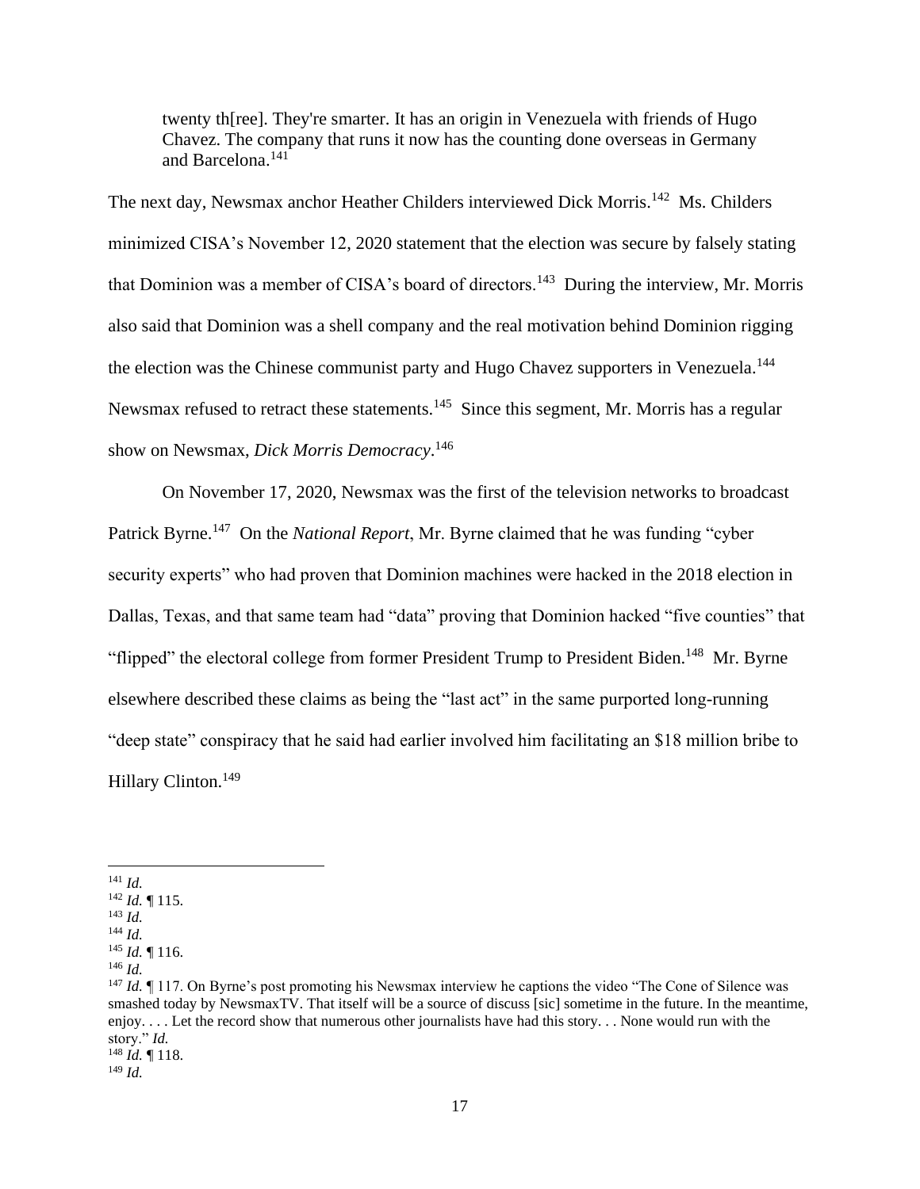> twenty th[ree]. They're smarter. It has an origin in Venezuela with friends of Hugo Chavez. The company that runs it now has the counting done overseas in Germany and Barcelona.[141]

The next day, Newsmax anchor Heather Childers interviewed Dick Morris.[142] Ms. Childers minimized CISA's November 12, 2020 statement that the election was secure by falsely stating that Dominion was a member of CISA's board of directors.[143] During the interview, Mr. Morris also said that Dominion was a shell company and the real motivation behind Dominion rigging the election was the Chinese communist party and Hugo Chavez supporters in Venezuela.[144] Newsmax refused to retract these statements.[145] Since this segment, Mr. Morris has a regular show on Newsmax, *Dick Morris Democracy*.[146]

On November 17, 2020, Newsmax was the first of the television networks to broadcast Patrick Byrne.[147] On the *National Report*, Mr. Byrne claimed that he was funding "cyber security experts" who had proven that Dominion machines were hacked in the 2018 election in Dallas, Texas, and that same team had "data" proving that Dominion hacked "five counties" that "flipped" the electoral college from former President Trump to President Biden.[148] Mr. Byrne elsewhere described these claims as being the "last act" in the same purported long-running "deep state" conspiracy that he said had earlier involved him facilitating an $18 million bribe to Hillary Clinton.[149]

---

[141] *Id.*
[142] *Id.* ¶ 115.
[143] *Id.*
[144] *Id.*
[145] *Id.* ¶ 116.
[146] *Id.*
[147] *Id.* ¶ 117. On Byrne's post promoting his Newsmax interview he captions the video "The Cone of Silence was smashed today by NewsmaxTV. That itself will be a source of discuss [sic] sometime in the future. In the meantime, enjoy. . . . Let the record show that numerous other journalists have had this story. . . None would run with the story." *Id.*
[148] *Id.* ¶ 118.
[149] *Id.*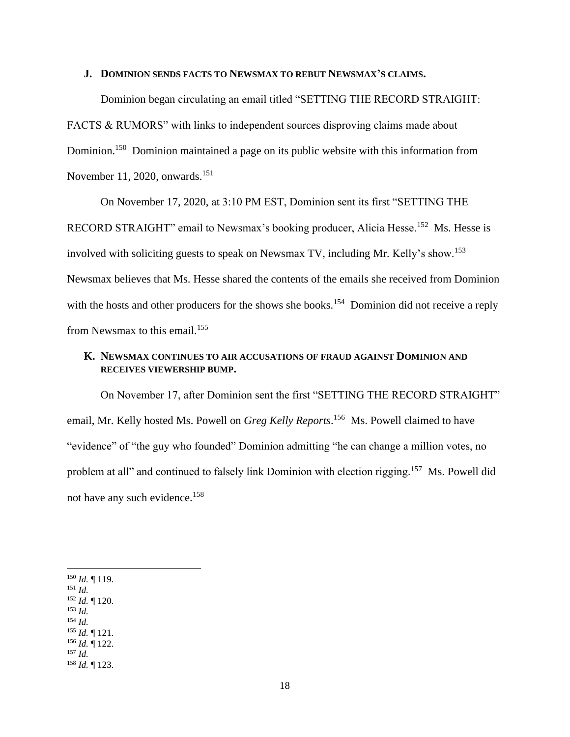### J. DOMINION SENDS FACTS TO NEWSMAX TO REBUT NEWSMAX'S CLAIMS.

Dominion began circulating an email titled "SETTING THE RECORD STRAIGHT: FACTS & RUMORS" with links to independent sources disproving claims made about Dominion.[150] Dominion maintained a page on its public website with this information from November 11, 2020, onwards.[151]

On November 17, 2020, at 3:10 PM EST, Dominion sent its first "SETTING THE RECORD STRAIGHT" email to Newsmax's booking producer, Alicia Hesse.[152] Ms. Hesse is involved with soliciting guests to speak on Newsmax TV, including Mr. Kelly's show.[153] Newsmax believes that Ms. Hesse shared the contents of the emails she received from Dominion with the hosts and other producers for the shows she books.[154] Dominion did not receive a reply from Newsmax to this email.[155]

### K. NEWSMAX CONTINUES TO AIR ACCUSATIONS OF FRAUD AGAINST DOMINION AND RECEIVES VIEWERSHIP BUMP.

On November 17, after Dominion sent the first "SETTING THE RECORD STRAIGHT" email, Mr. Kelly hosted Ms. Powell on *Greg Kelly Reports*.[156] Ms. Powell claimed to have "evidence" of "the guy who founded" Dominion admitting "he can change a million votes, no problem at all" and continued to falsely link Dominion with election rigging.[157] Ms. Powell did not have any such evidence.[158]

---

[150] *Id.* ¶ 119.
[151] *Id.*
[152] *Id.* ¶ 120.
[153] *Id.*
[154] *Id.*
[155] *Id.* ¶ 121.
[156] *Id.* ¶ 122.
[157] *Id.*
[158] *Id.* ¶ 123.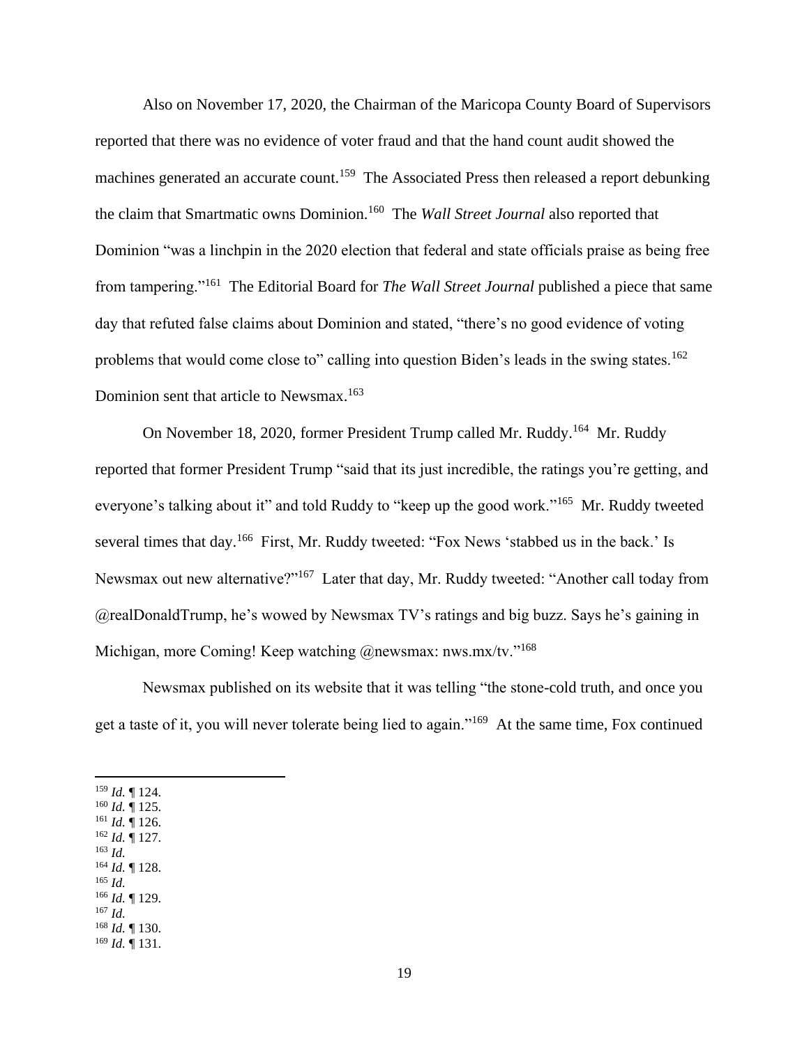Also on November 17, 2020, the Chairman of the Maricopa County Board of Supervisors reported that there was no evidence of voter fraud and that the hand count audit showed the machines generated an accurate count.[159] The Associated Press then released a report debunking the claim that Smartmatic owns Dominion.[160] The *Wall Street Journal* also reported that Dominion "was a linchpin in the 2020 election that federal and state officials praise as being free from tampering."[161] The Editorial Board for *The Wall Street Journal* published a piece that same day that refuted false claims about Dominion and stated, "there's no good evidence of voting problems that would come close to" calling into question Biden's leads in the swing states.[162] Dominion sent that article to Newsmax.[163]

On November 18, 2020, former President Trump called Mr. Ruddy.[164] Mr. Ruddy reported that former President Trump "said that its just incredible, the ratings you're getting, and everyone's talking about it" and told Ruddy to "keep up the good work."[165] Mr. Ruddy tweeted several times that day.[166] First, Mr. Ruddy tweeted: "Fox News 'stabbed us in the back.' Is Newsmax out new alternative?"[167] Later that day, Mr. Ruddy tweeted: "Another call today from @realDonaldTrump, he's wowed by Newsmax TV's ratings and big buzz. Says he's gaining in Michigan, more Coming! Keep watching @newsmax: nws.mx/tv."[168]

Newsmax published on its website that it was telling "the stone-cold truth, and once you get a taste of it, you will never tolerate being lied to again."[169] At the same time, Fox continued

---

[159] *Id.* ¶ 124.
[160] *Id.* ¶ 125.
[161] *Id.* ¶ 126.
[162] *Id.* ¶ 127.
[163] *Id.*
[164] *Id.* ¶ 128.
[165] *Id.*
[166] *Id.* ¶ 129.
[167] *Id.*
[168] *Id.* ¶ 130.
[169] *Id.* ¶ 131.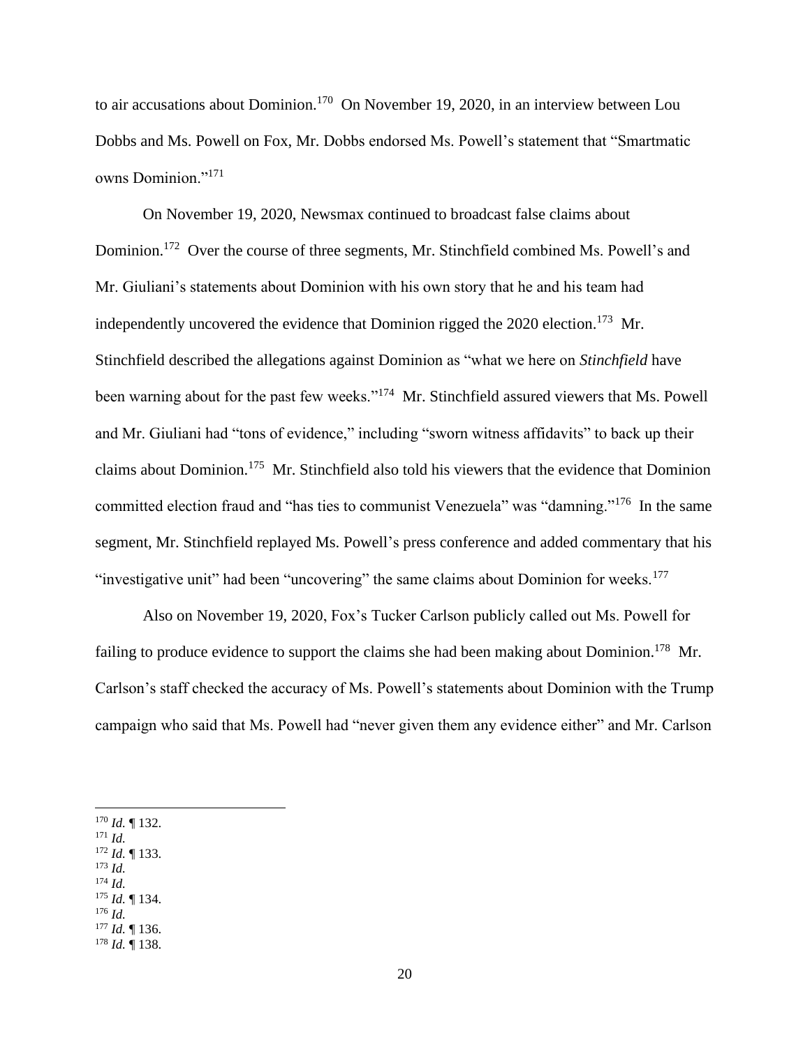to air accusations about Dominion.[170] On November 19, 2020, in an interview between Lou Dobbs and Ms. Powell on Fox, Mr. Dobbs endorsed Ms. Powell's statement that "Smartmatic owns Dominion."[171]

On November 19, 2020, Newsmax continued to broadcast false claims about Dominion.[172] Over the course of three segments, Mr. Stinchfield combined Ms. Powell's and Mr. Giuliani's statements about Dominion with his own story that he and his team had independently uncovered the evidence that Dominion rigged the 2020 election.[173] Mr. Stinchfield described the allegations against Dominion as "what we here on *Stinchfield* have been warning about for the past few weeks."[174] Mr. Stinchfield assured viewers that Ms. Powell and Mr. Giuliani had "tons of evidence," including "sworn witness affidavits" to back up their claims about Dominion.[175] Mr. Stinchfield also told his viewers that the evidence that Dominion committed election fraud and "has ties to communist Venezuela" was "damning."[176] In the same segment, Mr. Stinchfield replayed Ms. Powell's press conference and added commentary that his "investigative unit" had been "uncovering" the same claims about Dominion for weeks.[177]

Also on November 19, 2020, Fox's Tucker Carlson publicly called out Ms. Powell for failing to produce evidence to support the claims she had been making about Dominion.[178] Mr. Carlson's staff checked the accuracy of Ms. Powell's statements about Dominion with the Trump campaign who said that Ms. Powell had "never given them any evidence either" and Mr. Carlson

---

[170] *Id.* ¶ 132.
[171] *Id.*
[172] *Id.* ¶ 133.
[173] *Id.*
[174] *Id.*
[175] *Id.* ¶ 134.
[176] *Id.*
[177] *Id.* ¶ 136.
[178] *Id.* ¶ 138.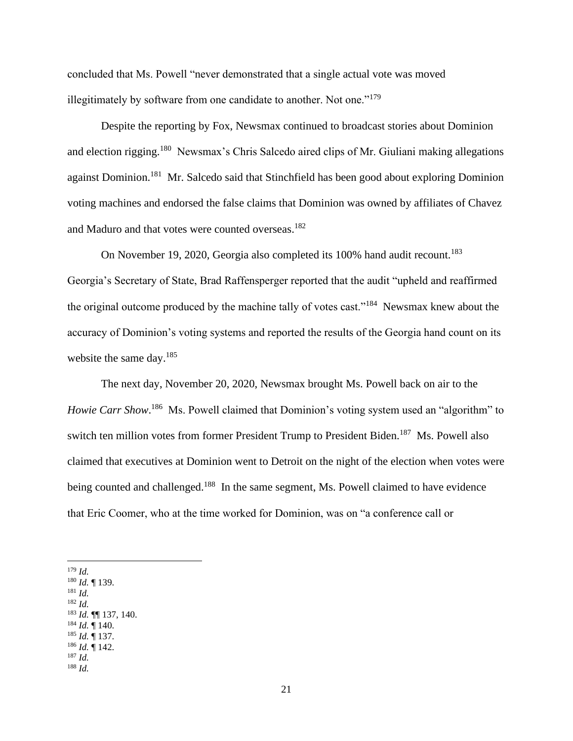concluded that Ms. Powell "never demonstrated that a single actual vote was moved illegitimately by software from one candidate to another. Not one."[179]

Despite the reporting by Fox, Newsmax continued to broadcast stories about Dominion and election rigging.[180] Newsmax's Chris Salcedo aired clips of Mr. Giuliani making allegations against Dominion.[181] Mr. Salcedo said that Stinchfield has been good about exploring Dominion voting machines and endorsed the false claims that Dominion was owned by affiliates of Chavez and Maduro and that votes were counted overseas.[182]

On November 19, 2020, Georgia also completed its 100% hand audit recount.[183] Georgia's Secretary of State, Brad Raffensperger reported that the audit "upheld and reaffirmed the original outcome produced by the machine tally of votes cast."[184] Newsmax knew about the accuracy of Dominion's voting systems and reported the results of the Georgia hand count on its website the same day.[185]

The next day, November 20, 2020, Newsmax brought Ms. Powell back on air to the *Howie Carr Show*.[186] Ms. Powell claimed that Dominion's voting system used an "algorithm" to switch ten million votes from former President Trump to President Biden.[187] Ms. Powell also claimed that executives at Dominion went to Detroit on the night of the election when votes were being counted and challenged.[188] In the same segment, Ms. Powell claimed to have evidence that Eric Coomer, who at the time worked for Dominion, was on "a conference call or

---

[179] *Id.*
[180] *Id.* ¶ 139.
[181] *Id.*
[182] *Id.*
[183] *Id.* ¶¶ 137, 140.
[184] *Id.* ¶ 140.
[185] *Id.* ¶ 137.
[186] *Id.* ¶ 142.
[187] *Id.*
[188] *Id.*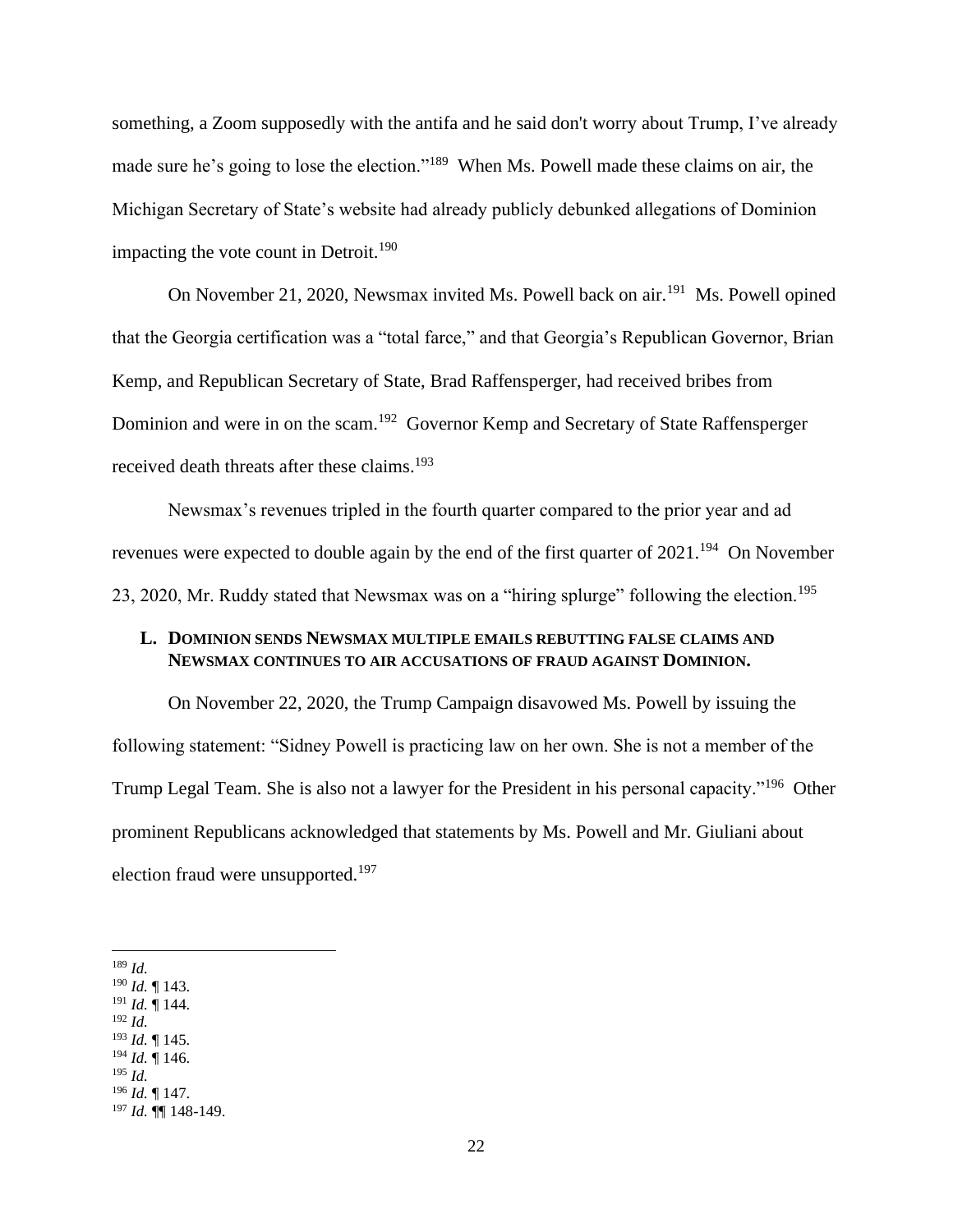something, a Zoom supposedly with the antifa and he said don't worry about Trump, I've already made sure he's going to lose the election."[189] When Ms. Powell made these claims on air, the Michigan Secretary of State's website had already publicly debunked allegations of Dominion impacting the vote count in Detroit.[190]

On November 21, 2020, Newsmax invited Ms. Powell back on air.[191] Ms. Powell opined that the Georgia certification was a "total farce," and that Georgia's Republican Governor, Brian Kemp, and Republican Secretary of State, Brad Raffensperger, had received bribes from Dominion and were in on the scam.[192] Governor Kemp and Secretary of State Raffensperger received death threats after these claims.[193]

Newsmax's revenues tripled in the fourth quarter compared to the prior year and ad revenues were expected to double again by the end of the first quarter of 2021.[194] On November 23, 2020, Mr. Ruddy stated that Newsmax was on a "hiring splurge" following the election.[195]

### L. Dominion sends Newsmax multiple emails rebutting false claims and Newsmax continues to air accusations of fraud against Dominion.

On November 22, 2020, the Trump Campaign disavowed Ms. Powell by issuing the following statement: "Sidney Powell is practicing law on her own. She is not a member of the Trump Legal Team. She is also not a lawyer for the President in his personal capacity."[196] Other prominent Republicans acknowledged that statements by Ms. Powell and Mr. Giuliani about election fraud were unsupported.[197]

---

[189] *Id.*
[190] *Id.* ¶ 143.
[191] *Id.* ¶ 144.
[192] *Id.*
[193] *Id.* ¶ 145.
[194] *Id.* ¶ 146.
[195] *Id.*
[196] *Id.* ¶ 147.
[197] *Id.* ¶¶ 148-149.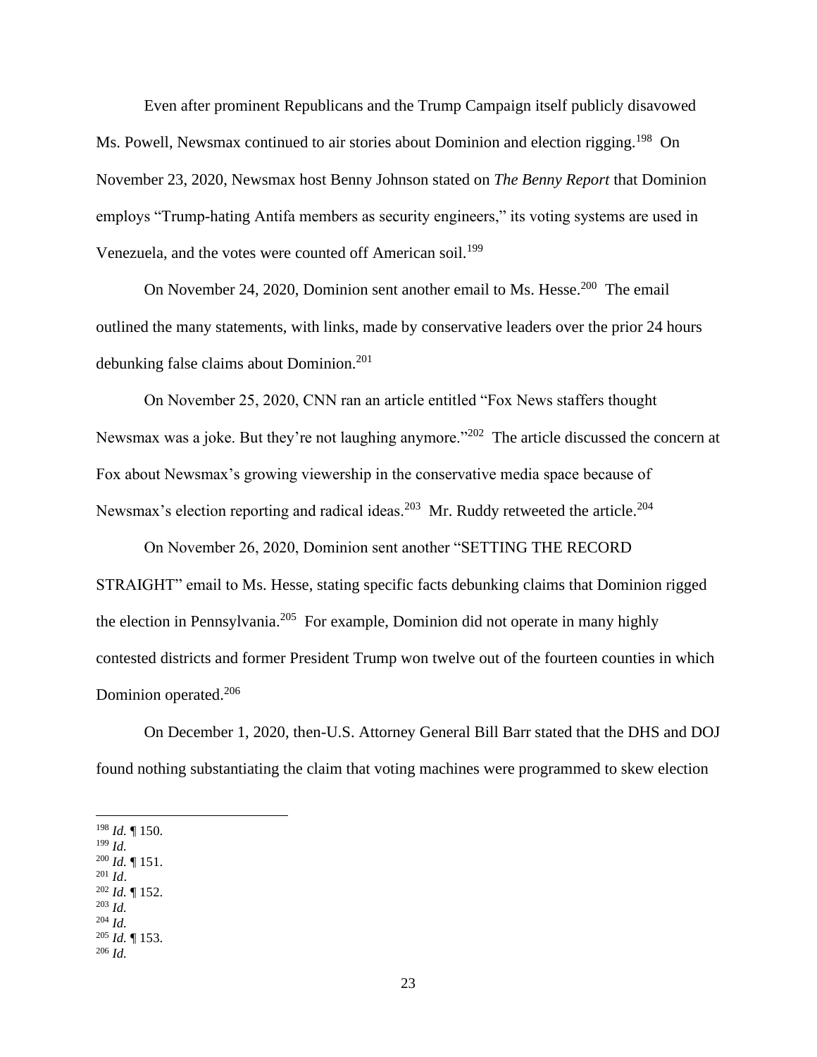Even after prominent Republicans and the Trump Campaign itself publicly disavowed Ms. Powell, Newsmax continued to air stories about Dominion and election rigging.[198] On November 23, 2020, Newsmax host Benny Johnson stated on *The Benny Report* that Dominion employs "Trump-hating Antifa members as security engineers," its voting systems are used in Venezuela, and the votes were counted off American soil.[199]

On November 24, 2020, Dominion sent another email to Ms. Hesse.[200] The email outlined the many statements, with links, made by conservative leaders over the prior 24 hours debunking false claims about Dominion.[201]

On November 25, 2020, CNN ran an article entitled "Fox News staffers thought Newsmax was a joke. But they're not laughing anymore."[202] The article discussed the concern at Fox about Newsmax's growing viewership in the conservative media space because of Newsmax's election reporting and radical ideas.[203] Mr. Ruddy retweeted the article.[204]

On November 26, 2020, Dominion sent another "SETTING THE RECORD STRAIGHT" email to Ms. Hesse, stating specific facts debunking claims that Dominion rigged the election in Pennsylvania.[205] For example, Dominion did not operate in many highly contested districts and former President Trump won twelve out of the fourteen counties in which Dominion operated.[206]

On December 1, 2020, then-U.S. Attorney General Bill Barr stated that the DHS and DOJ found nothing substantiating the claim that voting machines were programmed to skew election

---

[198] *Id.* ¶ 150.
[199] *Id.*
[200] *Id.* ¶ 151.
[201] *Id*.
[202] *Id.* ¶ 152.
[203] *Id.*
[204] *Id.*
[205] *Id.* ¶ 153.
[206] *Id.*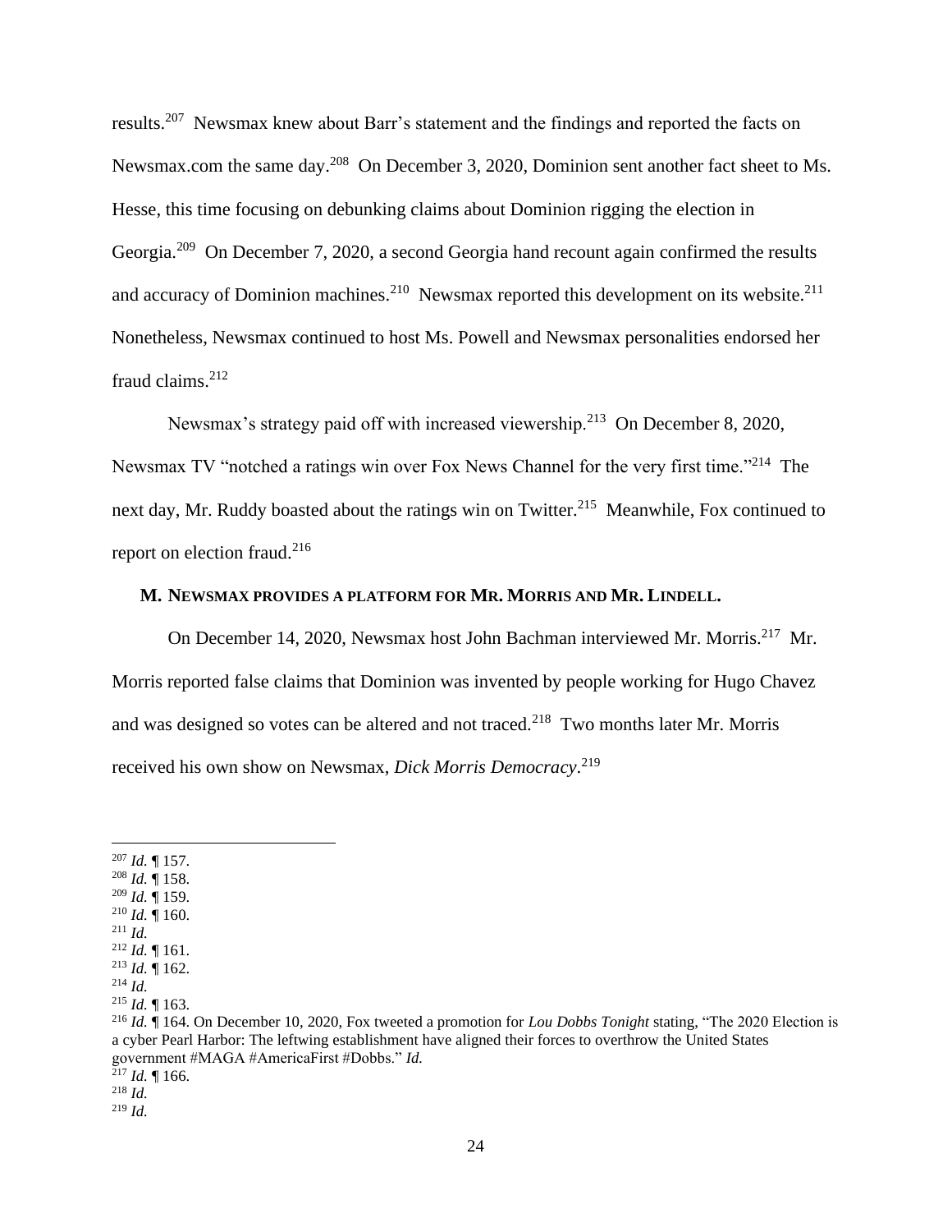results.[207] Newsmax knew about Barr's statement and the findings and reported the facts on Newsmax.com the same day.[208] On December 3, 2020, Dominion sent another fact sheet to Ms. Hesse, this time focusing on debunking claims about Dominion rigging the election in Georgia.[209] On December 7, 2020, a second Georgia hand recount again confirmed the results and accuracy of Dominion machines.[210] Newsmax reported this development on its website.[211] Nonetheless, Newsmax continued to host Ms. Powell and Newsmax personalities endorsed her fraud claims.[212]

Newsmax's strategy paid off with increased viewership.[213] On December 8, 2020, Newsmax TV "notched a ratings win over Fox News Channel for the very first time."[214] The next day, Mr. Ruddy boasted about the ratings win on Twitter.[215] Meanwhile, Fox continued to report on election fraud.[216]

### M. Newsmax provides a platform for Mr. Morris and Mr. Lindell.

On December 14, 2020, Newsmax host John Bachman interviewed Mr. Morris.[217] Mr. Morris reported false claims that Dominion was invented by people working for Hugo Chavez and was designed so votes can be altered and not traced.[218] Two months later Mr. Morris received his own show on Newsmax, *Dick Morris Democracy*.[219]

---

[207] *Id.* ¶ 157.
[208] *Id.* ¶ 158.
[209] *Id.* ¶ 159.
[210] *Id.* ¶ 160.
[211] *Id.*
[212] *Id.* ¶ 161.
[213] *Id.* ¶ 162.
[214] *Id.*
[215] *Id.* ¶ 163.
[216] *Id.* ¶ 164. On December 10, 2020, Fox tweeted a promotion for *Lou Dobbs Tonight* stating, "The 2020 Election is a cyber Pearl Harbor: The leftwing establishment have aligned their forces to overthrow the United States government #MAGA #AmericaFirst #Dobbs." *Id.*
[217] *Id.* ¶ 166.
[218] *Id.*
[219] *Id.*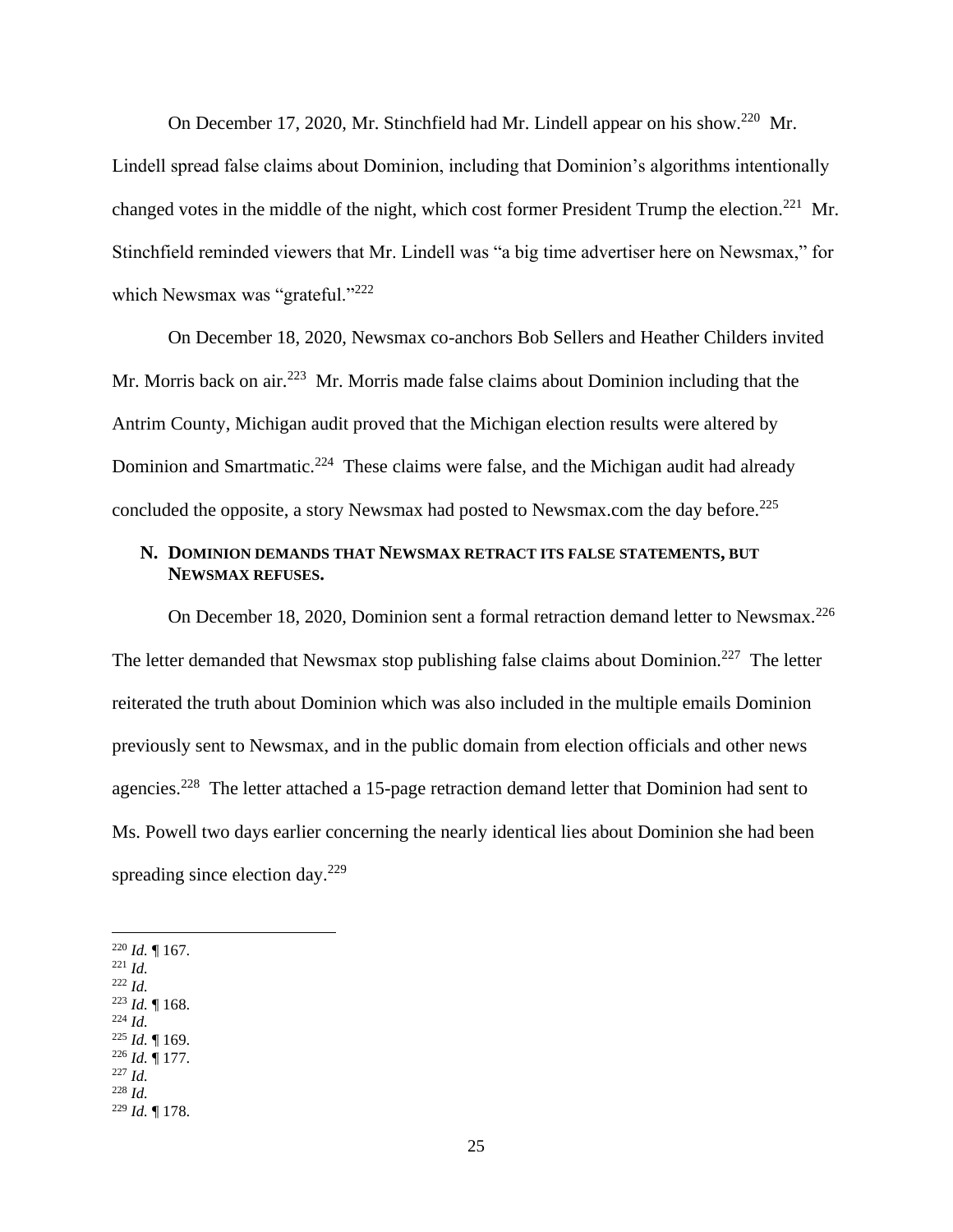On December 17, 2020, Mr. Stinchfield had Mr. Lindell appear on his show.[220] Mr. Lindell spread false claims about Dominion, including that Dominion's algorithms intentionally changed votes in the middle of the night, which cost former President Trump the election.[221] Mr. Stinchfield reminded viewers that Mr. Lindell was "a big time advertiser here on Newsmax," for which Newsmax was "grateful."[222]

On December 18, 2020, Newsmax co-anchors Bob Sellers and Heather Childers invited Mr. Morris back on air.[223] Mr. Morris made false claims about Dominion including that the Antrim County, Michigan audit proved that the Michigan election results were altered by Dominion and Smartmatic.[224] These claims were false, and the Michigan audit had already concluded the opposite, a story Newsmax had posted to Newsmax.com the day before.[225]

### N. Dominion demands that Newsmax retract its false statements, but Newsmax refuses.

On December 18, 2020, Dominion sent a formal retraction demand letter to Newsmax.[226] The letter demanded that Newsmax stop publishing false claims about Dominion.[227] The letter reiterated the truth about Dominion which was also included in the multiple emails Dominion previously sent to Newsmax, and in the public domain from election officials and other news agencies.[228] The letter attached a 15-page retraction demand letter that Dominion had sent to Ms. Powell two days earlier concerning the nearly identical lies about Dominion she had been spreading since election day.[229]

---

[220] *Id.* ¶ 167.
[221] *Id.*
[222] *Id.*
[223] *Id.* ¶ 168.
[224] *Id.*
[225] *Id.* ¶ 169.
[226] *Id.* ¶ 177.
[227] *Id.*
[228] *Id.*
[229] *Id.* ¶ 178.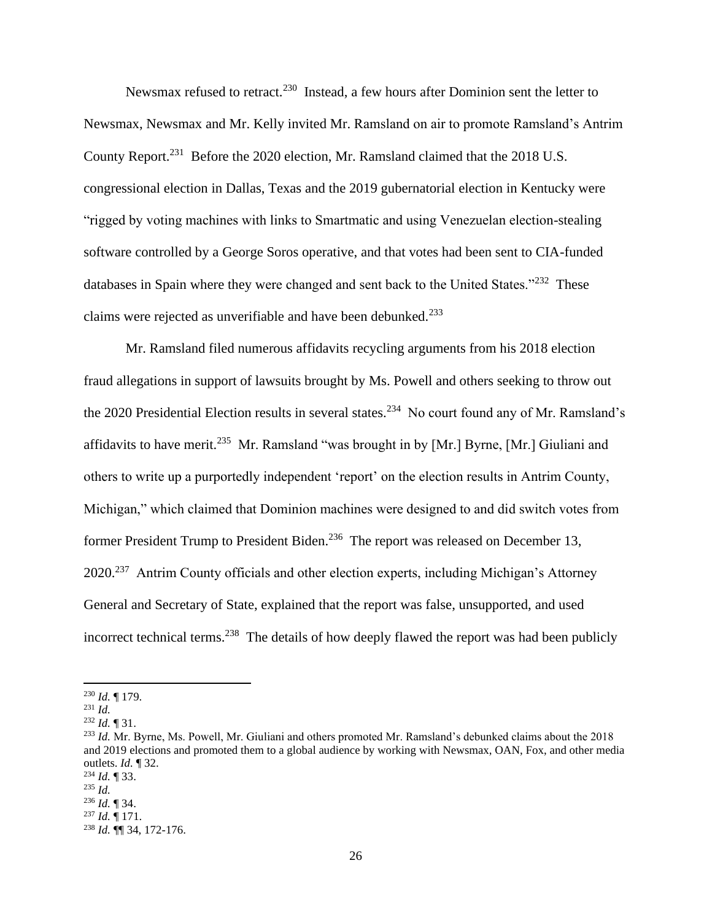Newsmax refused to retract.[230] Instead, a few hours after Dominion sent the letter to Newsmax, Newsmax and Mr. Kelly invited Mr. Ramsland on air to promote Ramsland's Antrim County Report.[231] Before the 2020 election, Mr. Ramsland claimed that the 2018 U.S. congressional election in Dallas, Texas and the 2019 gubernatorial election in Kentucky were "rigged by voting machines with links to Smartmatic and using Venezuelan election-stealing software controlled by a George Soros operative, and that votes had been sent to CIA-funded databases in Spain where they were changed and sent back to the United States."[232] These claims were rejected as unverifiable and have been debunked.[233]

Mr. Ramsland filed numerous affidavits recycling arguments from his 2018 election fraud allegations in support of lawsuits brought by Ms. Powell and others seeking to throw out the 2020 Presidential Election results in several states.[234] No court found any of Mr. Ramsland's affidavits to have merit.[235] Mr. Ramsland "was brought in by [Mr.] Byrne, [Mr.] Giuliani and others to write up a purportedly independent 'report' on the election results in Antrim County, Michigan," which claimed that Dominion machines were designed to and did switch votes from former President Trump to President Biden.[236] The report was released on December 13, 2020.[237] Antrim County officials and other election experts, including Michigan's Attorney General and Secretary of State, explained that the report was false, unsupported, and used incorrect technical terms.[238] The details of how deeply flawed the report was had been publicly

---

[230] *Id.* ¶ 179.

[231] *Id.*

[232] *Id.* ¶ 31.

[233] *Id.* Mr. Byrne, Ms. Powell, Mr. Giuliani and others promoted Mr. Ramsland's debunked claims about the 2018 and 2019 elections and promoted them to a global audience by working with Newsmax, OAN, Fox, and other media outlets. *Id.* ¶ 32.

[234] *Id.* ¶ 33.

[235] *Id.*

[236] *Id.* ¶ 34.

[237] *Id.* ¶ 171.

[238] *Id.* ¶¶ 34, 172-176.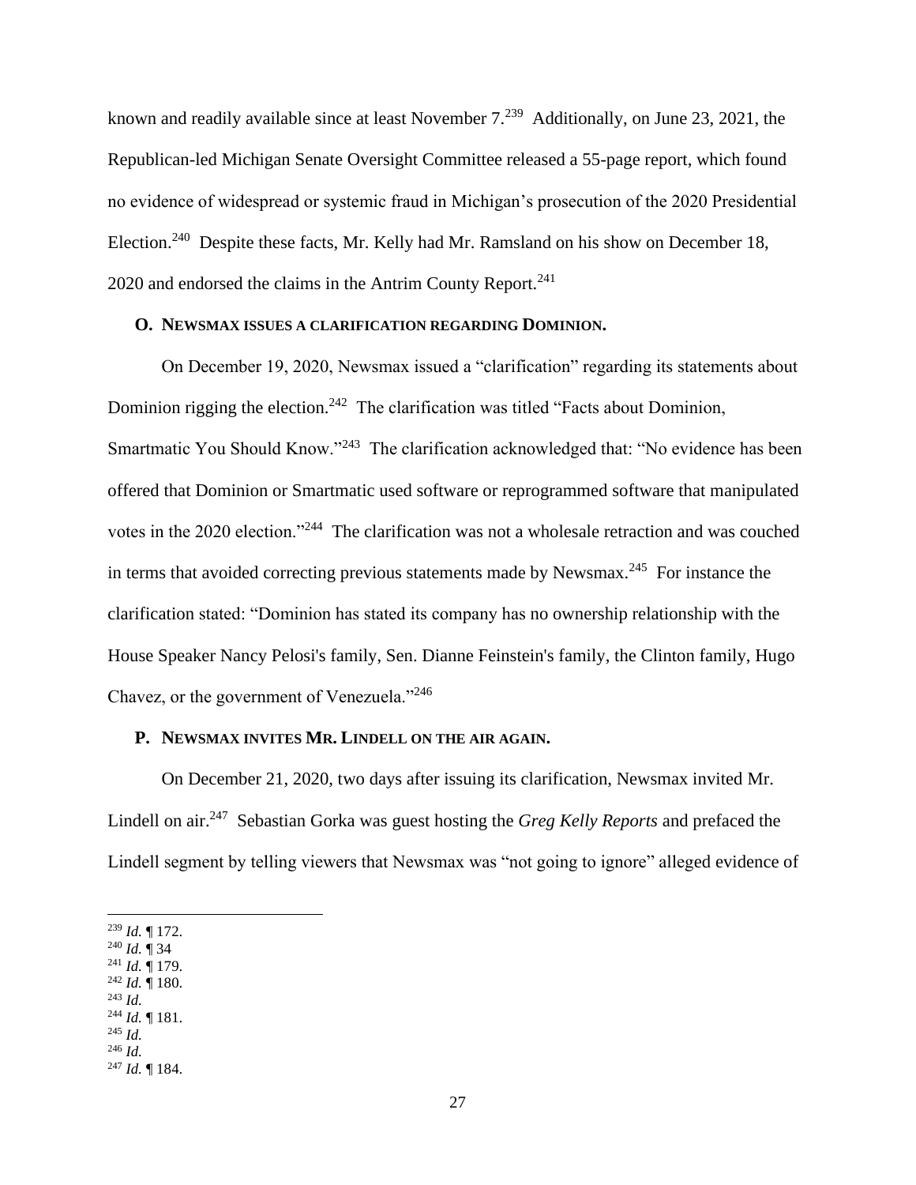known and readily available since at least November 7.[239] Additionally, on June 23, 2021, the Republican-led Michigan Senate Oversight Committee released a 55-page report, which found no evidence of widespread or systemic fraud in Michigan's prosecution of the 2020 Presidential Election.[240] Despite these facts, Mr. Kelly had Mr. Ramsland on his show on December 18, 2020 and endorsed the claims in the Antrim County Report.[241]

### O. Newsmax issues a clarification regarding Dominion.

On December 19, 2020, Newsmax issued a "clarification" regarding its statements about Dominion rigging the election.[242] The clarification was titled "Facts about Dominion, Smartmatic You Should Know."[243] The clarification acknowledged that: "No evidence has been offered that Dominion or Smartmatic used software or reprogrammed software that manipulated votes in the 2020 election."[244] The clarification was not a wholesale retraction and was couched in terms that avoided correcting previous statements made by Newsmax.[245] For instance the clarification stated: "Dominion has stated its company has no ownership relationship with the House Speaker Nancy Pelosi's family, Sen. Dianne Feinstein's family, the Clinton family, Hugo Chavez, or the government of Venezuela."[246]

### P. Newsmax invites Mr. Lindell on the air again.

On December 21, 2020, two days after issuing its clarification, Newsmax invited Mr. Lindell on air.[247] Sebastian Gorka was guest hosting the *Greg Kelly Reports* and prefaced the Lindell segment by telling viewers that Newsmax was "not going to ignore" alleged evidence of

---

[239] *Id.* ¶ 172.
[240] *Id.* ¶ 34
[241] *Id.* ¶ 179.
[242] *Id.* ¶ 180.
[243] *Id.*
[244] *Id.* ¶ 181.
[245] *Id.*
[246] *Id.*
[247] *Id.* ¶ 184.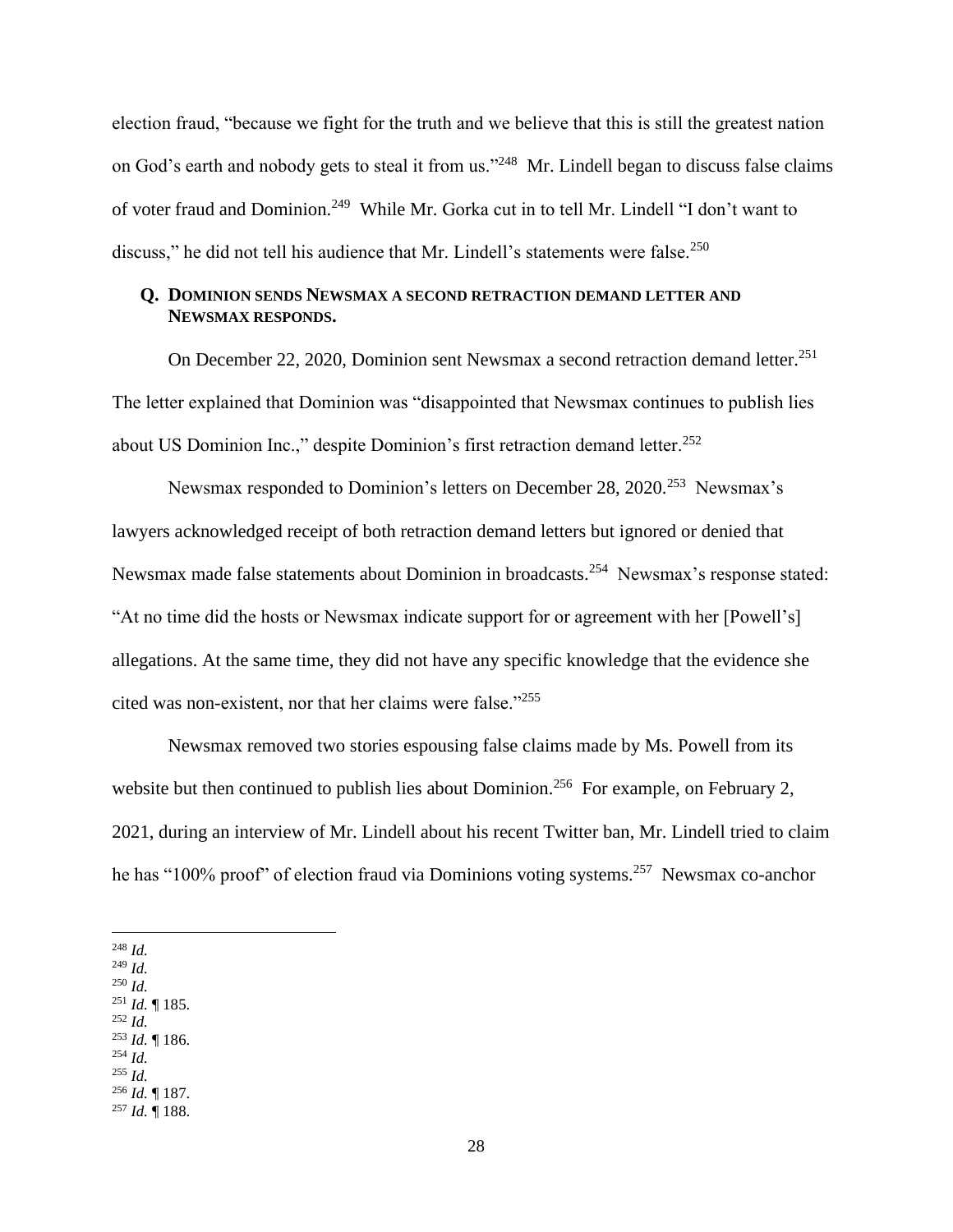election fraud, "because we fight for the truth and we believe that this is still the greatest nation on God's earth and nobody gets to steal it from us."[248] Mr. Lindell began to discuss false claims of voter fraud and Dominion.[249] While Mr. Gorka cut in to tell Mr. Lindell "I don't want to discuss," he did not tell his audience that Mr. Lindell's statements were false.[250]

### Q. DOMINION SENDS NEWSMAX A SECOND RETRACTION DEMAND LETTER AND NEWSMAX RESPONDS.

On December 22, 2020, Dominion sent Newsmax a second retraction demand letter.[251] The letter explained that Dominion was "disappointed that Newsmax continues to publish lies about US Dominion Inc.," despite Dominion's first retraction demand letter.[252]

Newsmax responded to Dominion's letters on December 28, 2020.[253] Newsmax's lawyers acknowledged receipt of both retraction demand letters but ignored or denied that Newsmax made false statements about Dominion in broadcasts.[254] Newsmax's response stated: "At no time did the hosts or Newsmax indicate support for or agreement with her [Powell's] allegations. At the same time, they did not have any specific knowledge that the evidence she cited was non-existent, nor that her claims were false."[255]

Newsmax removed two stories espousing false claims made by Ms. Powell from its website but then continued to publish lies about Dominion.[256] For example, on February 2, 2021, during an interview of Mr. Lindell about his recent Twitter ban, Mr. Lindell tried to claim he has "100% proof" of election fraud via Dominions voting systems.[257] Newsmax co-anchor

---

[248] *Id.*
[249] *Id.*
[250] *Id.*
[251] *Id.* ¶ 185.
[252] *Id.*
[253] *Id.* ¶ 186.
[254] *Id.*
[255] *Id.*
[256] *Id.* ¶ 187.
[257] *Id.* ¶ 188.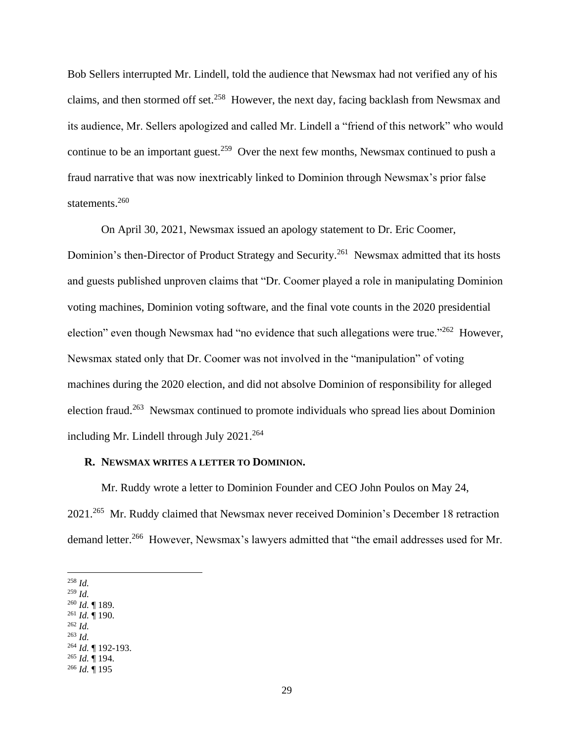Bob Sellers interrupted Mr. Lindell, told the audience that Newsmax had not verified any of his claims, and then stormed off set.[258] However, the next day, facing backlash from Newsmax and its audience, Mr. Sellers apologized and called Mr. Lindell a "friend of this network" who would continue to be an important guest.[259] Over the next few months, Newsmax continued to push a fraud narrative that was now inextricably linked to Dominion through Newsmax's prior false statements.[260]

On April 30, 2021, Newsmax issued an apology statement to Dr. Eric Coomer, Dominion's then-Director of Product Strategy and Security.[261] Newsmax admitted that its hosts and guests published unproven claims that "Dr. Coomer played a role in manipulating Dominion voting machines, Dominion voting software, and the final vote counts in the 2020 presidential election" even though Newsmax had "no evidence that such allegations were true."[262] However, Newsmax stated only that Dr. Coomer was not involved in the "manipulation" of voting machines during the 2020 election, and did not absolve Dominion of responsibility for alleged election fraud.[263] Newsmax continued to promote individuals who spread lies about Dominion including Mr. Lindell through July 2021.[264]

### R. Newsmax writes a letter to Dominion.

Mr. Ruddy wrote a letter to Dominion Founder and CEO John Poulos on May 24, 2021.[265] Mr. Ruddy claimed that Newsmax never received Dominion's December 18 retraction demand letter.[266] However, Newsmax's lawyers admitted that "the email addresses used for Mr.

---

[258] *Id.*
[259] *Id.*
[260] *Id.* ¶ 189.
[261] *Id.* ¶ 190.
[262] *Id.*
[263] *Id.*
[264] *Id.* ¶ 192-193.
[265] *Id.* ¶ 194.
[266] *Id.* ¶ 195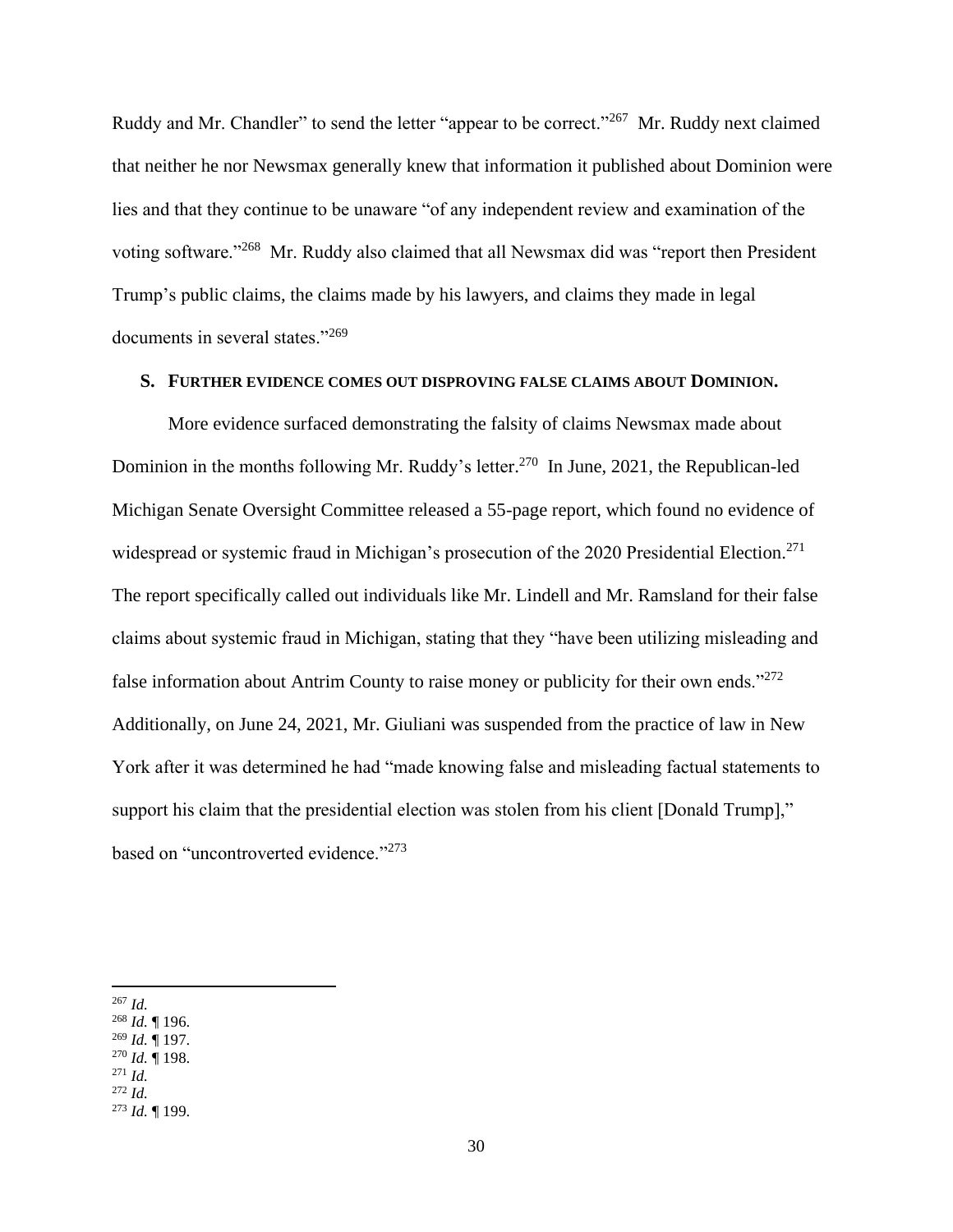Ruddy and Mr. Chandler" to send the letter "appear to be correct."[267] Mr. Ruddy next claimed that neither he nor Newsmax generally knew that information it published about Dominion were lies and that they continue to be unaware "of any independent review and examination of the voting software."[268] Mr. Ruddy also claimed that all Newsmax did was "report then President Trump's public claims, the claims made by his lawyers, and claims they made in legal documents in several states."[269]

### S. FURTHER EVIDENCE COMES OUT DISPROVING FALSE CLAIMS ABOUT DOMINION.

More evidence surfaced demonstrating the falsity of claims Newsmax made about Dominion in the months following Mr. Ruddy's letter.[270] In June, 2021, the Republican-led Michigan Senate Oversight Committee released a 55-page report, which found no evidence of widespread or systemic fraud in Michigan's prosecution of the 2020 Presidential Election.[271] The report specifically called out individuals like Mr. Lindell and Mr. Ramsland for their false claims about systemic fraud in Michigan, stating that they "have been utilizing misleading and false information about Antrim County to raise money or publicity for their own ends."[272] Additionally, on June 24, 2021, Mr. Giuliani was suspended from the practice of law in New York after it was determined he had "made knowing false and misleading factual statements to support his claim that the presidential election was stolen from his client [Donald Trump]," based on "uncontroverted evidence."[273]

---

[267] *Id.*
[268] *Id.* ¶ 196.
[269] *Id.* ¶ 197.
[270] *Id.* ¶ 198.
[271] *Id.*
[272] *Id.*
[273] *Id.* ¶ 199.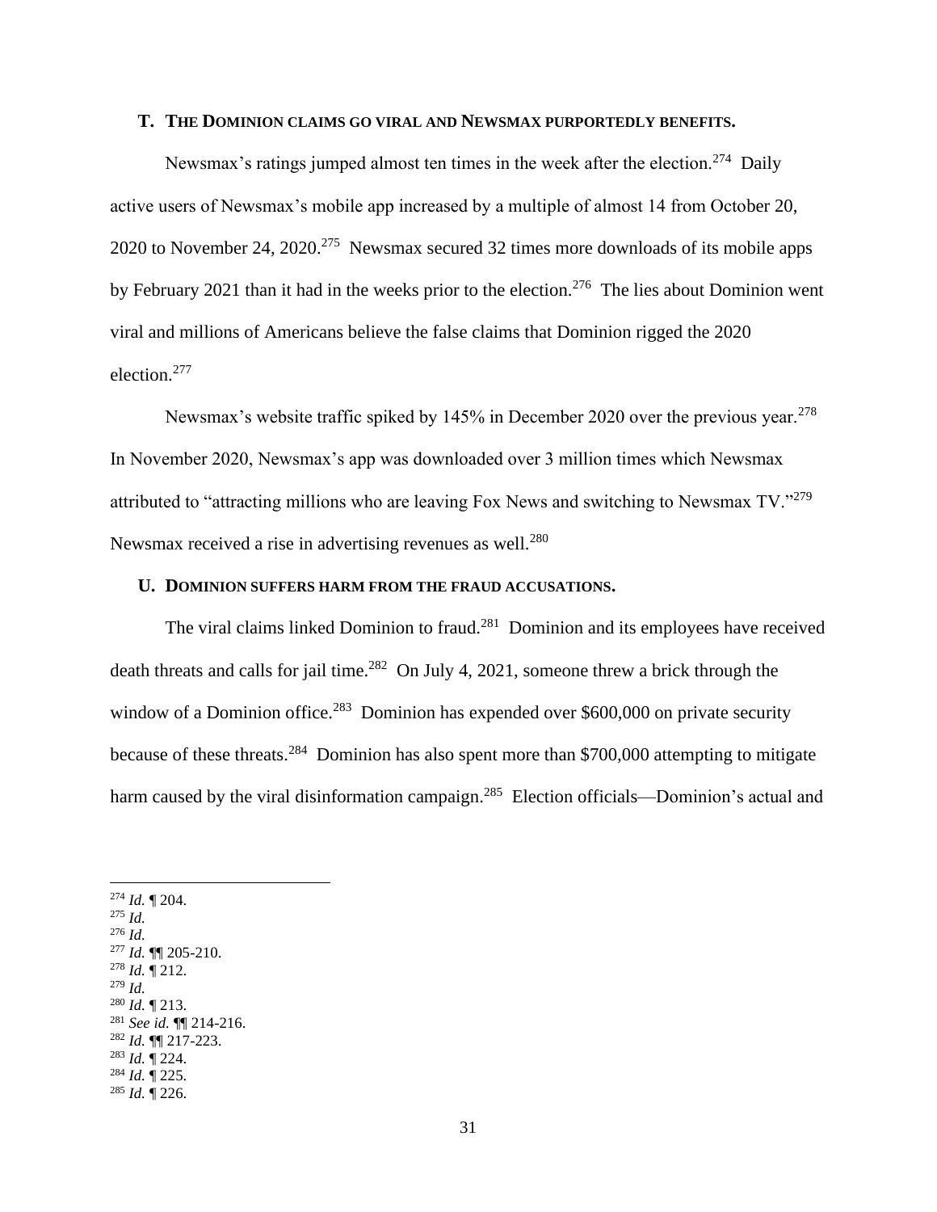### T. THE DOMINION CLAIMS GO VIRAL AND NEWSMAX PURPORTEDLY BENEFITS.

Newsmax's ratings jumped almost ten times in the week after the election.[274] Daily active users of Newsmax's mobile app increased by a multiple of almost 14 from October 20, 2020 to November 24, 2020.[275] Newsmax secured 32 times more downloads of its mobile apps by February 2021 than it had in the weeks prior to the election.[276] The lies about Dominion went viral and millions of Americans believe the false claims that Dominion rigged the 2020 election.[277]

Newsmax's website traffic spiked by 145% in December 2020 over the previous year.[278] In November 2020, Newsmax's app was downloaded over 3 million times which Newsmax attributed to "attracting millions who are leaving Fox News and switching to Newsmax TV."[279] Newsmax received a rise in advertising revenues as well.[280]

### U. DOMINION SUFFERS HARM FROM THE FRAUD ACCUSATIONS.

The viral claims linked Dominion to fraud.[281] Dominion and its employees have received death threats and calls for jail time.[282] On July 4, 2021, someone threw a brick through the window of a Dominion office.[283] Dominion has expended over $600,000 on private security because of these threats.[284] Dominion has also spent more than $700,000 attempting to mitigate harm caused by the viral disinformation campaign.[285] Election officials—Dominion's actual and

---

[274] *Id.* ¶ 204.
[275] *Id.*
[276] *Id.*
[277] *Id.* ¶¶ 205-210.
[278] *Id.* ¶ 212.
[279] *Id.*
[280] *Id.* ¶ 213.
[281] *See id.* ¶¶ 214-216.
[282] *Id.* ¶¶ 217-223.
[283] *Id.* ¶ 224.
[284] *Id.* ¶ 225.
[285] *Id.* ¶ 226.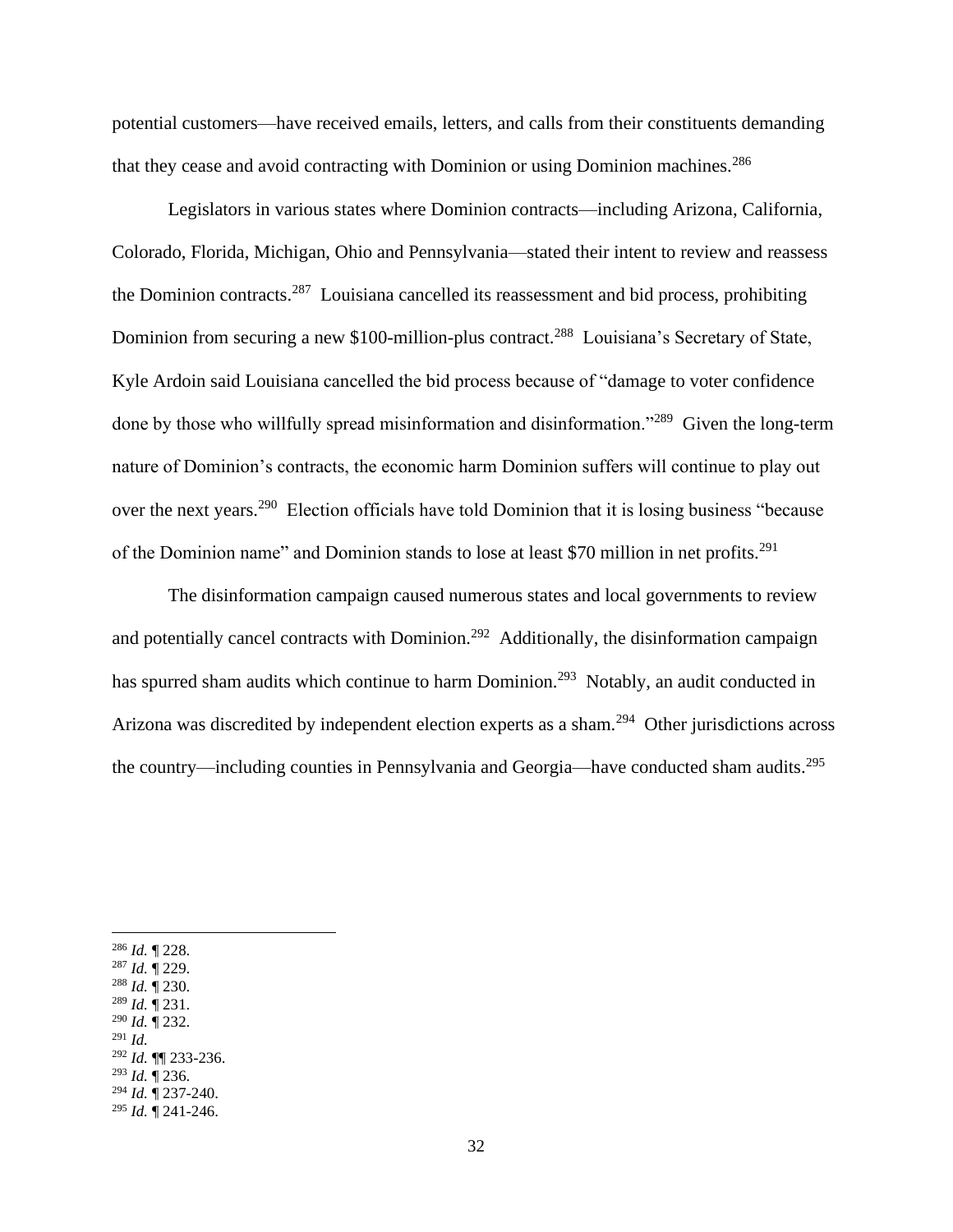potential customers—have received emails, letters, and calls from their constituents demanding that they cease and avoid contracting with Dominion or using Dominion machines.[286]

Legislators in various states where Dominion contracts—including Arizona, California, Colorado, Florida, Michigan, Ohio and Pennsylvania—stated their intent to review and reassess the Dominion contracts.[287] Louisiana cancelled its reassessment and bid process, prohibiting Dominion from securing a new $100-million-plus contract.[288] Louisiana's Secretary of State, Kyle Ardoin said Louisiana cancelled the bid process because of "damage to voter confidence done by those who willfully spread misinformation and disinformation."[289] Given the long-term nature of Dominion's contracts, the economic harm Dominion suffers will continue to play out over the next years.[290] Election officials have told Dominion that it is losing business "because of the Dominion name" and Dominion stands to lose at least $70 million in net profits.[291]

The disinformation campaign caused numerous states and local governments to review and potentially cancel contracts with Dominion.[292] Additionally, the disinformation campaign has spurred sham audits which continue to harm Dominion.[293] Notably, an audit conducted in Arizona was discredited by independent election experts as a sham.[294] Other jurisdictions across the country—including counties in Pennsylvania and Georgia—have conducted sham audits.[295]

---

[286] *Id.* ¶ 228.
[287] *Id.* ¶ 229.
[288] *Id.* ¶ 230.
[289] *Id.* ¶ 231.
[290] *Id.* ¶ 232.
[291] *Id.*
[292] *Id.* ¶¶ 233-236.
[293] *Id.* ¶ 236.
[294] *Id.* ¶ 237-240.
[295] *Id.* ¶ 241-246.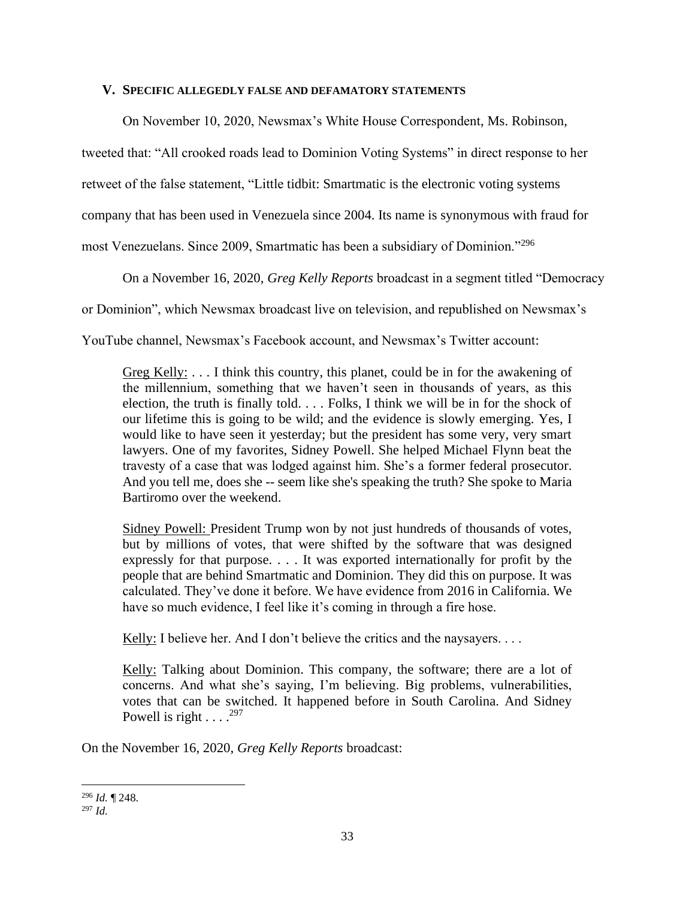## V. SPECIFIC ALLEGEDLY FALSE AND DEFAMATORY STATEMENTS

On November 10, 2020, Newsmax's White House Correspondent, Ms. Robinson, tweeted that: "All crooked roads lead to Dominion Voting Systems" in direct response to her retweet of the false statement, "Little tidbit: Smartmatic is the electronic voting systems company that has been used in Venezuela since 2004. Its name is synonymous with fraud for most Venezuelans. Since 2009, Smartmatic has been a subsidiary of Dominion."[296]

On a November 16, 2020, *Greg Kelly Reports* broadcast in a segment titled "Democracy or Dominion", which Newsmax broadcast live on television, and republished on Newsmax's YouTube channel, Newsmax's Facebook account, and Newsmax's Twitter account:

> Greg Kelly: . . . I think this country, this planet, could be in for the awakening of the millennium, something that we haven't seen in thousands of years, as this election, the truth is finally told. . . . Folks, I think we will be in for the shock of our lifetime this is going to be wild; and the evidence is slowly emerging. Yes, I would like to have seen it yesterday; but the president has some very, very smart lawyers. One of my favorites, Sidney Powell. She helped Michael Flynn beat the travesty of a case that was lodged against him. She's a former federal prosecutor. And you tell me, does she -- seem like she's speaking the truth? She spoke to Maria Bartiromo over the weekend.
>
> Sidney Powell: President Trump won by not just hundreds of thousands of votes, but by millions of votes, that were shifted by the software that was designed expressly for that purpose. . . . It was exported internationally for profit by the people that are behind Smartmatic and Dominion. They did this on purpose. It was calculated. They've done it before. We have evidence from 2016 in California. We have so much evidence, I feel like it's coming in through a fire hose.
>
> Kelly: I believe her. And I don't believe the critics and the naysayers. . . .
>
> Kelly: Talking about Dominion. This company, the software; there are a lot of concerns. And what she's saying, I'm believing. Big problems, vulnerabilities, votes that can be switched. It happened before in South Carolina. And Sidney Powell is right . . . .[297]

On the November 16, 2020, *Greg Kelly Reports* broadcast:

---

[296] *Id.* ¶ 248.

[297] *Id.*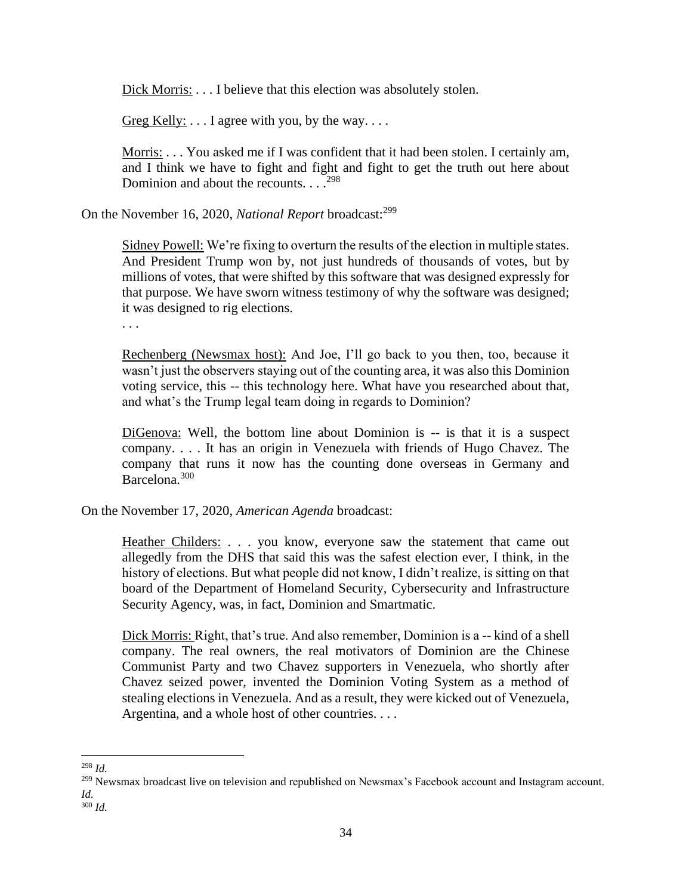Dick Morris: . . . I believe that this election was absolutely stolen.

Greg Kelly: . . . I agree with you, by the way. . . .

Morris: . . . You asked me if I was confident that it had been stolen. I certainly am, and I think we have to fight and fight and fight to get the truth out here about Dominion and about the recounts. . . .[298]

On the November 16, 2020, *National Report* broadcast:[299]

Sidney Powell: We're fixing to overturn the results of the election in multiple states. And President Trump won by, not just hundreds of thousands of votes, but by millions of votes, that were shifted by this software that was designed expressly for that purpose. We have sworn witness testimony of why the software was designed; it was designed to rig elections.

. . .

Rechenberg (Newsmax host): And Joe, I'll go back to you then, too, because it wasn't just the observers staying out of the counting area, it was also this Dominion voting service, this -- this technology here. What have you researched about that, and what's the Trump legal team doing in regards to Dominion?

DiGenova: Well, the bottom line about Dominion is -- is that it is a suspect company. . . . It has an origin in Venezuela with friends of Hugo Chavez. The company that runs it now has the counting done overseas in Germany and Barcelona.[300]

On the November 17, 2020, *American Agenda* broadcast:

Heather Childers: . . . you know, everyone saw the statement that came out allegedly from the DHS that said this was the safest election ever, I think, in the history of elections. But what people did not know, I didn't realize, is sitting on that board of the Department of Homeland Security, Cybersecurity and Infrastructure Security Agency, was, in fact, Dominion and Smartmatic.

Dick Morris: Right, that's true. And also remember, Dominion is a -- kind of a shell company. The real owners, the real motivators of Dominion are the Chinese Communist Party and two Chavez supporters in Venezuela, who shortly after Chavez seized power, invented the Dominion Voting System as a method of stealing elections in Venezuela. And as a result, they were kicked out of Venezuela, Argentina, and a whole host of other countries. . . .

---

[298] *Id.*

[299] Newsmax broadcast live on television and republished on Newsmax's Facebook account and Instagram account. *Id.*

[300] *Id.*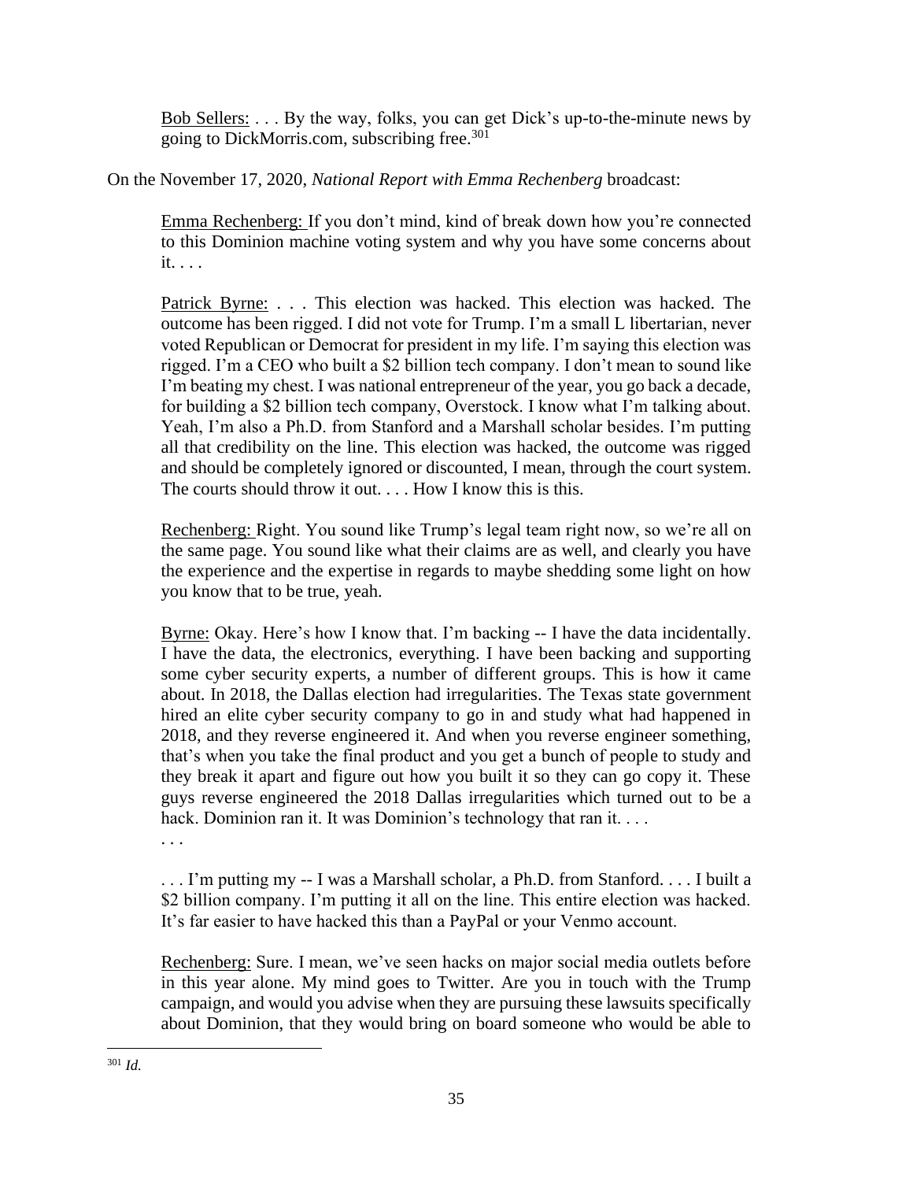<u>Bob Sellers:</u> . . . By the way, folks, you can get Dick's up-to-the-minute news by going to DickMorris.com, subscribing free.[301]

On the November 17, 2020, *National Report with Emma Rechenberg* broadcast:

<u>Emma Rechenberg:</u> If you don't mind, kind of break down how you're connected to this Dominion machine voting system and why you have some concerns about it. . . .

<u>Patrick Byrne:</u> . . . This election was hacked. This election was hacked. The outcome has been rigged. I did not vote for Trump. I'm a small L libertarian, never voted Republican or Democrat for president in my life. I'm saying this election was rigged. I'm a CEO who built a $2 billion tech company. I don't mean to sound like I'm beating my chest. I was national entrepreneur of the year, you go back a decade, for building a $2 billion tech company, Overstock. I know what I'm talking about. Yeah, I'm also a Ph.D. from Stanford and a Marshall scholar besides. I'm putting all that credibility on the line. This election was hacked, the outcome was rigged and should be completely ignored or discounted, I mean, through the court system. The courts should throw it out. . . . How I know this is this.

<u>Rechenberg:</u> Right. You sound like Trump's legal team right now, so we're all on the same page. You sound like what their claims are as well, and clearly you have the experience and the expertise in regards to maybe shedding some light on how you know that to be true, yeah.

<u>Byrne:</u> Okay. Here's how I know that. I'm backing -- I have the data incidentally. I have the data, the electronics, everything. I have been backing and supporting some cyber security experts, a number of different groups. This is how it came about. In 2018, the Dallas election had irregularities. The Texas state government hired an elite cyber security company to go in and study what had happened in 2018, and they reverse engineered it. And when you reverse engineer something, that's when you take the final product and you get a bunch of people to study and they break it apart and figure out how you built it so they can go copy it. These guys reverse engineered the 2018 Dallas irregularities which turned out to be a hack. Dominion ran it. It was Dominion's technology that ran it. . . .

. . .

. . . I'm putting my -- I was a Marshall scholar, a Ph.D. from Stanford. . . . I built a $2 billion company. I'm putting it all on the line. This entire election was hacked. It's far easier to have hacked this than a PayPal or your Venmo account.

<u>Rechenberg:</u> Sure. I mean, we've seen hacks on major social media outlets before in this year alone. My mind goes to Twitter. Are you in touch with the Trump campaign, and would you advise when they are pursuing these lawsuits specifically about Dominion, that they would bring on board someone who would be able to

---

[301] *Id.*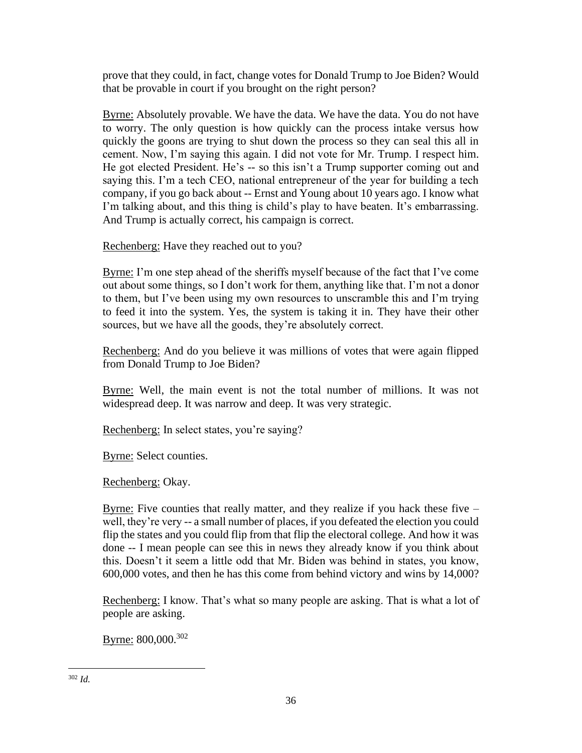prove that they could, in fact, change votes for Donald Trump to Joe Biden? Would that be provable in court if you brought on the right person?

Byrne: Absolutely provable. We have the data. We have the data. You do not have to worry. The only question is how quickly can the process intake versus how quickly the goons are trying to shut down the process so they can seal this all in cement. Now, I'm saying this again. I did not vote for Mr. Trump. I respect him. He got elected President. He's -- so this isn't a Trump supporter coming out and saying this. I'm a tech CEO, national entrepreneur of the year for building a tech company, if you go back about -- Ernst and Young about 10 years ago. I know what I'm talking about, and this thing is child's play to have beaten. It's embarrassing. And Trump is actually correct, his campaign is correct.

Rechenberg: Have they reached out to you?

Byrne: I'm one step ahead of the sheriffs myself because of the fact that I've come out about some things, so I don't work for them, anything like that. I'm not a donor to them, but I've been using my own resources to unscramble this and I'm trying to feed it into the system. Yes, the system is taking it in. They have their other sources, but we have all the goods, they're absolutely correct.

Rechenberg: And do you believe it was millions of votes that were again flipped from Donald Trump to Joe Biden?

Byrne: Well, the main event is not the total number of millions. It was not widespread deep. It was narrow and deep. It was very strategic.

Rechenberg: In select states, you're saying?

Byrne: Select counties.

Rechenberg: Okay.

Byrne: Five counties that really matter, and they realize if you hack these five – well, they're very -- a small number of places, if you defeated the election you could flip the states and you could flip from that flip the electoral college. And how it was done -- I mean people can see this in news they already know if you think about this. Doesn't it seem a little odd that Mr. Biden was behind in states, you know, 600,000 votes, and then he has this come from behind victory and wins by 14,000?

Rechenberg: I know. That's what so many people are asking. That is what a lot of people are asking.

Byrne: 800,000.[302]

---

[302] *Id.*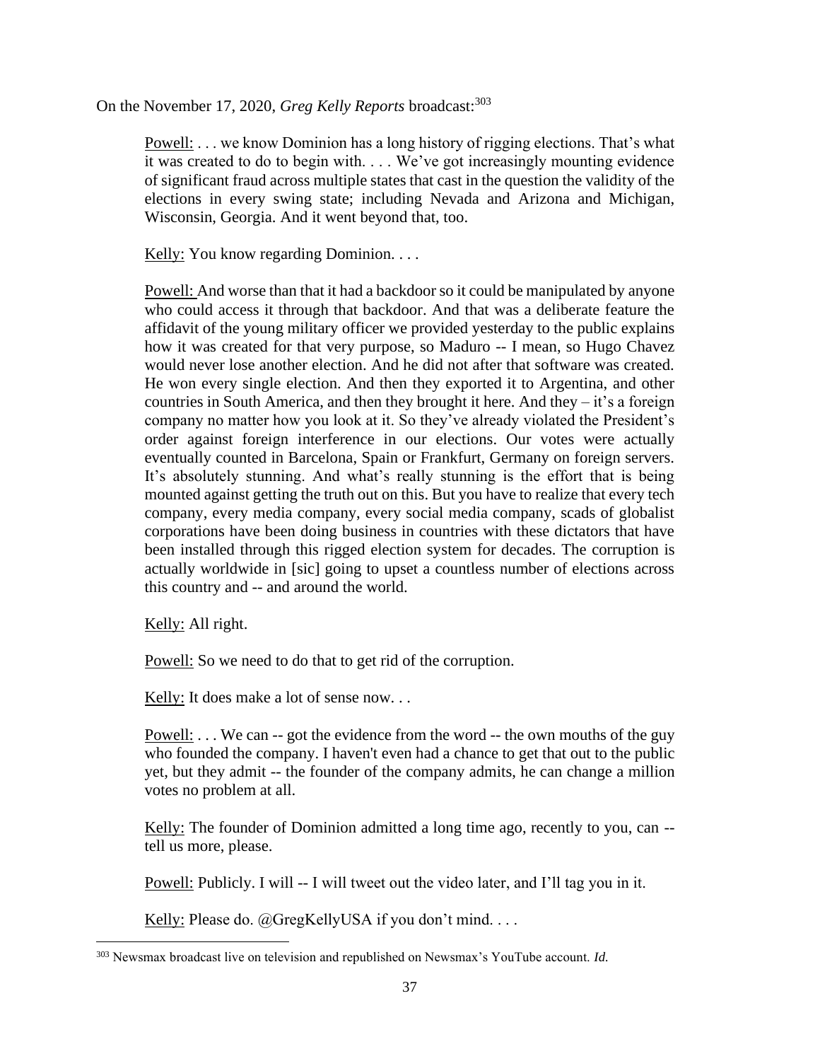On the November 17, 2020, *Greg Kelly Reports* broadcast:[303]

> Powell: . . . we know Dominion has a long history of rigging elections. That's what it was created to do to begin with. . . . We've got increasingly mounting evidence of significant fraud across multiple states that cast in the question the validity of the elections in every swing state; including Nevada and Arizona and Michigan, Wisconsin, Georgia. And it went beyond that, too.
>
> Kelly: You know regarding Dominion. . . .
>
> Powell: And worse than that it had a backdoor so it could be manipulated by anyone who could access it through that backdoor. And that was a deliberate feature the affidavit of the young military officer we provided yesterday to the public explains how it was created for that very purpose, so Maduro -- I mean, so Hugo Chavez would never lose another election. And he did not after that software was created. He won every single election. And then they exported it to Argentina, and other countries in South America, and then they brought it here. And they – it's a foreign company no matter how you look at it. So they've already violated the President's order against foreign interference in our elections. Our votes were actually eventually counted in Barcelona, Spain or Frankfurt, Germany on foreign servers. It's absolutely stunning. And what's really stunning is the effort that is being mounted against getting the truth out on this. But you have to realize that every tech company, every media company, every social media company, scads of globalist corporations have been doing business in countries with these dictators that have been installed through this rigged election system for decades. The corruption is actually worldwide in [sic] going to upset a countless number of elections across this country and -- and around the world.
>
> Kelly: All right.
>
> Powell: So we need to do that to get rid of the corruption.
>
> Kelly: It does make a lot of sense now. . .
>
> Powell: . . . We can -- got the evidence from the word -- the own mouths of the guy who founded the company. I haven't even had a chance to get that out to the public yet, but they admit -- the founder of the company admits, he can change a million votes no problem at all.
>
> Kelly: The founder of Dominion admitted a long time ago, recently to you, can -- tell us more, please.
>
> Powell: Publicly. I will -- I will tweet out the video later, and I'll tag you in it.
>
> Kelly: Please do. @GregKellyUSA if you don't mind. . . .

[303] Newsmax broadcast live on television and republished on Newsmax's YouTube account. *Id.*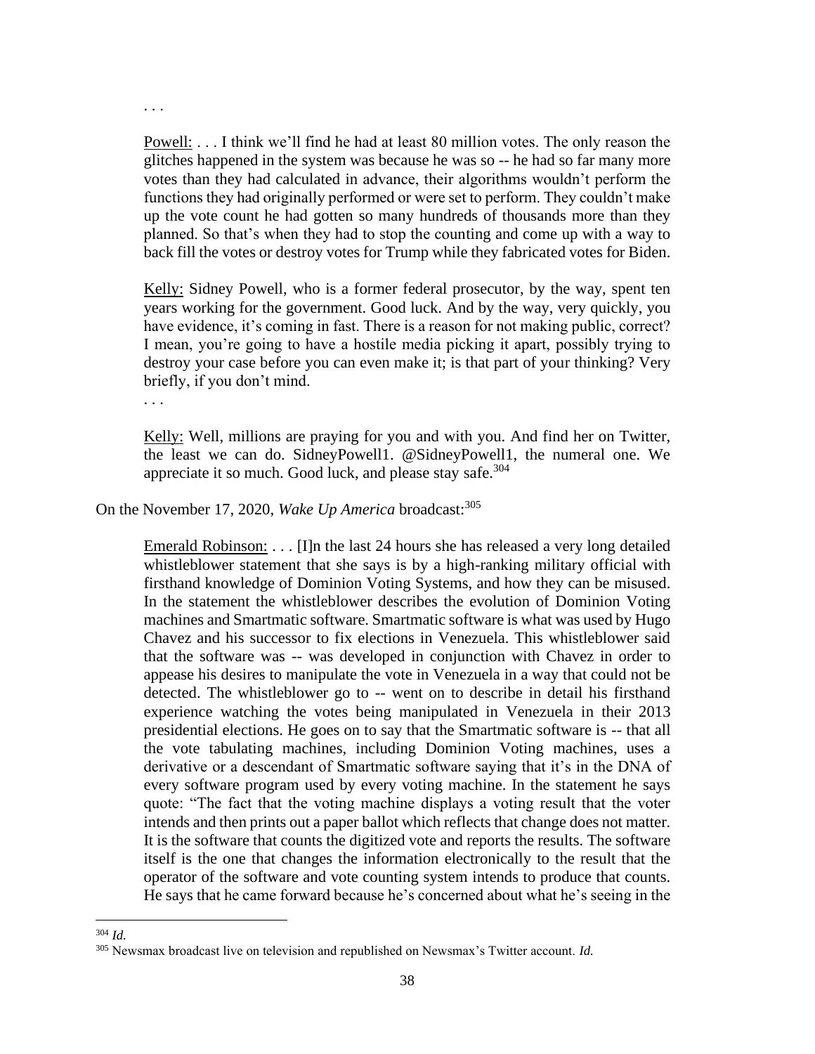. . .

> <u>Powell:</u> . . . I think we'll find he had at least 80 million votes. The only reason the glitches happened in the system was because he was so -- he had so far many more votes than they had calculated in advance, their algorithms wouldn't perform the functions they had originally performed or were set to perform. They couldn't make up the vote count he had gotten so many hundreds of thousands more than they planned. So that's when they had to stop the counting and come up with a way to back fill the votes or destroy votes for Trump while they fabricated votes for Biden.
>
> <u>Kelly:</u> Sidney Powell, who is a former federal prosecutor, by the way, spent ten years working for the government. Good luck. And by the way, very quickly, you have evidence, it's coming in fast. There is a reason for not making public, correct? I mean, you're going to have a hostile media picking it apart, possibly trying to destroy your case before you can even make it; is that part of your thinking? Very briefly, if you don't mind.
>
> . . .
>
> <u>Kelly:</u> Well, millions are praying for you and with you. And find her on Twitter, the least we can do. SidneyPowell1. @SidneyPowell1, the numeral one. We appreciate it so much. Good luck, and please stay safe.[304]

On the November 17, 2020, *Wake Up America* broadcast:[305]

> <u>Emerald Robinson:</u> . . . [I]n the last 24 hours she has released a very long detailed whistleblower statement that she says is by a high-ranking military official with firsthand knowledge of Dominion Voting Systems, and how they can be misused. In the statement the whistleblower describes the evolution of Dominion Voting machines and Smartmatic software. Smartmatic software is what was used by Hugo Chavez and his successor to fix elections in Venezuela. This whistleblower said that the software was -- was developed in conjunction with Chavez in order to appease his desires to manipulate the vote in Venezuela in a way that could not be detected. The whistleblower go to -- went on to describe in detail his firsthand experience watching the votes being manipulated in Venezuela in their 2013 presidential elections. He goes on to say that the Smartmatic software is -- that all the vote tabulating machines, including Dominion Voting machines, uses a derivative or a descendant of Smartmatic software saying that it's in the DNA of every software program used by every voting machine. In the statement he says quote: "The fact that the voting machine displays a voting result that the voter intends and then prints out a paper ballot which reflects that change does not matter. It is the software that counts the digitized vote and reports the results. The software itself is the one that changes the information electronically to the result that the operator of the software and vote counting system intends to produce that counts. He says that he came forward because he's concerned about what he's seeing in the

---

[304] *Id.*

[305] Newsmax broadcast live on television and republished on Newsmax's Twitter account. *Id.*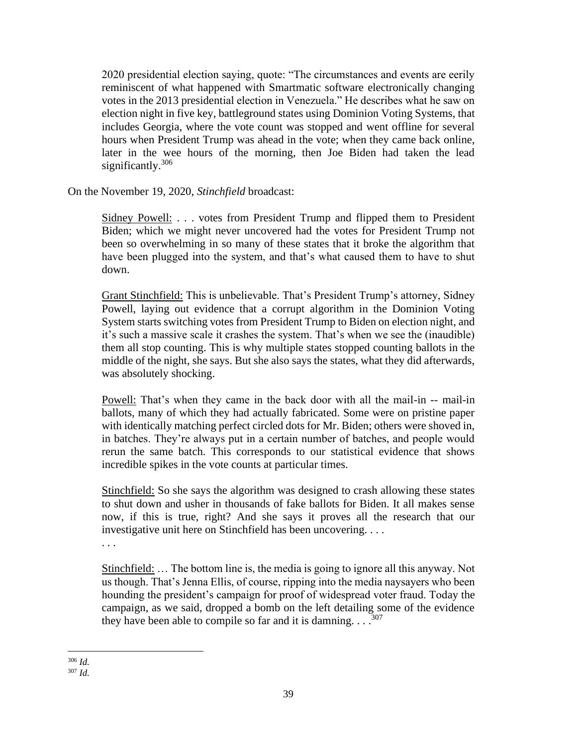2020 presidential election saying, quote: "The circumstances and events are eerily reminiscent of what happened with Smartmatic software electronically changing votes in the 2013 presidential election in Venezuela." He describes what he saw on election night in five key, battleground states using Dominion Voting Systems, that includes Georgia, where the vote count was stopped and went offline for several hours when President Trump was ahead in the vote; when they came back online, later in the wee hours of the morning, then Joe Biden had taken the lead significantly.[306]

On the November 19, 2020, *Stinchfield* broadcast:

> Sidney Powell: . . . votes from President Trump and flipped them to President Biden; which we might never uncovered had the votes for President Trump not been so overwhelming in so many of these states that it broke the algorithm that have been plugged into the system, and that's what caused them to have to shut down.
>
> Grant Stinchfield: This is unbelievable. That's President Trump's attorney, Sidney Powell, laying out evidence that a corrupt algorithm in the Dominion Voting System starts switching votes from President Trump to Biden on election night, and it's such a massive scale it crashes the system. That's when we see the (inaudible) them all stop counting. This is why multiple states stopped counting ballots in the middle of the night, she says. But she also says the states, what they did afterwards, was absolutely shocking.
>
> Powell: That's when they came in the back door with all the mail-in -- mail-in ballots, many of which they had actually fabricated. Some were on pristine paper with identically matching perfect circled dots for Mr. Biden; others were shoved in, in batches. They're always put in a certain number of batches, and people would rerun the same batch. This corresponds to our statistical evidence that shows incredible spikes in the vote counts at particular times.
>
> Stinchfield: So she says the algorithm was designed to crash allowing these states to shut down and usher in thousands of fake ballots for Biden. It all makes sense now, if this is true, right? And she says it proves all the research that our investigative unit here on Stinchfield has been uncovering. . . .
>
> . . .
>
> Stinchfield: … The bottom line is, the media is going to ignore all this anyway. Not us though. That's Jenna Ellis, of course, ripping into the media naysayers who been hounding the president's campaign for proof of widespread voter fraud. Today the campaign, as we said, dropped a bomb on the left detailing some of the evidence they have been able to compile so far and it is damning. . . .[307]

---

[306] *Id.*

[307] *Id.*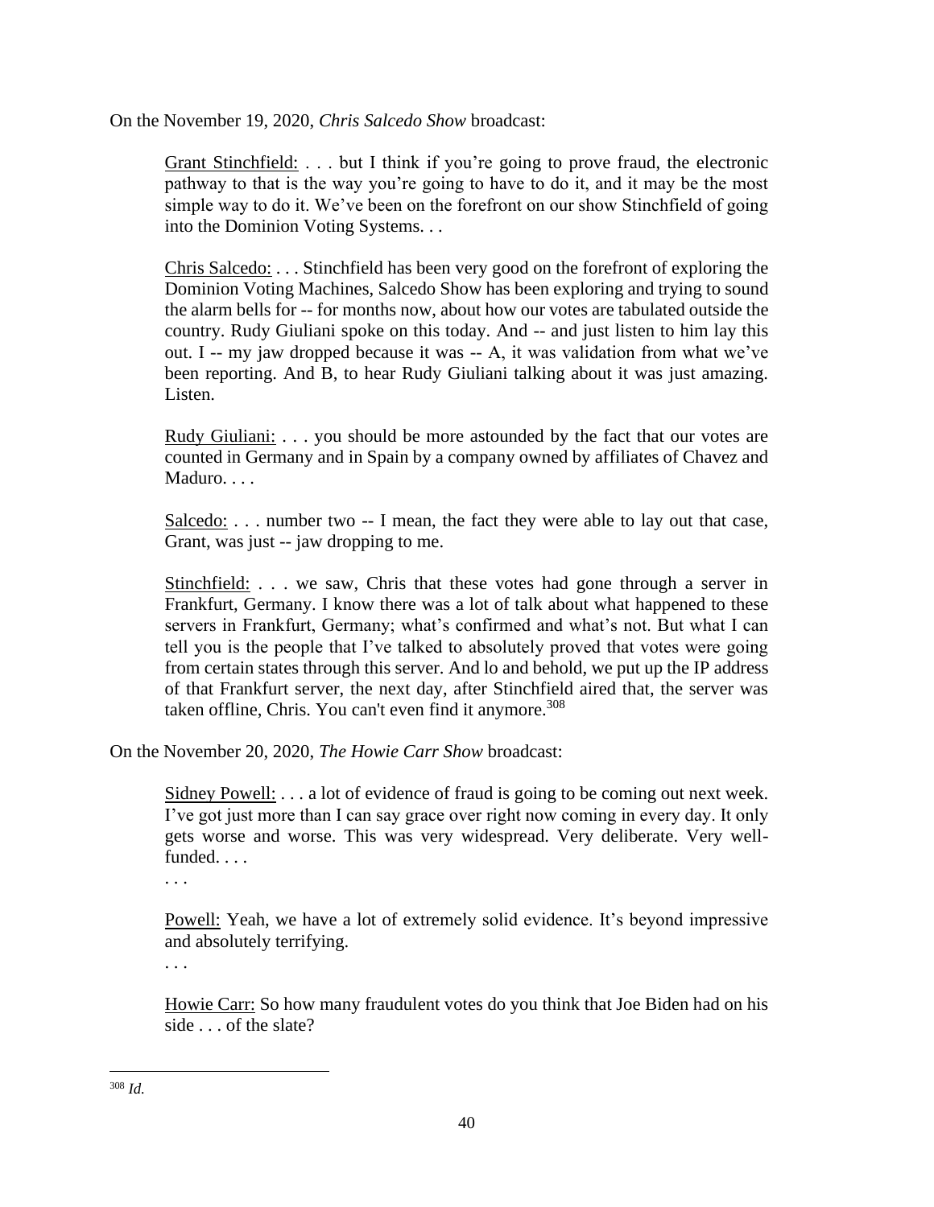On the November 19, 2020, *Chris Salcedo Show* broadcast:

> Grant Stinchfield: . . . but I think if you're going to prove fraud, the electronic pathway to that is the way you're going to have to do it, and it may be the most simple way to do it. We've been on the forefront on our show Stinchfield of going into the Dominion Voting Systems. . .
>
> Chris Salcedo: . . . Stinchfield has been very good on the forefront of exploring the Dominion Voting Machines, Salcedo Show has been exploring and trying to sound the alarm bells for -- for months now, about how our votes are tabulated outside the country. Rudy Giuliani spoke on this today. And -- and just listen to him lay this out. I -- my jaw dropped because it was -- A, it was validation from what we've been reporting. And B, to hear Rudy Giuliani talking about it was just amazing. Listen.
>
> Rudy Giuliani: . . . you should be more astounded by the fact that our votes are counted in Germany and in Spain by a company owned by affiliates of Chavez and Maduro. . . .
>
> Salcedo: . . . number two -- I mean, the fact they were able to lay out that case, Grant, was just -- jaw dropping to me.
>
> Stinchfield: . . . we saw, Chris that these votes had gone through a server in Frankfurt, Germany. I know there was a lot of talk about what happened to these servers in Frankfurt, Germany; what's confirmed and what's not. But what I can tell you is the people that I've talked to absolutely proved that votes were going from certain states through this server. And lo and behold, we put up the IP address of that Frankfurt server, the next day, after Stinchfield aired that, the server was taken offline, Chris. You can't even find it anymore.[308]

On the November 20, 2020, *The Howie Carr Show* broadcast:

> Sidney Powell: . . . a lot of evidence of fraud is going to be coming out next week. I've got just more than I can say grace over right now coming in every day. It only gets worse and worse. This was very widespread. Very deliberate. Very well-funded. . . .
>
> . . .
>
> Powell: Yeah, we have a lot of extremely solid evidence. It's beyond impressive and absolutely terrifying.
>
> . . .
>
> Howie Carr: So how many fraudulent votes do you think that Joe Biden had on his side . . . of the slate?

[308] *Id.*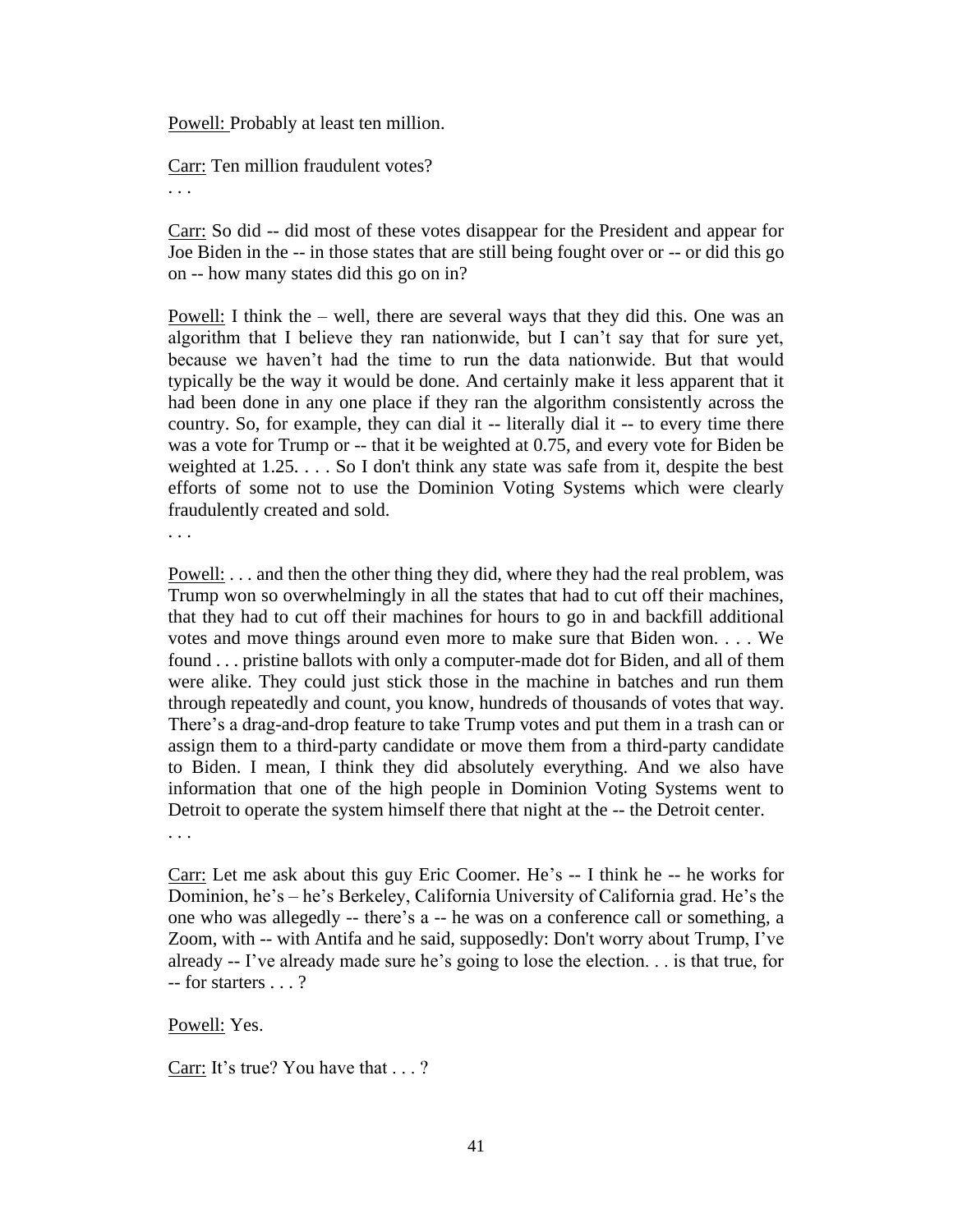Powell: Probably at least ten million.

Carr: Ten million fraudulent votes?

. . .

Carr: So did -- did most of these votes disappear for the President and appear for Joe Biden in the -- in those states that are still being fought over or -- or did this go on -- how many states did this go on in?

Powell: I think the – well, there are several ways that they did this. One was an algorithm that I believe they ran nationwide, but I can't say that for sure yet, because we haven't had the time to run the data nationwide. But that would typically be the way it would be done. And certainly make it less apparent that it had been done in any one place if they ran the algorithm consistently across the country. So, for example, they can dial it -- literally dial it -- to every time there was a vote for Trump or -- that it be weighted at 0.75, and every vote for Biden be weighted at 1.25. . . . So I don't think any state was safe from it, despite the best efforts of some not to use the Dominion Voting Systems which were clearly fraudulently created and sold.

. . .

Powell: . . . and then the other thing they did, where they had the real problem, was Trump won so overwhelmingly in all the states that had to cut off their machines, that they had to cut off their machines for hours to go in and backfill additional votes and move things around even more to make sure that Biden won. . . . We found . . . pristine ballots with only a computer-made dot for Biden, and all of them were alike. They could just stick those in the machine in batches and run them through repeatedly and count, you know, hundreds of thousands of votes that way. There's a drag-and-drop feature to take Trump votes and put them in a trash can or assign them to a third-party candidate or move them from a third-party candidate to Biden. I mean, I think they did absolutely everything. And we also have information that one of the high people in Dominion Voting Systems went to Detroit to operate the system himself there that night at the -- the Detroit center.

. . .

Carr: Let me ask about this guy Eric Coomer. He's -- I think he -- he works for Dominion, he's – he's Berkeley, California University of California grad. He's the one who was allegedly -- there's a -- he was on a conference call or something, a Zoom, with -- with Antifa and he said, supposedly: Don't worry about Trump, I've already -- I've already made sure he's going to lose the election. . . is that true, for -- for starters . . . ?

Powell: Yes.

Carr: It's true? You have that . . . ?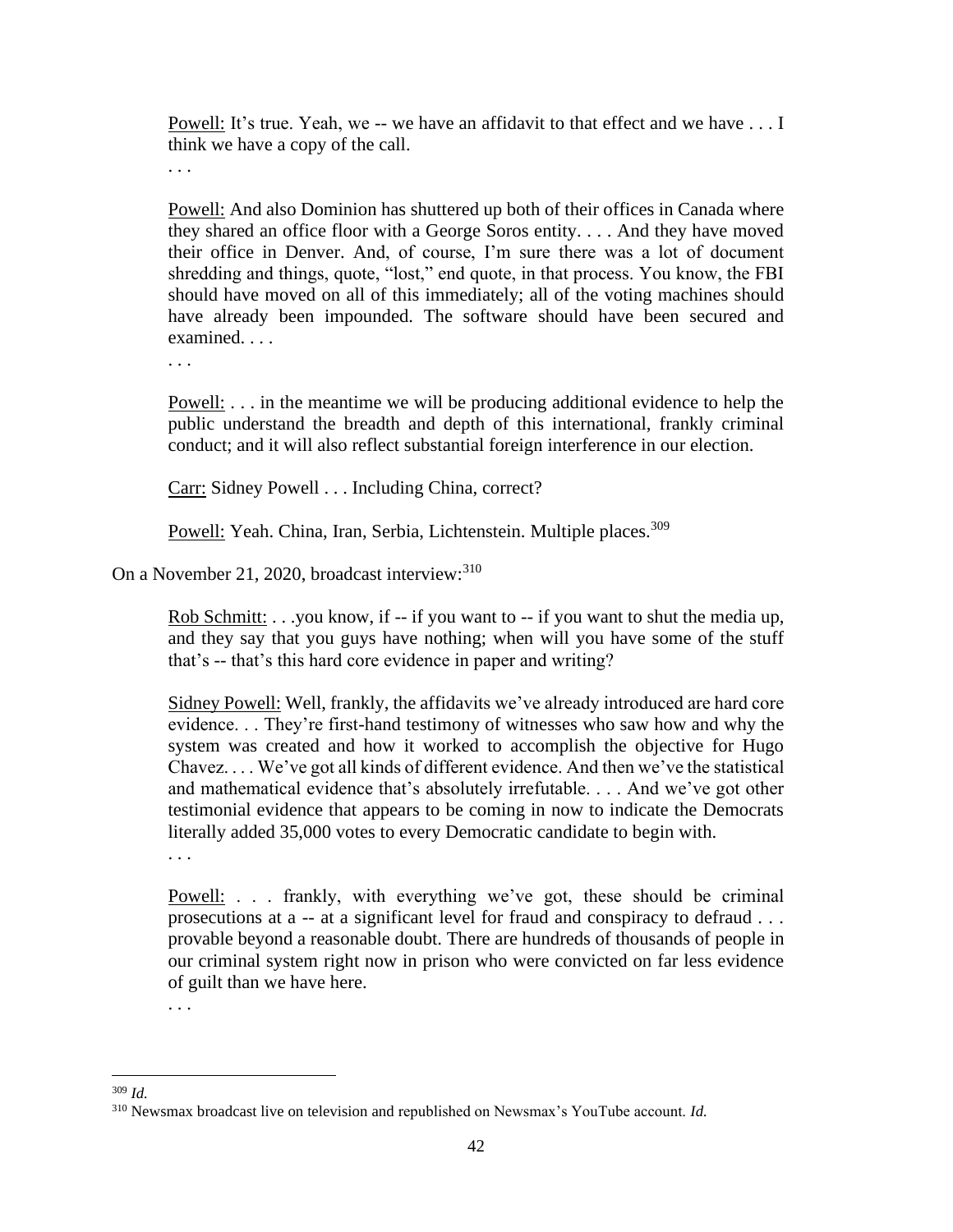> Powell: It’s true. Yeah, we -- we have an affidavit to that effect and we have . . . I think we have a copy of the call.
>
> . . .
>
> Powell: And also Dominion has shuttered up both of their offices in Canada where they shared an office floor with a George Soros entity. . . . And they have moved their office in Denver. And, of course, I’m sure there was a lot of document shredding and things, quote, “lost,” end quote, in that process. You know, the FBI should have moved on all of this immediately; all of the voting machines should have already been impounded. The software should have been secured and examined. . . .
>
> . . .
>
> Powell: . . . in the meantime we will be producing additional evidence to help the public understand the breadth and depth of this international, frankly criminal conduct; and it will also reflect substantial foreign interference in our election.
>
> Carr: Sidney Powell . . . Including China, correct?
>
> Powell: Yeah. China, Iran, Serbia, Lichtenstein. Multiple places.[309]

On a November 21, 2020, broadcast interview:[310]

> Rob Schmitt: . . .you know, if -- if you want to -- if you want to shut the media up, and they say that you guys have nothing; when will you have some of the stuff that’s -- that’s this hard core evidence in paper and writing?
>
> Sidney Powell: Well, frankly, the affidavits we’ve already introduced are hard core evidence. . . They’re first-hand testimony of witnesses who saw how and why the system was created and how it worked to accomplish the objective for Hugo Chavez. . . . We’ve got all kinds of different evidence. And then we’ve the statistical and mathematical evidence that’s absolutely irrefutable. . . . And we’ve got other testimonial evidence that appears to be coming in now to indicate the Democrats literally added 35,000 votes to every Democratic candidate to begin with.
>
> . . .
>
> Powell: . . . frankly, with everything we’ve got, these should be criminal prosecutions at a -- at a significant level for fraud and conspiracy to defraud . . . provable beyond a reasonable doubt. There are hundreds of thousands of people in our criminal system right now in prison who were convicted on far less evidence of guilt than we have here.
>
> . . .

---

[309] *Id.*

[310] Newsmax broadcast live on television and republished on Newsmax’s YouTube account. *Id.*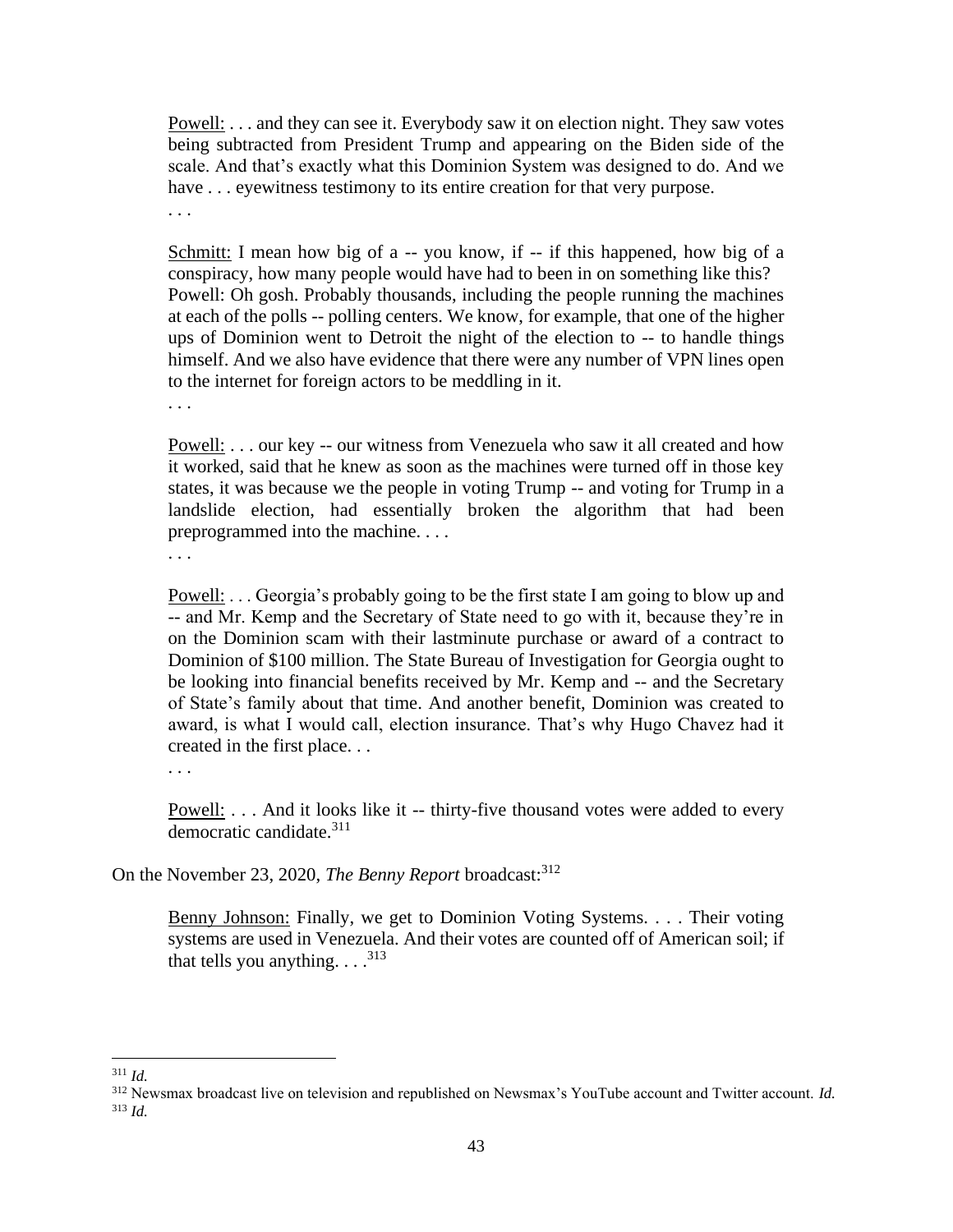> Powell: . . . and they can see it. Everybody saw it on election night. They saw votes being subtracted from President Trump and appearing on the Biden side of the scale. And that's exactly what this Dominion System was designed to do. And we have . . . eyewitness testimony to its entire creation for that very purpose.
>
> . . .
>
> Schmitt: I mean how big of a -- you know, if -- if this happened, how big of a conspiracy, how many people would have had to been in on something like this?
> Powell: Oh gosh. Probably thousands, including the people running the machines at each of the polls -- polling centers. We know, for example, that one of the higher ups of Dominion went to Detroit the night of the election to -- to handle things himself. And we also have evidence that there were any number of VPN lines open to the internet for foreign actors to be meddling in it.
>
> . . .
>
> Powell: . . . our key -- our witness from Venezuela who saw it all created and how it worked, said that he knew as soon as the machines were turned off in those key states, it was because we the people in voting Trump -- and voting for Trump in a landslide election, had essentially broken the algorithm that had been preprogrammed into the machine. . . .
>
> . . .
>
> Powell: . . . Georgia's probably going to be the first state I am going to blow up and -- and Mr. Kemp and the Secretary of State need to go with it, because they're in on the Dominion scam with their lastminute purchase or award of a contract to Dominion of $100 million. The State Bureau of Investigation for Georgia ought to be looking into financial benefits received by Mr. Kemp and -- and the Secretary of State's family about that time. And another benefit, Dominion was created to award, is what I would call, election insurance. That's why Hugo Chavez had it created in the first place. . .
>
> . . .
>
> Powell: . . . And it looks like it -- thirty-five thousand votes were added to every democratic candidate.[311]

On the November 23, 2020, *The Benny Report* broadcast:[312]

> Benny Johnson: Finally, we get to Dominion Voting Systems. . . . Their voting systems are used in Venezuela. And their votes are counted off of American soil; if that tells you anything. . . .[313]

---

[311] *Id.*

[312] Newsmax broadcast live on television and republished on Newsmax's YouTube account and Twitter account. *Id.*

[313] *Id.*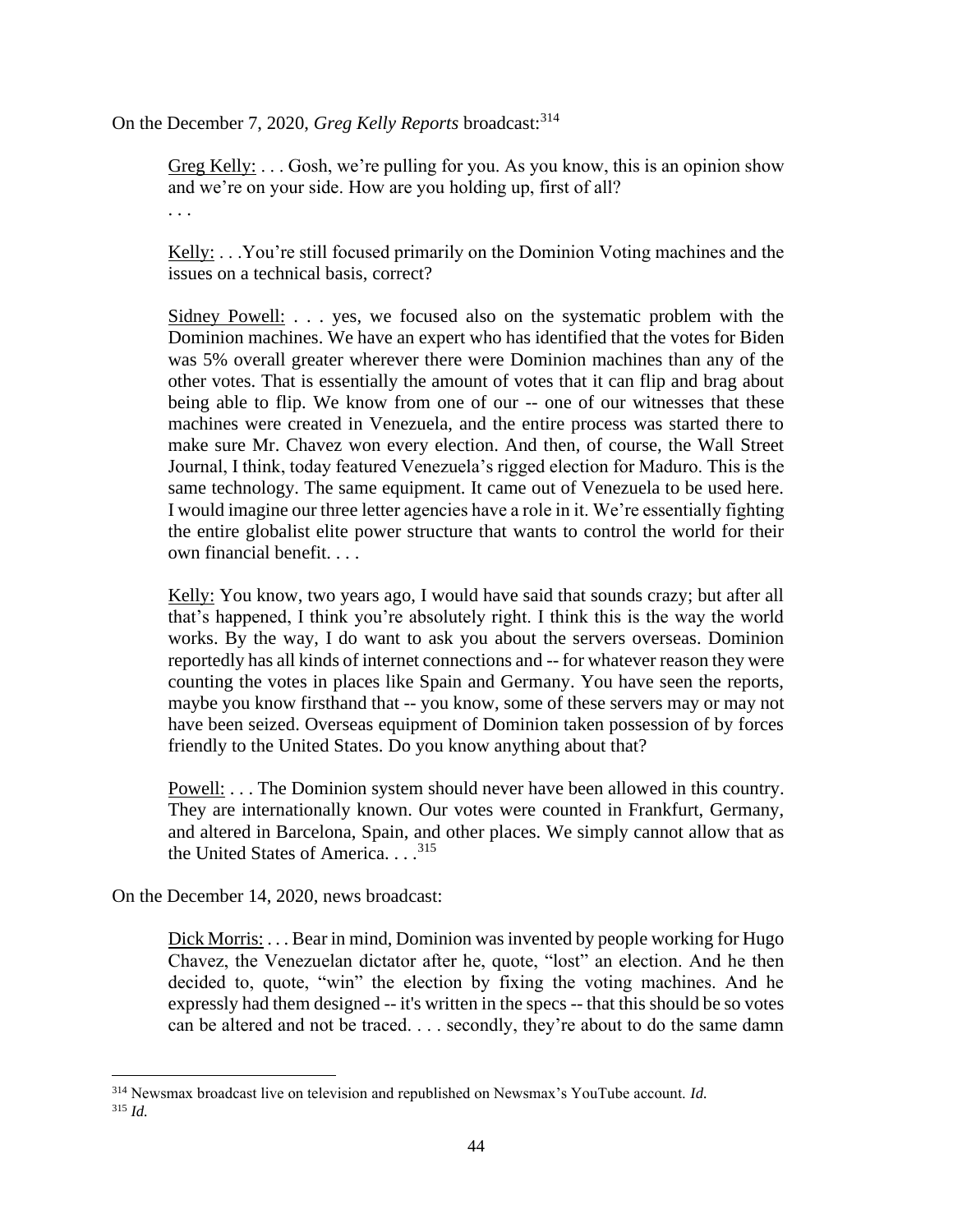On the December 7, 2020, *Greg Kelly Reports* broadcast:[314]

> Greg Kelly: . . . Gosh, we're pulling for you. As you know, this is an opinion show and we're on your side. How are you holding up, first of all?
>
> . . .
>
> Kelly: . . .You're still focused primarily on the Dominion Voting machines and the issues on a technical basis, correct?
>
> Sidney Powell: . . . yes, we focused also on the systematic problem with the Dominion machines. We have an expert who has identified that the votes for Biden was 5% overall greater wherever there were Dominion machines than any of the other votes. That is essentially the amount of votes that it can flip and brag about being able to flip. We know from one of our -- one of our witnesses that these machines were created in Venezuela, and the entire process was started there to make sure Mr. Chavez won every election. And then, of course, the Wall Street Journal, I think, today featured Venezuela's rigged election for Maduro. This is the same technology. The same equipment. It came out of Venezuela to be used here. I would imagine our three letter agencies have a role in it. We're essentially fighting the entire globalist elite power structure that wants to control the world for their own financial benefit. . . .
>
> Kelly: You know, two years ago, I would have said that sounds crazy; but after all that's happened, I think you're absolutely right. I think this is the way the world works. By the way, I do want to ask you about the servers overseas. Dominion reportedly has all kinds of internet connections and -- for whatever reason they were counting the votes in places like Spain and Germany. You have seen the reports, maybe you know firsthand that -- you know, some of these servers may or may not have been seized. Overseas equipment of Dominion taken possession of by forces friendly to the United States. Do you know anything about that?
>
> Powell: . . . The Dominion system should never have been allowed in this country. They are internationally known. Our votes were counted in Frankfurt, Germany, and altered in Barcelona, Spain, and other places. We simply cannot allow that as the United States of America. . . .[315]

On the December 14, 2020, news broadcast:

> Dick Morris: . . . Bear in mind, Dominion was invented by people working for Hugo Chavez, the Venezuelan dictator after he, quote, "lost" an election. And he then decided to, quote, "win" the election by fixing the voting machines. And he expressly had them designed -- it's written in the specs -- that this should be so votes can be altered and not be traced. . . . secondly, they're about to do the same damn

---

[314] Newsmax broadcast live on television and republished on Newsmax's YouTube account. *Id.*

[315] *Id.*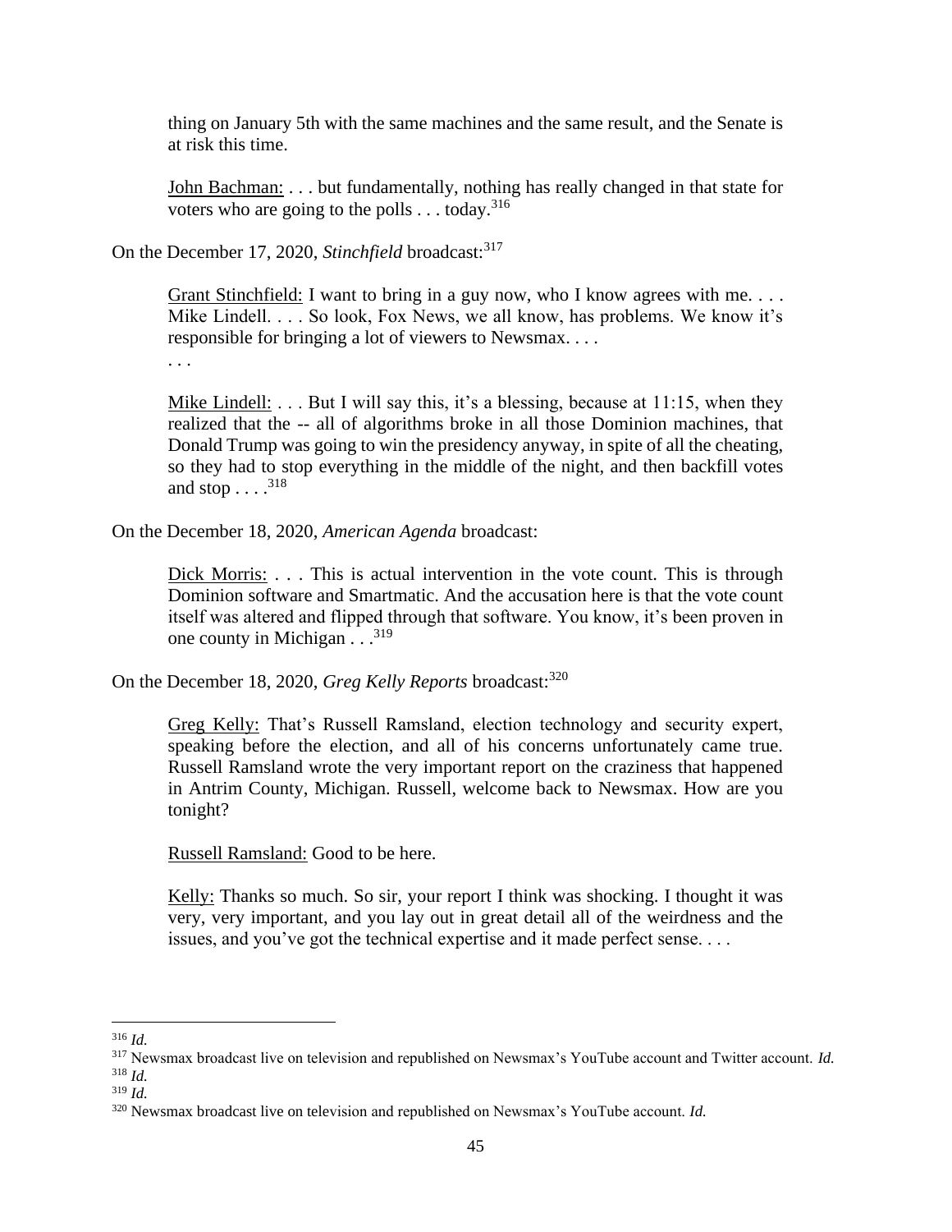> thing on January 5th with the same machines and the same result, and the Senate is at risk this time.
>
> John Bachman: . . . but fundamentally, nothing has really changed in that state for voters who are going to the polls . . . today.[316]

On the December 17, 2020, *Stinchfield* broadcast:[317]

> Grant Stinchfield: I want to bring in a guy now, who I know agrees with me. . . . Mike Lindell. . . . So look, Fox News, we all know, has problems. We know it's responsible for bringing a lot of viewers to Newsmax. . . .
>
> . . .
>
> Mike Lindell: . . . But I will say this, it's a blessing, because at 11:15, when they realized that the -- all of algorithms broke in all those Dominion machines, that Donald Trump was going to win the presidency anyway, in spite of all the cheating, so they had to stop everything in the middle of the night, and then backfill votes and stop . . . .[318]

On the December 18, 2020, *American Agenda* broadcast:

> Dick Morris: . . . This is actual intervention in the vote count. This is through Dominion software and Smartmatic. And the accusation here is that the vote count itself was altered and flipped through that software. You know, it's been proven in one county in Michigan . . .[319]

On the December 18, 2020, *Greg Kelly Reports* broadcast:[320]

> Greg Kelly: That's Russell Ramsland, election technology and security expert, speaking before the election, and all of his concerns unfortunately came true. Russell Ramsland wrote the very important report on the craziness that happened in Antrim County, Michigan. Russell, welcome back to Newsmax. How are you tonight?
>
> Russell Ramsland: Good to be here.
>
> Kelly: Thanks so much. So sir, your report I think was shocking. I thought it was very, very important, and you lay out in great detail all of the weirdness and the issues, and you've got the technical expertise and it made perfect sense. . . .

---

[316] *Id.*

[317] Newsmax broadcast live on television and republished on Newsmax's YouTube account and Twitter account. *Id.*

[318] *Id.*

[319] *Id.*

[320] Newsmax broadcast live on television and republished on Newsmax's YouTube account. *Id.*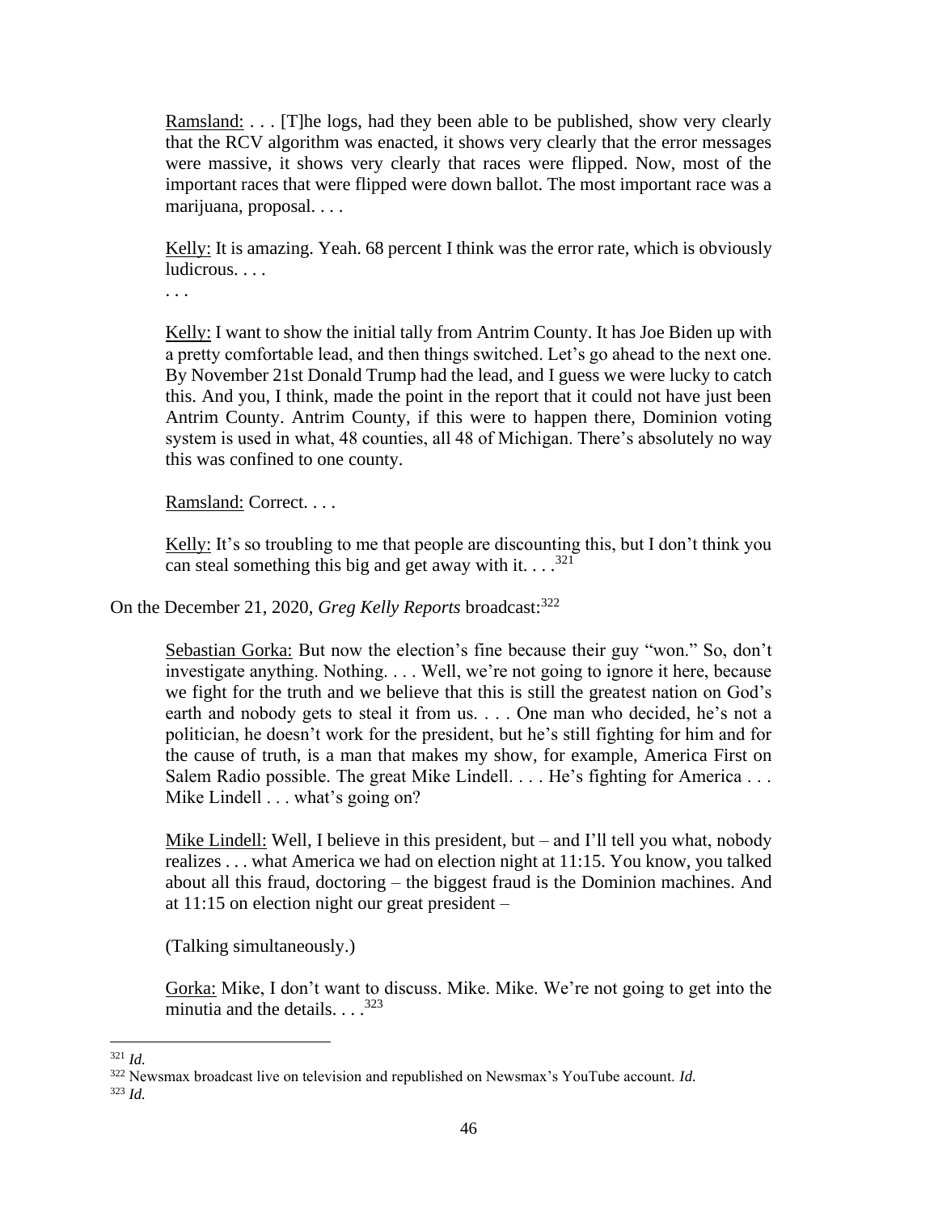Ramsland: . . . [T]he logs, had they been able to be published, show very clearly that the RCV algorithm was enacted, it shows very clearly that the error messages were massive, it shows very clearly that races were flipped. Now, most of the important races that were flipped were down ballot. The most important race was a marijuana, proposal. . . .

Kelly: It is amazing. Yeah. 68 percent I think was the error rate, which is obviously ludicrous. . . .

. . .

Kelly: I want to show the initial tally from Antrim County. It has Joe Biden up with a pretty comfortable lead, and then things switched. Let's go ahead to the next one. By November 21st Donald Trump had the lead, and I guess we were lucky to catch this. And you, I think, made the point in the report that it could not have just been Antrim County. Antrim County, if this were to happen there, Dominion voting system is used in what, 48 counties, all 48 of Michigan. There's absolutely no way this was confined to one county.

Ramsland: Correct. . . .

Kelly: It's so troubling to me that people are discounting this, but I don't think you can steal something this big and get away with it. . . .[321]

On the December 21, 2020, *Greg Kelly Reports* broadcast:[322]

Sebastian Gorka: But now the election's fine because their guy "won." So, don't investigate anything. Nothing. . . . Well, we're not going to ignore it here, because we fight for the truth and we believe that this is still the greatest nation on God's earth and nobody gets to steal it from us. . . . One man who decided, he's not a politician, he doesn't work for the president, but he's still fighting for him and for the cause of truth, is a man that makes my show, for example, America First on Salem Radio possible. The great Mike Lindell. . . . He's fighting for America . . . Mike Lindell . . . what's going on?

Mike Lindell: Well, I believe in this president, but – and I'll tell you what, nobody realizes . . . what America we had on election night at 11:15. You know, you talked about all this fraud, doctoring – the biggest fraud is the Dominion machines. And at 11:15 on election night our great president –

(Talking simultaneously.)

Gorka: Mike, I don't want to discuss. Mike. Mike. We're not going to get into the minutia and the details. . . .[323]

---

[321] *Id.*

[322] Newsmax broadcast live on television and republished on Newsmax's YouTube account. *Id.*

[323] *Id.*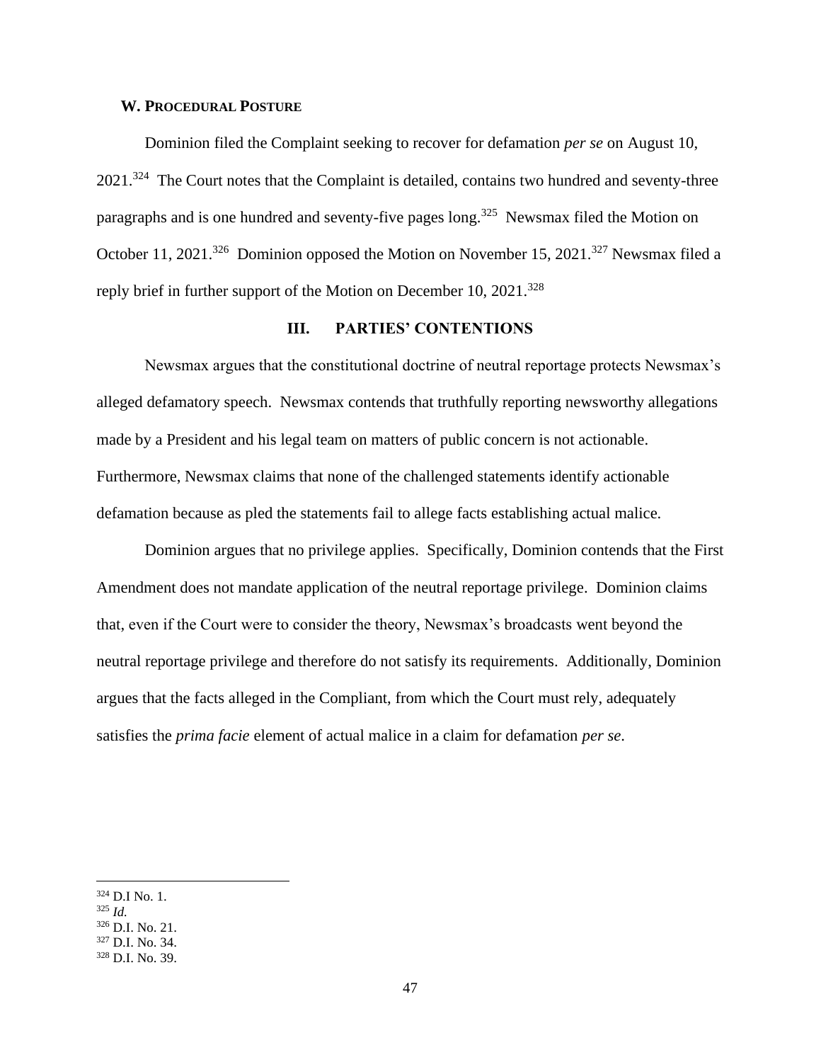### W. Procedural Posture

Dominion filed the Complaint seeking to recover for defamation *per se* on August 10, 2021.[324] The Court notes that the Complaint is detailed, contains two hundred and seventy-three paragraphs and is one hundred and seventy-five pages long.[325] Newsmax filed the Motion on October 11, 2021.[326] Dominion opposed the Motion on November 15, 2021.[327] Newsmax filed a reply brief in further support of the Motion on December 10, 2021.[328]

## III. PARTIES' CONTENTIONS

Newsmax argues that the constitutional doctrine of neutral reportage protects Newsmax's alleged defamatory speech. Newsmax contends that truthfully reporting newsworthy allegations made by a President and his legal team on matters of public concern is not actionable. Furthermore, Newsmax claims that none of the challenged statements identify actionable defamation because as pled the statements fail to allege facts establishing actual malice.

Dominion argues that no privilege applies. Specifically, Dominion contends that the First Amendment does not mandate application of the neutral reportage privilege. Dominion claims that, even if the Court were to consider the theory, Newsmax's broadcasts went beyond the neutral reportage privilege and therefore do not satisfy its requirements. Additionally, Dominion argues that the facts alleged in the Compliant, from which the Court must rely, adequately satisfies the *prima facie* element of actual malice in a claim for defamation *per se*.

---

[324] D.I No. 1.
[325] *Id.*
[326] D.I. No. 21.
[327] D.I. No. 34.
[328] D.I. No. 39.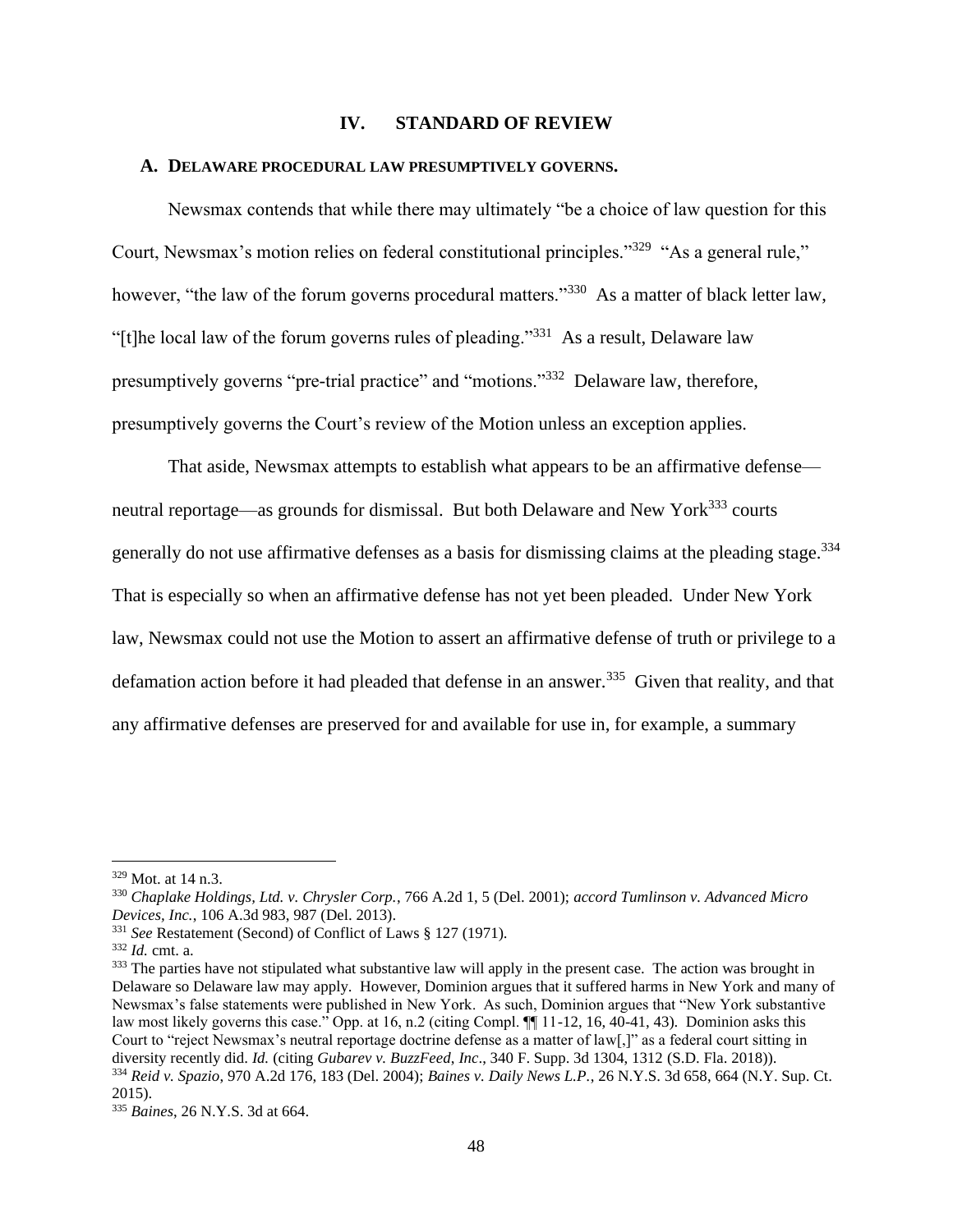## IV. STANDARD OF REVIEW

### A. DELAWARE PROCEDURAL LAW PRESUMPTIVELY GOVERNS.

Newsmax contends that while there may ultimately "be a choice of law question for this Court, Newsmax's motion relies on federal constitutional principles."[329] "As a general rule," however, "the law of the forum governs procedural matters."[330] As a matter of black letter law, "[t]he local law of the forum governs rules of pleading."[331] As a result, Delaware law presumptively governs "pre-trial practice" and "motions."[332] Delaware law, therefore, presumptively governs the Court's review of the Motion unless an exception applies.

That aside, Newsmax attempts to establish what appears to be an affirmative defense—neutral reportage—as grounds for dismissal. But both Delaware and New York[333] courts generally do not use affirmative defenses as a basis for dismissing claims at the pleading stage.[334] That is especially so when an affirmative defense has not yet been pleaded. Under New York law, Newsmax could not use the Motion to assert an affirmative defense of truth or privilege to a defamation action before it had pleaded that defense in an answer.[335] Given that reality, and that any affirmative defenses are preserved for and available for use in, for example, a summary

---

[329] Mot. at 14 n.3.

[330] *Chaplake Holdings, Ltd. v. Chrysler Corp.*, 766 A.2d 1, 5 (Del. 2001); *accord Tumlinson v. Advanced Micro Devices, Inc.*, 106 A.3d 983, 987 (Del. 2013).

[331] *See* Restatement (Second) of Conflict of Laws § 127 (1971).

[332] *Id.* cmt. a.

[333] The parties have not stipulated what substantive law will apply in the present case. The action was brought in Delaware so Delaware law may apply. However, Dominion argues that it suffered harms in New York and many of Newsmax's false statements were published in New York. As such, Dominion argues that "New York substantive law most likely governs this case." Opp. at 16, n.2 (citing Compl. ¶¶ 11-12, 16, 40-41, 43). Dominion asks this Court to "reject Newsmax's neutral reportage doctrine defense as a matter of law[,]" as a federal court sitting in diversity recently did. *Id.* (citing *Gubarev v. BuzzFeed, Inc*., 340 F. Supp. 3d 1304, 1312 (S.D. Fla. 2018)).

[334] *Reid v. Spazio*, 970 A.2d 176, 183 (Del. 2004); *Baines v. Daily News L.P.*, 26 N.Y.S. 3d 658, 664 (N.Y. Sup. Ct. 2015).

[335] *Baines*, 26 N.Y.S. 3d at 664.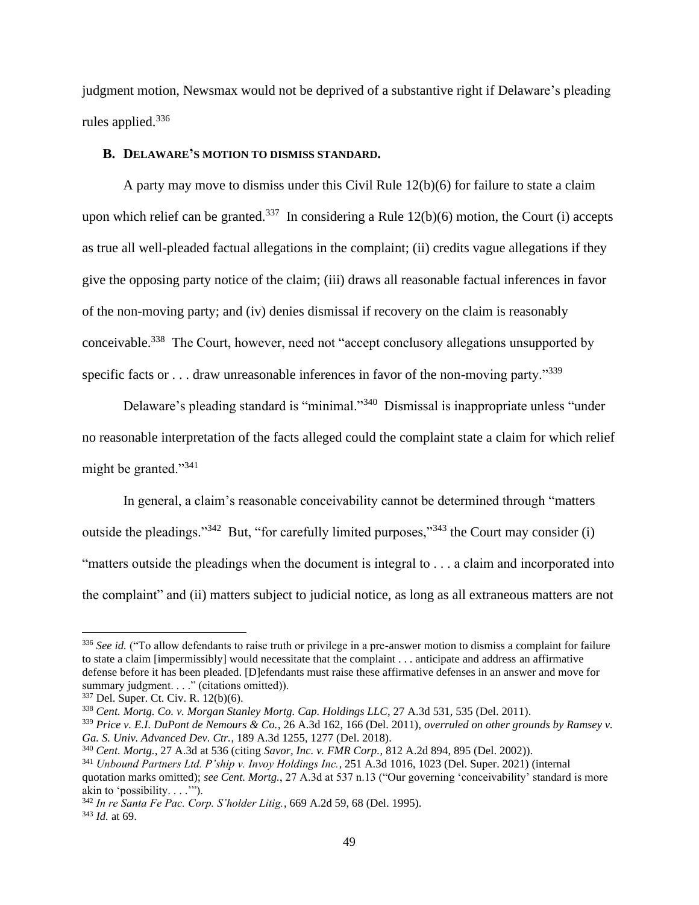judgment motion, Newsmax would not be deprived of a substantive right if Delaware's pleading rules applied.[336]

### B. DELAWARE'S MOTION TO DISMISS STANDARD.

A party may move to dismiss under this Civil Rule 12(b)(6) for failure to state a claim upon which relief can be granted.[337] In considering a Rule 12(b)(6) motion, the Court (i) accepts as true all well-pleaded factual allegations in the complaint; (ii) credits vague allegations if they give the opposing party notice of the claim; (iii) draws all reasonable factual inferences in favor of the non-moving party; and (iv) denies dismissal if recovery on the claim is reasonably conceivable.[338] The Court, however, need not "accept conclusory allegations unsupported by specific facts or . . . draw unreasonable inferences in favor of the non-moving party."[339]

Delaware's pleading standard is "minimal."[340] Dismissal is inappropriate unless "under no reasonable interpretation of the facts alleged could the complaint state a claim for which relief might be granted."[341]

In general, a claim's reasonable conceivability cannot be determined through "matters outside the pleadings."[342] But, "for carefully limited purposes,"[343] the Court may consider (i) "matters outside the pleadings when the document is integral to . . . a claim and incorporated into the complaint" and (ii) matters subject to judicial notice, as long as all extraneous matters are not

---

[336] *See id.* ("To allow defendants to raise truth or privilege in a pre-answer motion to dismiss a complaint for failure to state a claim [impermissibly] would necessitate that the complaint . . . anticipate and address an affirmative defense before it has been pleaded. [D]efendants must raise these affirmative defenses in an answer and move for summary judgment. . . ." (citations omitted)).

[337] Del. Super. Ct. Civ. R. 12(b)(6).

[338] *Cent. Mortg. Co. v. Morgan Stanley Mortg. Cap. Holdings LLC*, 27 A.3d 531, 535 (Del. 2011).

[339] *Price v. E.I. DuPont de Nemours & Co.*, 26 A.3d 162, 166 (Del. 2011), *overruled on other grounds by Ramsey v. Ga. S. Univ. Advanced Dev. Ctr.*, 189 A.3d 1255, 1277 (Del. 2018).

[340] *Cent. Mortg.*, 27 A.3d at 536 (citing *Savor, Inc. v. FMR Corp.*, 812 A.2d 894, 895 (Del. 2002)).

[341] *Unbound Partners Ltd. P'ship v. Invoy Holdings Inc.*, 251 A.3d 1016, 1023 (Del. Super. 2021) (internal quotation marks omitted); *see Cent. Mortg.*, 27 A.3d at 537 n.13 ("Our governing 'conceivability' standard is more akin to 'possibility. . . .'").

[342] *In re Santa Fe Pac. Corp. S'holder Litig.*, 669 A.2d 59, 68 (Del. 1995).

[343] *Id.* at 69.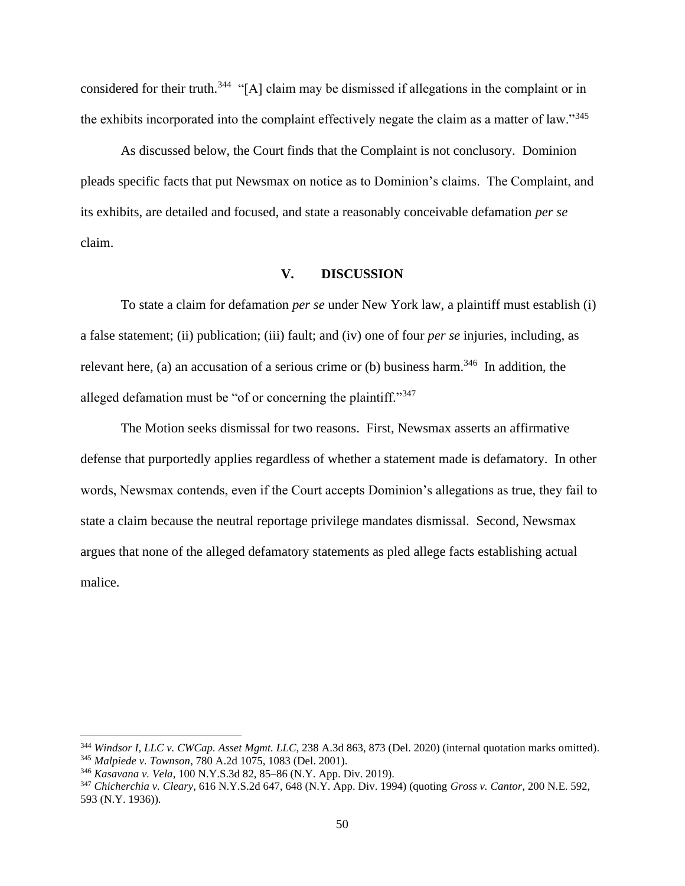considered for their truth.[344] "[A] claim may be dismissed if allegations in the complaint or in the exhibits incorporated into the complaint effectively negate the claim as a matter of law."[345]

As discussed below, the Court finds that the Complaint is not conclusory. Dominion pleads specific facts that put Newsmax on notice as to Dominion's claims. The Complaint, and its exhibits, are detailed and focused, and state a reasonably conceivable defamation *per se* claim.

## V. DISCUSSION

To state a claim for defamation *per se* under New York law, a plaintiff must establish (i) a false statement; (ii) publication; (iii) fault; and (iv) one of four *per se* injuries, including, as relevant here, (a) an accusation of a serious crime or (b) business harm.[346] In addition, the alleged defamation must be "of or concerning the plaintiff."[347]

The Motion seeks dismissal for two reasons. First, Newsmax asserts an affirmative defense that purportedly applies regardless of whether a statement made is defamatory. In other words, Newsmax contends, even if the Court accepts Dominion's allegations as true, they fail to state a claim because the neutral reportage privilege mandates dismissal. Second, Newsmax argues that none of the alleged defamatory statements as pled allege facts establishing actual malice.

---

[344] *Windsor I, LLC v. CWCap. Asset Mgmt. LLC*, 238 A.3d 863, 873 (Del. 2020) (internal quotation marks omitted).

[345] *Malpiede v. Townson*, 780 A.2d 1075, 1083 (Del. 2001).

[346] *Kasavana v. Vela*, 100 N.Y.S.3d 82, 85–86 (N.Y. App. Div. 2019).

[347] *Chicherchia v. Cleary*, 616 N.Y.S.2d 647, 648 (N.Y. App. Div. 1994) (quoting *Gross v. Cantor*, 200 N.E. 592, 593 (N.Y. 1936)).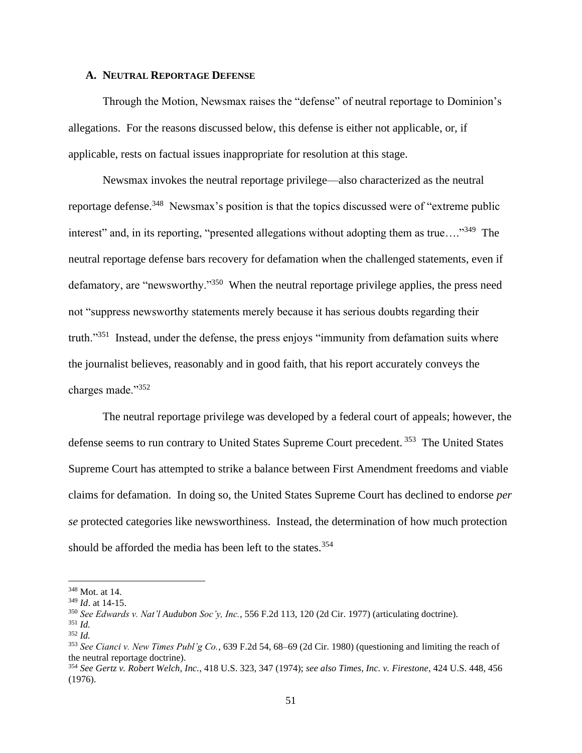### A. NEUTRAL REPORTAGE DEFENSE

Through the Motion, Newsmax raises the "defense" of neutral reportage to Dominion's allegations. For the reasons discussed below, this defense is either not applicable, or, if applicable, rests on factual issues inappropriate for resolution at this stage.

Newsmax invokes the neutral reportage privilege—also characterized as the neutral reportage defense.[348] Newsmax's position is that the topics discussed were of "extreme public interest" and, in its reporting, "presented allegations without adopting them as true…."[349] The neutral reportage defense bars recovery for defamation when the challenged statements, even if defamatory, are "newsworthy."[350] When the neutral reportage privilege applies, the press need not "suppress newsworthy statements merely because it has serious doubts regarding their truth."[351] Instead, under the defense, the press enjoys "immunity from defamation suits where the journalist believes, reasonably and in good faith, that his report accurately conveys the charges made."[352]

The neutral reportage privilege was developed by a federal court of appeals; however, the defense seems to run contrary to United States Supreme Court precedent.[353] The United States Supreme Court has attempted to strike a balance between First Amendment freedoms and viable claims for defamation. In doing so, the United States Supreme Court has declined to endorse *per se* protected categories like newsworthiness. Instead, the determination of how much protection should be afforded the media has been left to the states.[354]

---

[348] Mot. at 14.

[349] *Id*. at 14-15.

[350] *See Edwards v. Nat'l Audubon Soc'y, Inc.*, 556 F.2d 113, 120 (2d Cir. 1977) (articulating doctrine).

[351] *Id.*

[352] *Id.*

[353] *See Cianci v. New Times Publ'g Co.*, 639 F.2d 54, 68–69 (2d Cir. 1980) (questioning and limiting the reach of the neutral reportage doctrine).

[354] *See Gertz v. Robert Welch, Inc.*, 418 U.S. 323, 347 (1974); *see also Times, Inc. v. Firestone*, 424 U.S. 448, 456 (1976).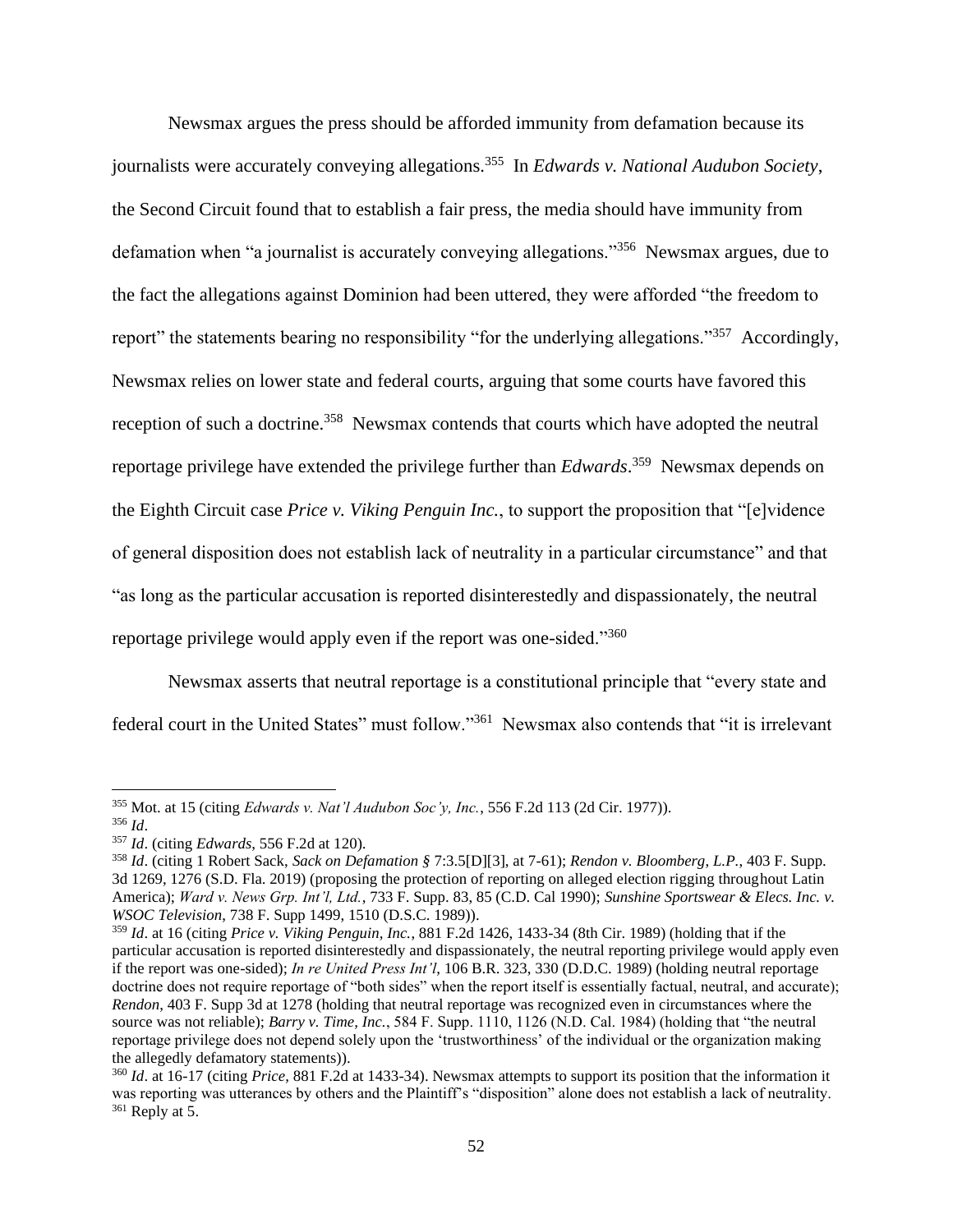Newsmax argues the press should be afforded immunity from defamation because its journalists were accurately conveying allegations.[355] In *Edwards v. National Audubon Society*, the Second Circuit found that to establish a fair press, the media should have immunity from defamation when "a journalist is accurately conveying allegations."[356] Newsmax argues, due to the fact the allegations against Dominion had been uttered, they were afforded "the freedom to report" the statements bearing no responsibility "for the underlying allegations."[357] Accordingly, Newsmax relies on lower state and federal courts, arguing that some courts have favored this reception of such a doctrine.[358] Newsmax contends that courts which have adopted the neutral reportage privilege have extended the privilege further than *Edwards*.[359] Newsmax depends on the Eighth Circuit case *Price v. Viking Penguin Inc.*, to support the proposition that "[e]vidence of general disposition does not establish lack of neutrality in a particular circumstance" and that "as long as the particular accusation is reported disinterestedly and dispassionately, the neutral reportage privilege would apply even if the report was one-sided."[360]

Newsmax asserts that neutral reportage is a constitutional principle that "every state and federal court in the United States" must follow."[361] Newsmax also contends that "it is irrelevant

---

[355] Mot. at 15 (citing *Edwards v. Nat'l Audubon Soc'y, Inc.*, 556 F.2d 113 (2d Cir. 1977)).

[356] *Id*.

[357] *Id*. (citing *Edwards*, 556 F.2d at 120).

[358] *Id*. (citing 1 Robert Sack, *Sack on Defamation §* 7:3.5[D][3], at 7-61); *Rendon v. Bloomberg, L.P.*, 403 F. Supp. 3d 1269, 1276 (S.D. Fla. 2019) (proposing the protection of reporting on alleged election rigging throughout Latin America); *Ward v. News Grp. Int'l, Ltd.*, 733 F. Supp. 83, 85 (C.D. Cal 1990); *Sunshine Sportswear & Elecs. Inc. v. WSOC Television*, 738 F. Supp 1499, 1510 (D.S.C. 1989)).

[359] *Id*. at 16 (citing *Price v. Viking Penguin, Inc.*, 881 F.2d 1426, 1433-34 (8th Cir. 1989) (holding that if the particular accusation is reported disinterestedly and dispassionately, the neutral reporting privilege would apply even if the report was one-sided); *In re United Press Int'l*, 106 B.R. 323, 330 (D.D.C. 1989) (holding neutral reportage doctrine does not require reportage of "both sides" when the report itself is essentially factual, neutral, and accurate); *Rendon*, 403 F. Supp 3d at 1278 (holding that neutral reportage was recognized even in circumstances where the source was not reliable); *Barry v. Time, Inc.*, 584 F. Supp. 1110, 1126 (N.D. Cal. 1984) (holding that "the neutral reportage privilege does not depend solely upon the 'trustworthiness' of the individual or the organization making the allegedly defamatory statements)).

[360] *Id*. at 16-17 (citing *Price*, 881 F.2d at 1433-34). Newsmax attempts to support its position that the information it was reporting was utterances by others and the Plaintiff's "disposition" alone does not establish a lack of neutrality.

[361] Reply at 5.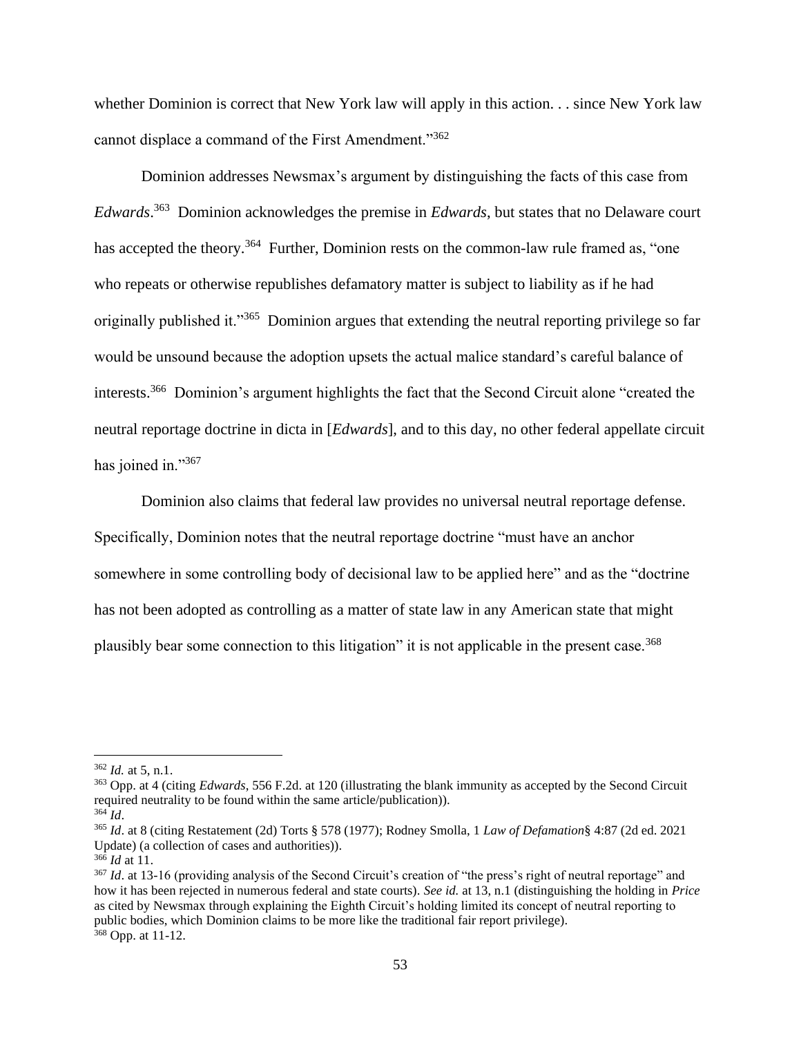whether Dominion is correct that New York law will apply in this action. . . since New York law cannot displace a command of the First Amendment."[362]

Dominion addresses Newsmax's argument by distinguishing the facts of this case from *Edwards*.[363] Dominion acknowledges the premise in *Edwards*, but states that no Delaware court has accepted the theory.[364] Further, Dominion rests on the common-law rule framed as, "one who repeats or otherwise republishes defamatory matter is subject to liability as if he had originally published it."[365] Dominion argues that extending the neutral reporting privilege so far would be unsound because the adoption upsets the actual malice standard's careful balance of interests.[366] Dominion's argument highlights the fact that the Second Circuit alone "created the neutral reportage doctrine in dicta in [*Edwards*], and to this day, no other federal appellate circuit has joined in."[367]

Dominion also claims that federal law provides no universal neutral reportage defense. Specifically, Dominion notes that the neutral reportage doctrine "must have an anchor somewhere in some controlling body of decisional law to be applied here" and as the "doctrine has not been adopted as controlling as a matter of state law in any American state that might plausibly bear some connection to this litigation" it is not applicable in the present case.[368]

---

[362] *Id.* at 5, n.1.

[363] Opp. at 4 (citing *Edwards*, 556 F.2d. at 120 (illustrating the blank immunity as accepted by the Second Circuit required neutrality to be found within the same article/publication)).

[364] *Id*.

[365] *Id*. at 8 (citing Restatement (2d) Torts § 578 (1977); Rodney Smolla, 1 *Law of Defamation*§ 4:87 (2d ed. 2021 Update) (a collection of cases and authorities)).

[366] *Id* at 11.

[367] *Id*. at 13-16 (providing analysis of the Second Circuit's creation of "the press's right of neutral reportage" and how it has been rejected in numerous federal and state courts). *See id.* at 13, n.1 (distinguishing the holding in *Price* as cited by Newsmax through explaining the Eighth Circuit's holding limited its concept of neutral reporting to public bodies, which Dominion claims to be more like the traditional fair report privilege).

[368] Opp. at 11-12.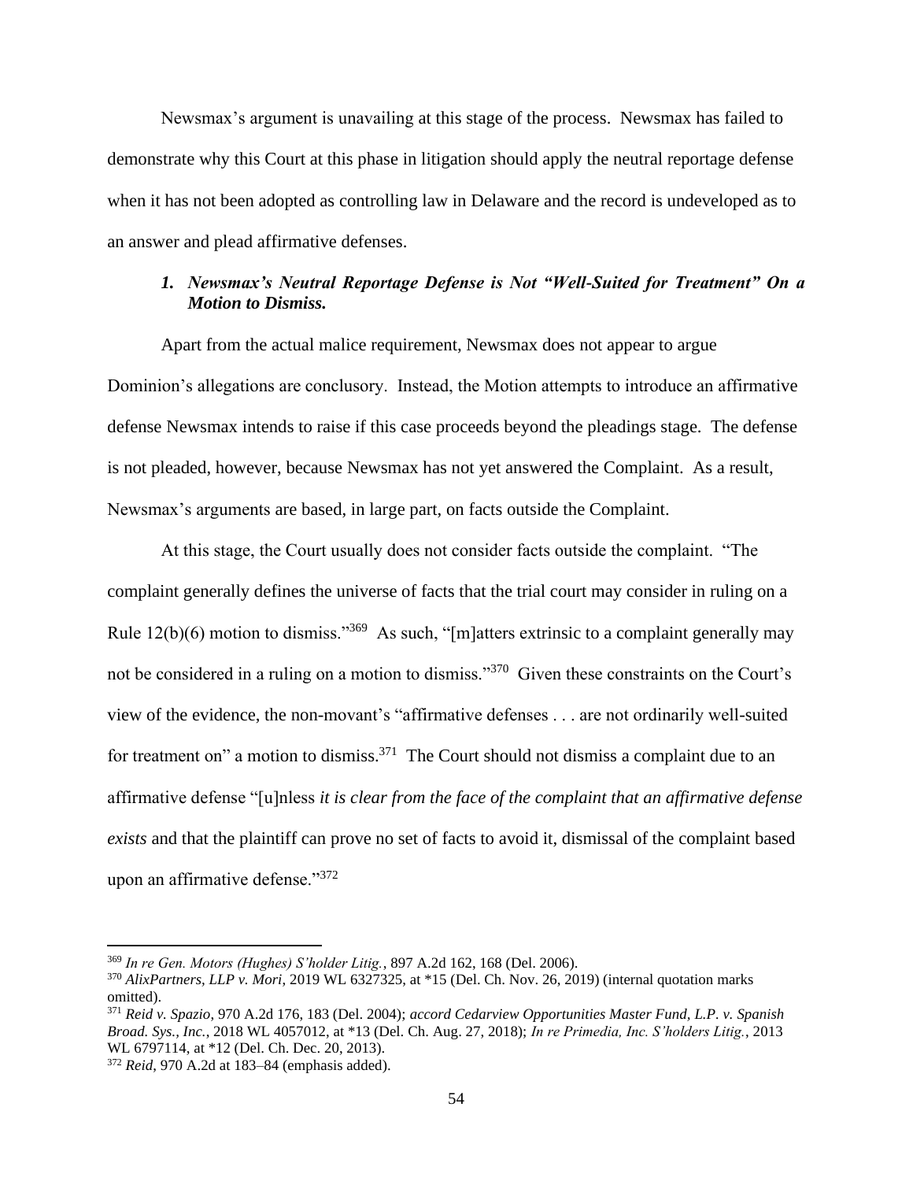Newsmax's argument is unavailing at this stage of the process. Newsmax has failed to demonstrate why this Court at this phase in litigation should apply the neutral reportage defense when it has not been adopted as controlling law in Delaware and the record is undeveloped as to an answer and plead affirmative defenses.

### *1. Newsmax's Neutral Reportage Defense is Not "Well-Suited for Treatment" On a Motion to Dismiss.*

Apart from the actual malice requirement, Newsmax does not appear to argue Dominion's allegations are conclusory. Instead, the Motion attempts to introduce an affirmative defense Newsmax intends to raise if this case proceeds beyond the pleadings stage. The defense is not pleaded, however, because Newsmax has not yet answered the Complaint. As a result, Newsmax's arguments are based, in large part, on facts outside the Complaint.

At this stage, the Court usually does not consider facts outside the complaint. "The complaint generally defines the universe of facts that the trial court may consider in ruling on a Rule 12(b)(6) motion to dismiss."[369] As such, "[m]atters extrinsic to a complaint generally may not be considered in a ruling on a motion to dismiss."[370] Given these constraints on the Court's view of the evidence, the non-movant's "affirmative defenses . . . are not ordinarily well-suited for treatment on" a motion to dismiss.[371] The Court should not dismiss a complaint due to an affirmative defense "[u]nless *it is clear from the face of the complaint that an affirmative defense exists* and that the plaintiff can prove no set of facts to avoid it, dismissal of the complaint based upon an affirmative defense."[372]

---

[369] *In re Gen. Motors (Hughes) S'holder Litig.*, 897 A.2d 162, 168 (Del. 2006).

[370] *AlixPartners, LLP v. Mori*, 2019 WL 6327325, at *15 (Del. Ch. Nov. 26, 2019) (internal quotation marks omitted).

[371] *Reid v. Spazio*, 970 A.2d 176, 183 (Del. 2004); *accord Cedarview Opportunities Master Fund, L.P. v. Spanish Broad. Sys., Inc.*, 2018 WL 4057012, at *13 (Del. Ch. Aug. 27, 2018); *In re Primedia, Inc. S'holders Litig.*, 2013 WL 6797114, at *12 (Del. Ch. Dec. 20, 2013).

[372] *Reid*, 970 A.2d at 183–84 (emphasis added).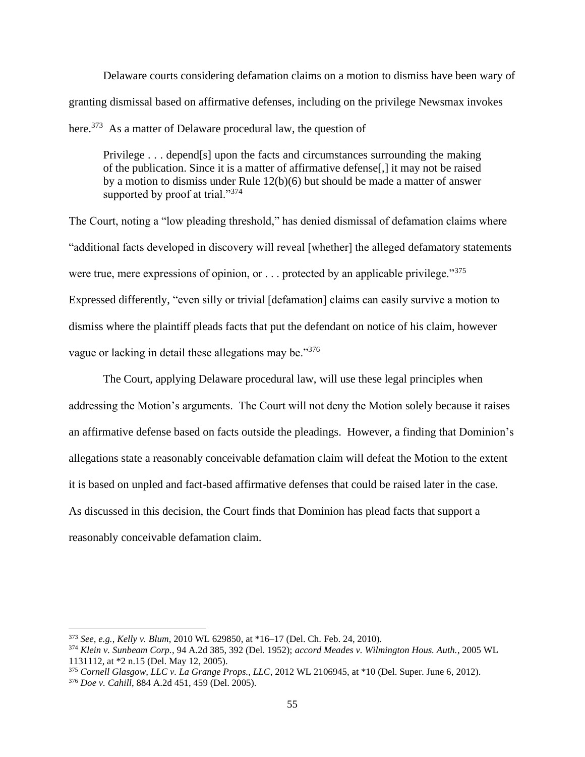Delaware courts considering defamation claims on a motion to dismiss have been wary of granting dismissal based on affirmative defenses, including on the privilege Newsmax invokes here.[373] As a matter of Delaware procedural law, the question of

> Privilege . . . depend[s] upon the facts and circumstances surrounding the making of the publication. Since it is a matter of affirmative defense[,] it may not be raised by a motion to dismiss under Rule 12(b)(6) but should be made a matter of answer supported by proof at trial."[374]

The Court, noting a "low pleading threshold," has denied dismissal of defamation claims where "additional facts developed in discovery will reveal [whether] the alleged defamatory statements were true, mere expressions of opinion, or . . . protected by an applicable privilege."[375] Expressed differently, "even silly or trivial [defamation] claims can easily survive a motion to dismiss where the plaintiff pleads facts that put the defendant on notice of his claim, however vague or lacking in detail these allegations may be."[376]

The Court, applying Delaware procedural law, will use these legal principles when addressing the Motion's arguments. The Court will not deny the Motion solely because it raises an affirmative defense based on facts outside the pleadings. However, a finding that Dominion's allegations state a reasonably conceivable defamation claim will defeat the Motion to the extent it is based on unpled and fact-based affirmative defenses that could be raised later in the case. As discussed in this decision, the Court finds that Dominion has plead facts that support a reasonably conceivable defamation claim.

---

[373] *See, e.g.*, *Kelly v. Blum*, 2010 WL 629850, at *16–17 (Del. Ch. Feb. 24, 2010).

[374] *Klein v. Sunbeam Corp.*, 94 A.2d 385, 392 (Del. 1952); *accord Meades v. Wilmington Hous. Auth.*, 2005 WL 1131112, at *2 n.15 (Del. May 12, 2005).

[375] *Cornell Glasgow, LLC v. La Grange Props., LLC*, 2012 WL 2106945, at *10 (Del. Super. June 6, 2012).

[376] *Doe v. Cahill*, 884 A.2d 451, 459 (Del. 2005).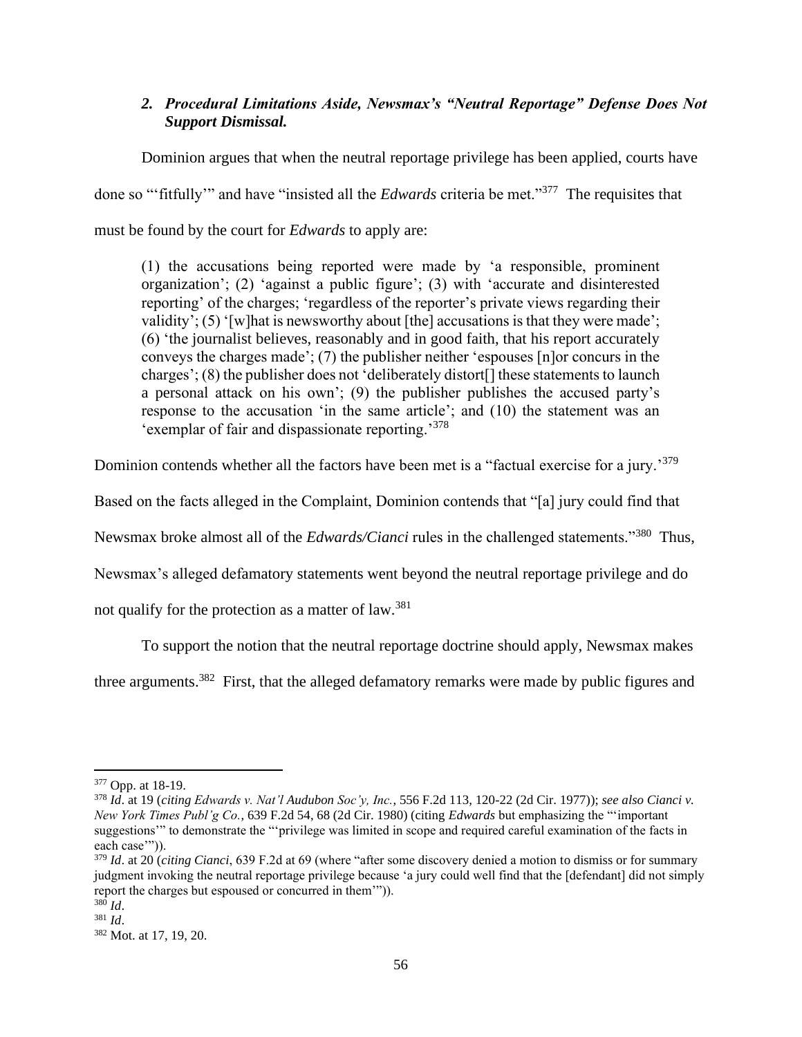### *2. Procedural Limitations Aside, Newsmax's "Neutral Reportage" Defense Does Not Support Dismissal.*

Dominion argues that when the neutral reportage privilege has been applied, courts have done so "'fitfully'" and have "insisted all the *Edwards* criteria be met."[377] The requisites that must be found by the court for *Edwards* to apply are:

> (1) the accusations being reported were made by 'a responsible, prominent organization'; (2) 'against a public figure'; (3) with 'accurate and disinterested reporting' of the charges; 'regardless of the reporter's private views regarding their validity'; (5) '[w]hat is newsworthy about [the] accusations is that they were made'; (6) 'the journalist believes, reasonably and in good faith, that his report accurately conveys the charges made'; (7) the publisher neither 'espouses [n]or concurs in the charges'; (8) the publisher does not 'deliberately distort[] these statements to launch a personal attack on his own'; (9) the publisher publishes the accused party's response to the accusation 'in the same article'; and (10) the statement was an 'exemplar of fair and dispassionate reporting.'[378]

Dominion contends whether all the factors have been met is a "factual exercise for a jury.'[379] Based on the facts alleged in the Complaint, Dominion contends that "[a] jury could find that Newsmax broke almost all of the *Edwards/Cianci* rules in the challenged statements."[380] Thus, Newsmax's alleged defamatory statements went beyond the neutral reportage privilege and do not qualify for the protection as a matter of law.[381]

To support the notion that the neutral reportage doctrine should apply, Newsmax makes three arguments.[382] First, that the alleged defamatory remarks were made by public figures and

---

[377] Opp. at 18-19.

[378] *Id*. at 19 (*citing Edwards v. Nat'l Audubon Soc'y, Inc.*, 556 F.2d 113, 120-22 (2d Cir. 1977)); *see also Cianci v. New York Times Publ'g Co.*, 639 F.2d 54, 68 (2d Cir. 1980) (citing *Edwards* but emphasizing the "'important suggestions'" to demonstrate the "'privilege was limited in scope and required careful examination of the facts in each case'")).

[379] *Id*. at 20 (*citing Cianci*, 639 F.2d at 69 (where "after some discovery denied a motion to dismiss or for summary judgment invoking the neutral reportage privilege because 'a jury could well find that the [defendant] did not simply report the charges but espoused or concurred in them'")).

[380] *Id*.

[381] *Id*.

[382] Mot. at 17, 19, 20.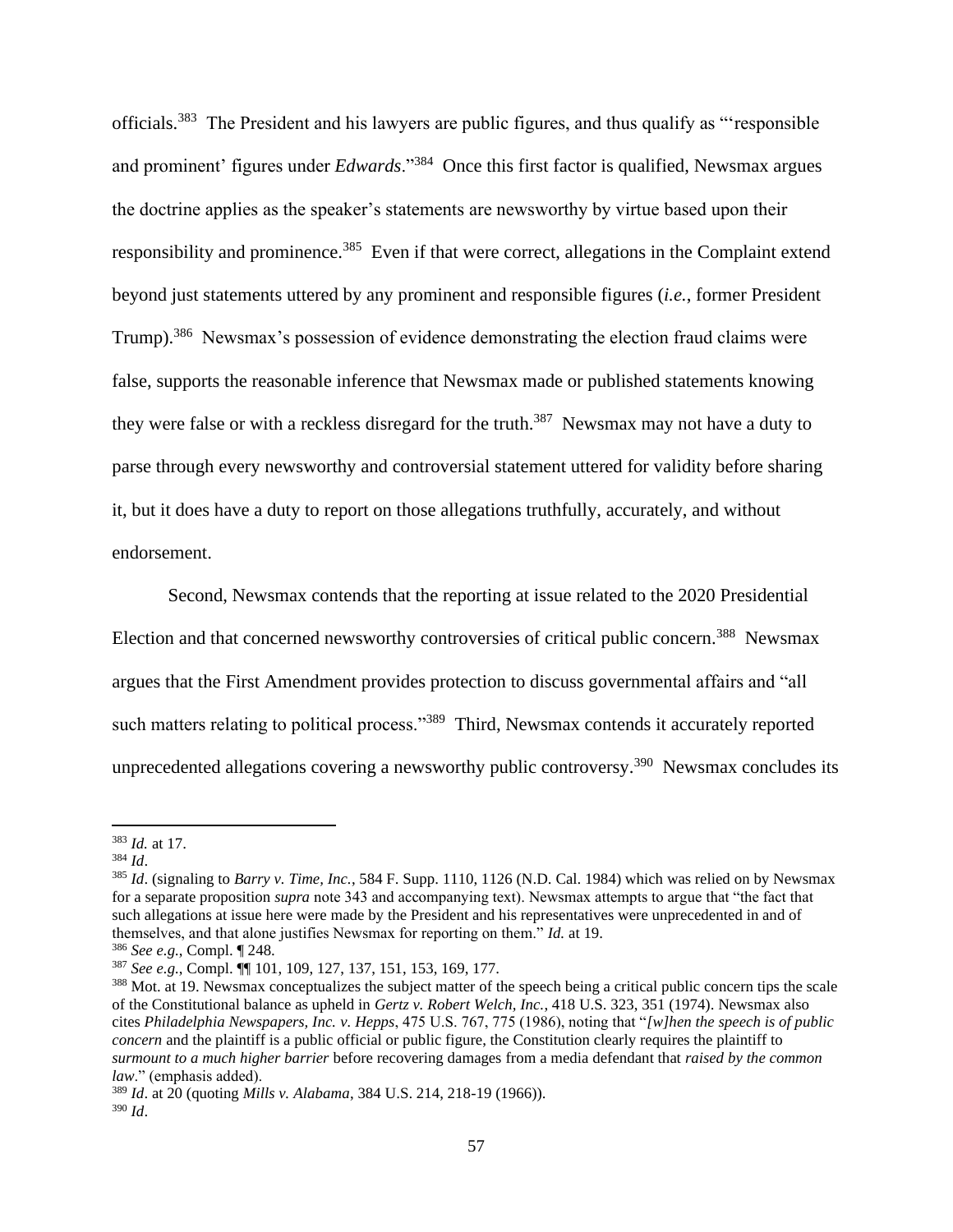officials.[383] The President and his lawyers are public figures, and thus qualify as "'responsible and prominent' figures under *Edwards*."[384] Once this first factor is qualified, Newsmax argues the doctrine applies as the speaker's statements are newsworthy by virtue based upon their responsibility and prominence.[385] Even if that were correct, allegations in the Complaint extend beyond just statements uttered by any prominent and responsible figures (*i.e.*, former President Trump).[386] Newsmax's possession of evidence demonstrating the election fraud claims were false, supports the reasonable inference that Newsmax made or published statements knowing they were false or with a reckless disregard for the truth.[387] Newsmax may not have a duty to parse through every newsworthy and controversial statement uttered for validity before sharing it, but it does have a duty to report on those allegations truthfully, accurately, and without endorsement.

Second, Newsmax contends that the reporting at issue related to the 2020 Presidential Election and that concerned newsworthy controversies of critical public concern.[388] Newsmax argues that the First Amendment provides protection to discuss governmental affairs and "all such matters relating to political process."[389] Third, Newsmax contends it accurately reported unprecedented allegations covering a newsworthy public controversy.[390] Newsmax concludes its

---

[383] *Id.* at 17.

[384] *Id*.

[385] *Id*. (signaling to *Barry v. Time, Inc.*, 584 F. Supp. 1110, 1126 (N.D. Cal. 1984) which was relied on by Newsmax for a separate proposition *supra* note 343 and accompanying text). Newsmax attempts to argue that "the fact that such allegations at issue here were made by the President and his representatives were unprecedented in and of themselves, and that alone justifies Newsmax for reporting on them." *Id.* at 19.

[386] *See e.g.*, Compl. ¶ 248.

[387] *See e.g.*, Compl. ¶¶ 101, 109, 127, 137, 151, 153, 169, 177.

[388] Mot. at 19. Newsmax conceptualizes the subject matter of the speech being a critical public concern tips the scale of the Constitutional balance as upheld in *Gertz v. Robert Welch, Inc.*, 418 U.S. 323, 351 (1974). Newsmax also cites *Philadelphia Newspapers, Inc. v. Hepps*, 475 U.S. 767, 775 (1986), noting that "*[w]hen the speech is of public concern* and the plaintiff is a public official or public figure, the Constitution clearly requires the plaintiff to *surmount to a much higher barrier* before recovering damages from a media defendant that *raised by the common law*." (emphasis added).

[389] *Id*. at 20 (quoting *Mills v. Alabama*, 384 U.S. 214, 218-19 (1966)).

[390] *Id*.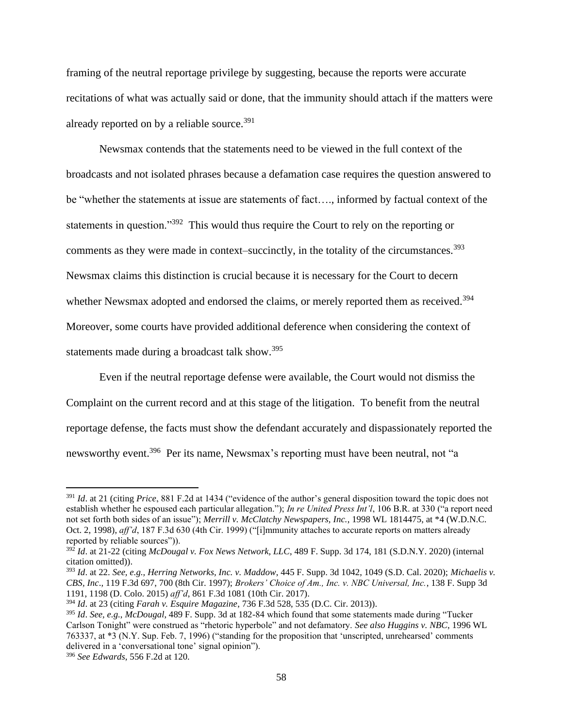framing of the neutral reportage privilege by suggesting, because the reports were accurate recitations of what was actually said or done, that the immunity should attach if the matters were already reported on by a reliable source.[391]

Newsmax contends that the statements need to be viewed in the full context of the broadcasts and not isolated phrases because a defamation case requires the question answered to be "whether the statements at issue are statements of fact…., informed by factual context of the statements in question."[392] This would thus require the Court to rely on the reporting or comments as they were made in context–succinctly, in the totality of the circumstances.[393] Newsmax claims this distinction is crucial because it is necessary for the Court to decern whether Newsmax adopted and endorsed the claims, or merely reported them as received.[394] Moreover, some courts have provided additional deference when considering the context of statements made during a broadcast talk show.[395]

Even if the neutral reportage defense were available, the Court would not dismiss the Complaint on the current record and at this stage of the litigation. To benefit from the neutral reportage defense, the facts must show the defendant accurately and dispassionately reported the newsworthy event.[396] Per its name, Newsmax's reporting must have been neutral, not "a

---

[391] *Id*. at 21 (citing *Price*, 881 F.2d at 1434 ("evidence of the author's general disposition toward the topic does not establish whether he espoused each particular allegation."); *In re United Press Int'l*, 106 B.R. at 330 ("a report need not set forth both sides of an issue"); *Merrill v. McClatchy Newspapers, Inc.*, 1998 WL 1814475, at *4 (W.D.N.C. Oct. 2, 1998), *aff'd*, 187 F.3d 630 (4th Cir. 1999) ("[i]mmunity attaches to accurate reports on matters already reported by reliable sources")).

[392] *Id*. at 21-22 (citing *McDougal v. Fox News Network, LLC*, 489 F. Supp. 3d 174, 181 (S.D.N.Y. 2020) (internal citation omitted)).

[393] *Id*. at 22. *See, e.g., Herring Networks, Inc. v. Maddow*, 445 F. Supp. 3d 1042, 1049 (S.D. Cal. 2020); *Michaelis v. CBS, Inc*., 119 F.3d 697, 700 (8th Cir. 1997); *Brokers' Choice of Am., Inc. v. NBC Universal, Inc.*, 138 F. Supp 3d 1191, 1198 (D. Colo. 2015) *aff'd*, 861 F.3d 1081 (10th Cir. 2017).

[394] *Id*. at 23 (citing *Farah v. Esquire Magazine*, 736 F.3d 528, 535 (D.C. Cir. 2013)).

[395] *Id*. *See, e.g.*, *McDougal*, 489 F. Supp. 3d at 182-84 which found that some statements made during "Tucker Carlson Tonight" were construed as "rhetoric hyperbole" and not defamatory. *See also Huggins v. NBC*, 1996 WL 763337, at *3 (N.Y. Sup. Feb. 7, 1996) ("standing for the proposition that 'unscripted, unrehearsed' comments delivered in a 'conversational tone' signal opinion").

[396] *See Edwards*, 556 F.2d at 120.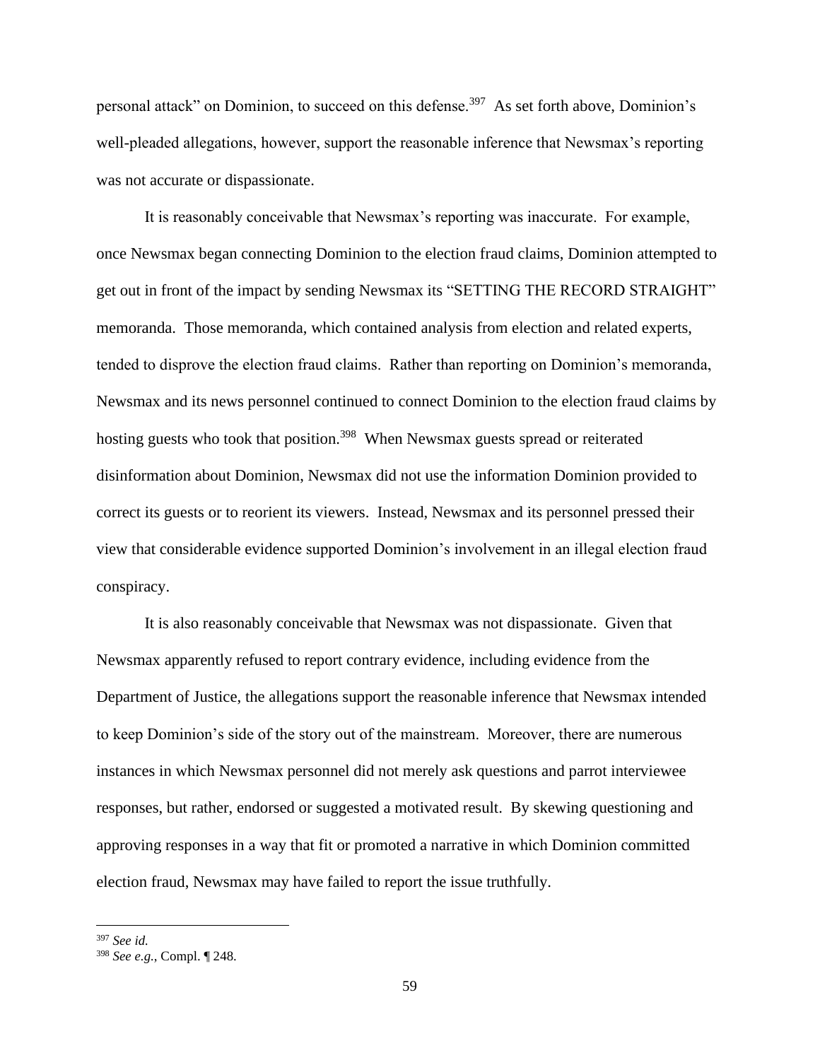personal attack" on Dominion, to succeed on this defense.[397] As set forth above, Dominion's well-pleaded allegations, however, support the reasonable inference that Newsmax's reporting was not accurate or dispassionate.

It is reasonably conceivable that Newsmax's reporting was inaccurate. For example, once Newsmax began connecting Dominion to the election fraud claims, Dominion attempted to get out in front of the impact by sending Newsmax its "SETTING THE RECORD STRAIGHT" memoranda. Those memoranda, which contained analysis from election and related experts, tended to disprove the election fraud claims. Rather than reporting on Dominion's memoranda, Newsmax and its news personnel continued to connect Dominion to the election fraud claims by hosting guests who took that position.[398] When Newsmax guests spread or reiterated disinformation about Dominion, Newsmax did not use the information Dominion provided to correct its guests or to reorient its viewers. Instead, Newsmax and its personnel pressed their view that considerable evidence supported Dominion's involvement in an illegal election fraud conspiracy.

It is also reasonably conceivable that Newsmax was not dispassionate. Given that Newsmax apparently refused to report contrary evidence, including evidence from the Department of Justice, the allegations support the reasonable inference that Newsmax intended to keep Dominion's side of the story out of the mainstream. Moreover, there are numerous instances in which Newsmax personnel did not merely ask questions and parrot interviewee responses, but rather, endorsed or suggested a motivated result. By skewing questioning and approving responses in a way that fit or promoted a narrative in which Dominion committed election fraud, Newsmax may have failed to report the issue truthfully.

---

[397] *See id.*

[398] *See e.g.*, Compl. ¶ 248.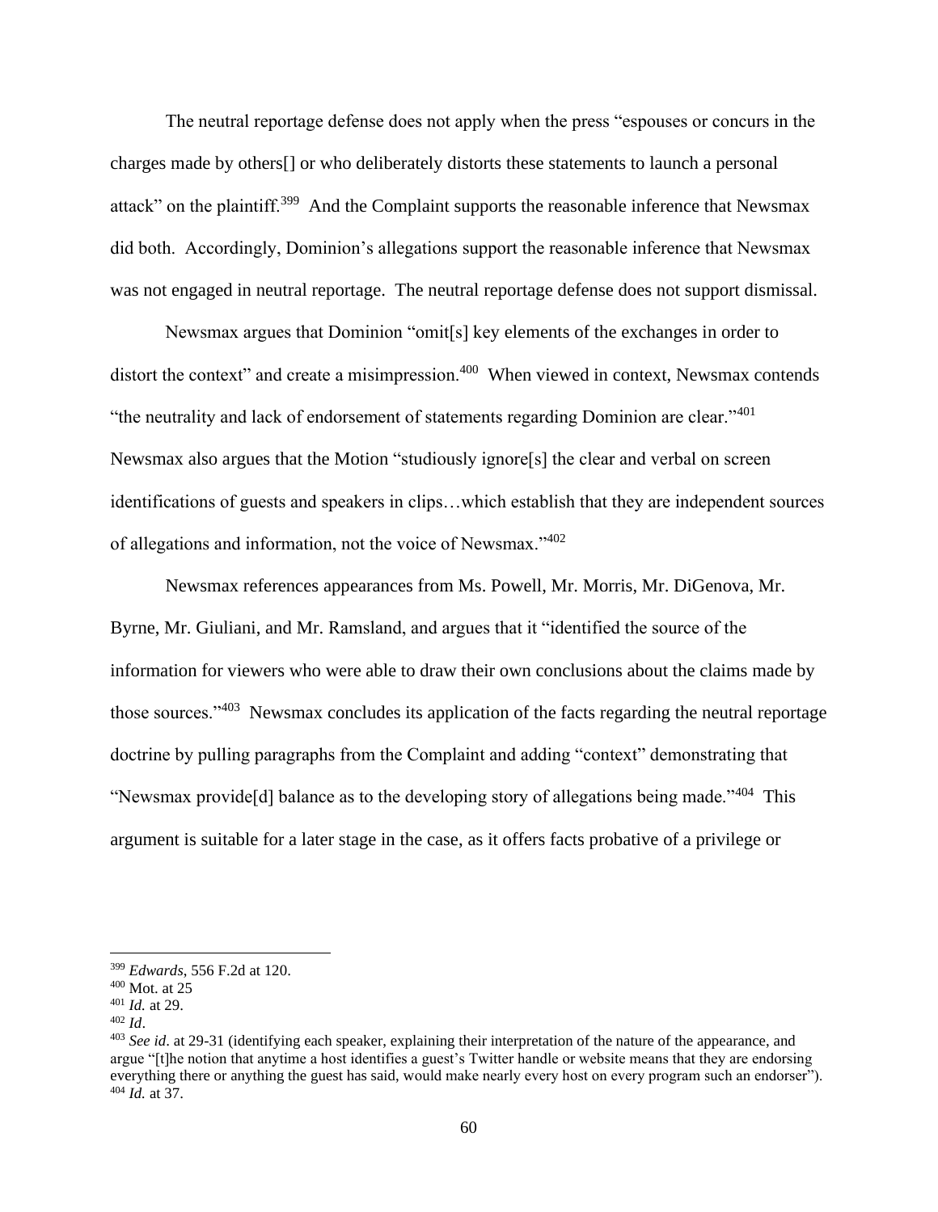The neutral reportage defense does not apply when the press "espouses or concurs in the charges made by others[] or who deliberately distorts these statements to launch a personal attack" on the plaintiff.[399] And the Complaint supports the reasonable inference that Newsmax did both. Accordingly, Dominion's allegations support the reasonable inference that Newsmax was not engaged in neutral reportage. The neutral reportage defense does not support dismissal.

Newsmax argues that Dominion "omit[s] key elements of the exchanges in order to distort the context" and create a misimpression.[400] When viewed in context, Newsmax contends "the neutrality and lack of endorsement of statements regarding Dominion are clear."[401] Newsmax also argues that the Motion "studiously ignore[s] the clear and verbal on screen identifications of guests and speakers in clips…which establish that they are independent sources of allegations and information, not the voice of Newsmax."[402]

Newsmax references appearances from Ms. Powell, Mr. Morris, Mr. DiGenova, Mr. Byrne, Mr. Giuliani, and Mr. Ramsland, and argues that it "identified the source of the information for viewers who were able to draw their own conclusions about the claims made by those sources."[403] Newsmax concludes its application of the facts regarding the neutral reportage doctrine by pulling paragraphs from the Complaint and adding "context" demonstrating that "Newsmax provide[d] balance as to the developing story of allegations being made."[404] This argument is suitable for a later stage in the case, as it offers facts probative of a privilege or

---

[399] *Edwards*, 556 F.2d at 120.

[400] Mot. at 25

[401] *Id.* at 29.

[402] *Id*.

[403] *See id*. at 29-31 (identifying each speaker, explaining their interpretation of the nature of the appearance, and argue "[t]he notion that anytime a host identifies a guest's Twitter handle or website means that they are endorsing everything there or anything the guest has said, would make nearly every host on every program such an endorser").

[404] *Id.* at 37.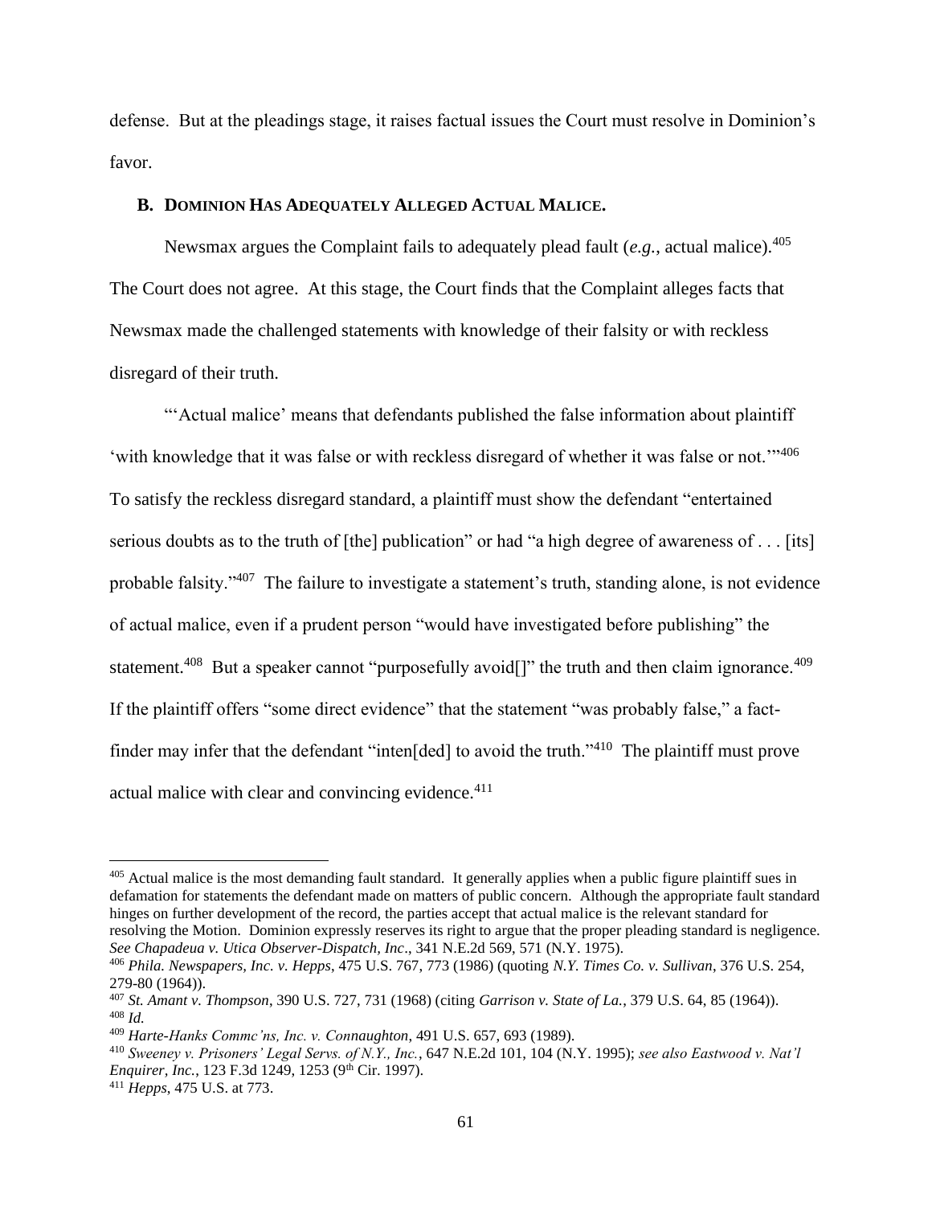defense. But at the pleadings stage, it raises factual issues the Court must resolve in Dominion's favor.

### B. Dominion Has Adequately Alleged Actual Malice.

Newsmax argues the Complaint fails to adequately plead fault (*e.g.*, actual malice).[405] The Court does not agree. At this stage, the Court finds that the Complaint alleges facts that Newsmax made the challenged statements with knowledge of their falsity or with reckless disregard of their truth.

"'Actual malice' means that defendants published the false information about plaintiff 'with knowledge that it was false or with reckless disregard of whether it was false or not.'"[406] To satisfy the reckless disregard standard, a plaintiff must show the defendant "entertained serious doubts as to the truth of [the] publication" or had "a high degree of awareness of . . . [its] probable falsity."[407] The failure to investigate a statement's truth, standing alone, is not evidence of actual malice, even if a prudent person "would have investigated before publishing" the statement.[408] But a speaker cannot "purposefully avoid[]" the truth and then claim ignorance.[409] If the plaintiff offers "some direct evidence" that the statement "was probably false," a fact-finder may infer that the defendant "inten[ded] to avoid the truth."[410] The plaintiff must prove actual malice with clear and convincing evidence.[411]

---

[405] Actual malice is the most demanding fault standard. It generally applies when a public figure plaintiff sues in defamation for statements the defendant made on matters of public concern. Although the appropriate fault standard hinges on further development of the record, the parties accept that actual malice is the relevant standard for resolving the Motion. Dominion expressly reserves its right to argue that the proper pleading standard is negligence. *See Chapadeua v. Utica Observer-Dispatch, Inc*., 341 N.E.2d 569, 571 (N.Y. 1975).

[406] *Phila. Newspapers, Inc. v. Hepps*, 475 U.S. 767, 773 (1986) (quoting *N.Y. Times Co. v. Sullivan*, 376 U.S. 254, 279-80 (1964)).

[407] *St. Amant v. Thompson*, 390 U.S. 727, 731 (1968) (citing *Garrison v. State of La.*, 379 U.S. 64, 85 (1964)).

[408] *Id.*

[409] *Harte-Hanks Commc'ns, Inc. v. Connaughton*, 491 U.S. 657, 693 (1989).

[410] *Sweeney v. Prisoners' Legal Servs. of N.Y., Inc.*, 647 N.E.2d 101, 104 (N.Y. 1995); *see also Eastwood v. Nat'l Enquirer, Inc.*, 123 F.3d 1249, 1253 (9th Cir. 1997).

[411] *Hepps*, 475 U.S. at 773.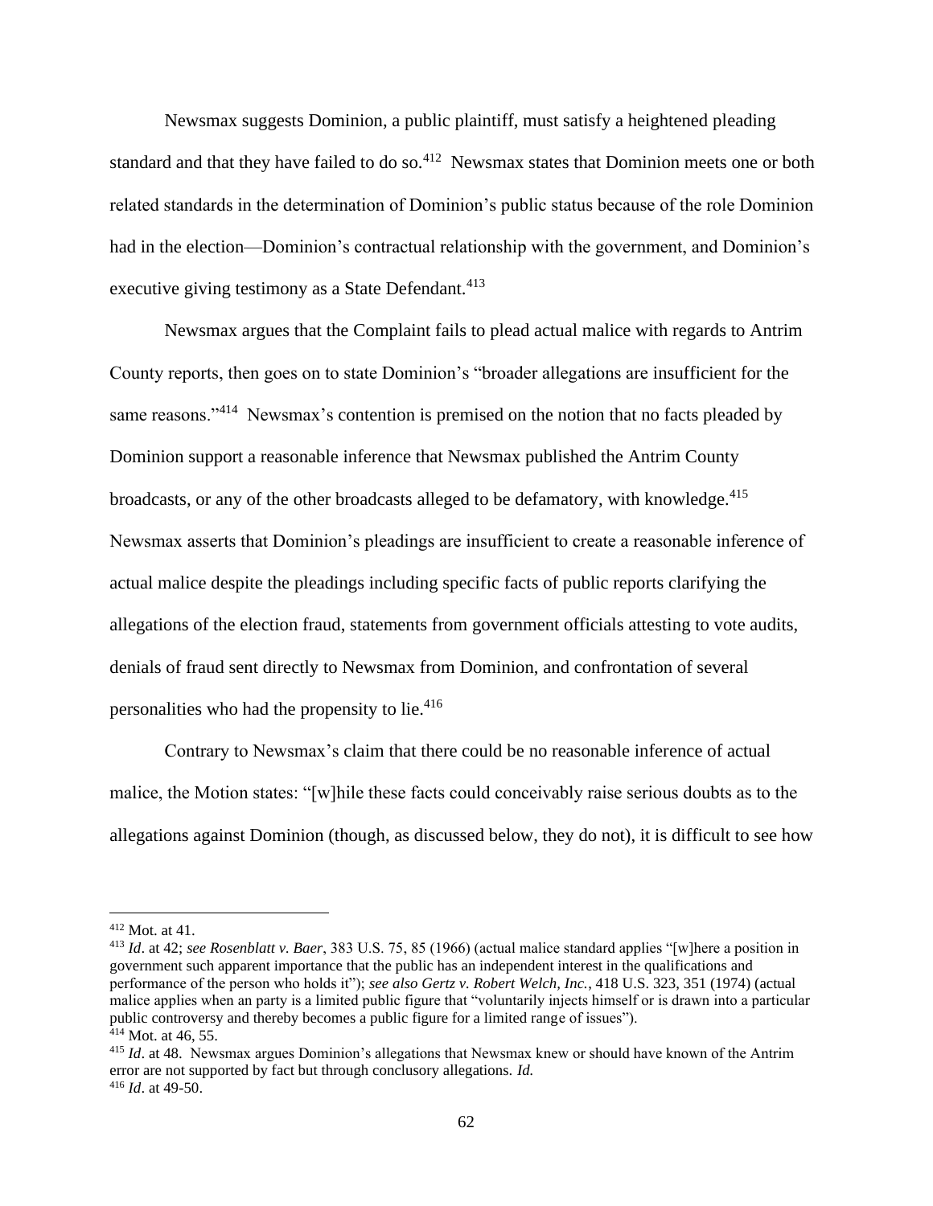Newsmax suggests Dominion, a public plaintiff, must satisfy a heightened pleading standard and that they have failed to do so.[412] Newsmax states that Dominion meets one or both related standards in the determination of Dominion's public status because of the role Dominion had in the election—Dominion's contractual relationship with the government, and Dominion's executive giving testimony as a State Defendant.[413]

Newsmax argues that the Complaint fails to plead actual malice with regards to Antrim County reports, then goes on to state Dominion's "broader allegations are insufficient for the same reasons."[414] Newsmax's contention is premised on the notion that no facts pleaded by Dominion support a reasonable inference that Newsmax published the Antrim County broadcasts, or any of the other broadcasts alleged to be defamatory, with knowledge.[415] Newsmax asserts that Dominion's pleadings are insufficient to create a reasonable inference of actual malice despite the pleadings including specific facts of public reports clarifying the allegations of the election fraud, statements from government officials attesting to vote audits, denials of fraud sent directly to Newsmax from Dominion, and confrontation of several personalities who had the propensity to lie.[416]

Contrary to Newsmax's claim that there could be no reasonable inference of actual malice, the Motion states: "[w]hile these facts could conceivably raise serious doubts as to the allegations against Dominion (though, as discussed below, they do not), it is difficult to see how

---

[412] Mot. at 41.

[413] *Id*. at 42; *see Rosenblatt v. Baer*, 383 U.S. 75, 85 (1966) (actual malice standard applies "[w]here a position in government such apparent importance that the public has an independent interest in the qualifications and performance of the person who holds it"); *see also Gertz v. Robert Welch, Inc.*, 418 U.S. 323, 351 (1974) (actual malice applies when an party is a limited public figure that "voluntarily injects himself or is drawn into a particular public controversy and thereby becomes a public figure for a limited range of issues").

[414] Mot. at 46, 55.

[415] *Id*. at 48. Newsmax argues Dominion's allegations that Newsmax knew or should have known of the Antrim error are not supported by fact but through conclusory allegations. *Id.*

[416] *Id*. at 49-50.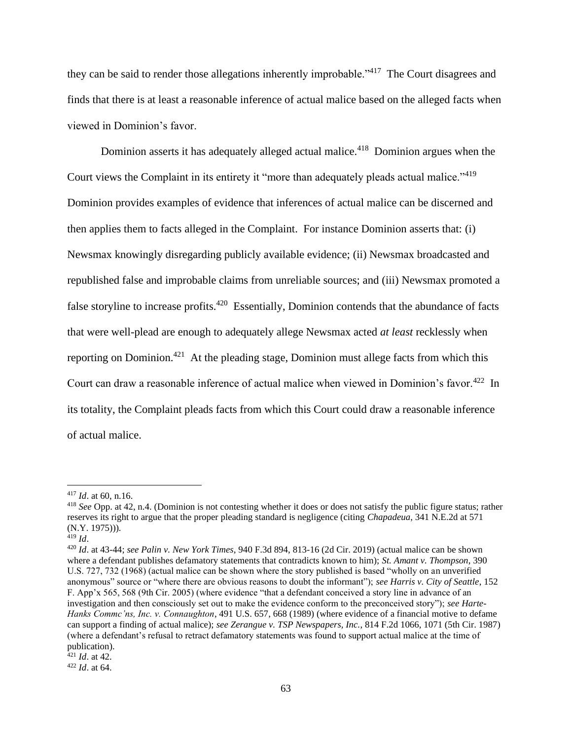they can be said to render those allegations inherently improbable."[417] The Court disagrees and finds that there is at least a reasonable inference of actual malice based on the alleged facts when viewed in Dominion's favor.

Dominion asserts it has adequately alleged actual malice.[418] Dominion argues when the Court views the Complaint in its entirety it "more than adequately pleads actual malice."[419] Dominion provides examples of evidence that inferences of actual malice can be discerned and then applies them to facts alleged in the Complaint. For instance Dominion asserts that: (i) Newsmax knowingly disregarding publicly available evidence; (ii) Newsmax broadcasted and republished false and improbable claims from unreliable sources; and (iii) Newsmax promoted a false storyline to increase profits.[420] Essentially, Dominion contends that the abundance of facts that were well-plead are enough to adequately allege Newsmax acted *at least* recklessly when reporting on Dominion.[421] At the pleading stage, Dominion must allege facts from which this Court can draw a reasonable inference of actual malice when viewed in Dominion's favor.[422] In its totality, the Complaint pleads facts from which this Court could draw a reasonable inference of actual malice.

---

[417] *Id*. at 60, n.16.

[418] *See* Opp. at 42, n.4. (Dominion is not contesting whether it does or does not satisfy the public figure status; rather reserves its right to argue that the proper pleading standard is negligence (citing *Chapadeua*, 341 N.E.2d at 571 (N.Y. 1975))).

[419] *Id*.

[420] *Id*. at 43-44; *see Palin v. New York Times*, 940 F.3d 894, 813-16 (2d Cir. 2019) (actual malice can be shown where a defendant publishes defamatory statements that contradicts known to him); *St. Amant v. Thompson*, 390 U.S. 727, 732 (1968) (actual malice can be shown where the story published is based "wholly on an unverified anonymous" source or "where there are obvious reasons to doubt the informant"); *see Harris v. City of Seattle*, 152 F. App'x 565, 568 (9th Cir. 2005) (where evidence "that a defendant conceived a story line in advance of an investigation and then consciously set out to make the evidence conform to the preconceived story"); *see Harte-Hanks Commc'ns, Inc. v. Connaughton*, 491 U.S. 657, 668 (1989) (where evidence of a financial motive to defame can support a finding of actual malice); *see Zerangue v. TSP Newspapers, Inc.*, 814 F.2d 1066, 1071 (5th Cir. 1987) (where a defendant's refusal to retract defamatory statements was found to support actual malice at the time of publication).

[421] *Id*. at 42.

[422] *Id*. at 64.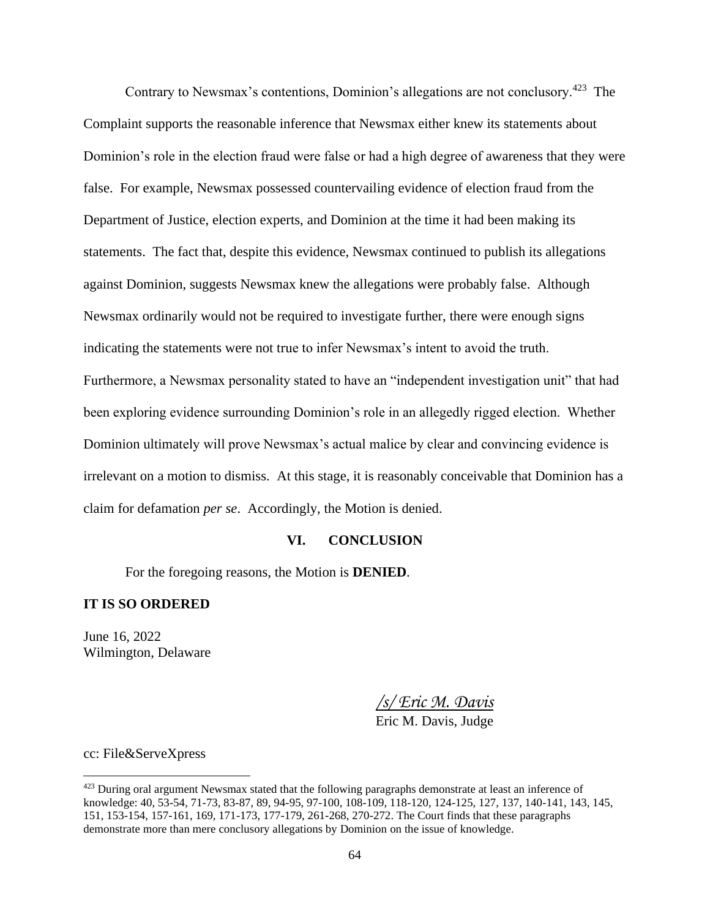Contrary to Newsmax's contentions, Dominion's allegations are not conclusory.[423] The Complaint supports the reasonable inference that Newsmax either knew its statements about Dominion's role in the election fraud were false or had a high degree of awareness that they were false. For example, Newsmax possessed countervailing evidence of election fraud from the Department of Justice, election experts, and Dominion at the time it had been making its statements. The fact that, despite this evidence, Newsmax continued to publish its allegations against Dominion, suggests Newsmax knew the allegations were probably false. Although Newsmax ordinarily would not be required to investigate further, there were enough signs indicating the statements were not true to infer Newsmax's intent to avoid the truth. Furthermore, a Newsmax personality stated to have an "independent investigation unit" that had been exploring evidence surrounding Dominion's role in an allegedly rigged election. Whether Dominion ultimately will prove Newsmax's actual malice by clear and convincing evidence is irrelevant on a motion to dismiss. At this stage, it is reasonably conceivable that Dominion has a claim for defamation *per se*. Accordingly, the Motion is denied.

## VI. CONCLUSION

For the foregoing reasons, the Motion is **DENIED**.

**IT IS SO ORDERED**

June 16, 2022
Wilmington, Delaware

*/s/ Eric M. Davis*
Eric M. Davis, Judge

cc: File&ServeXpress

---

[423] During oral argument Newsmax stated that the following paragraphs demonstrate at least an inference of knowledge: 40, 53-54, 71-73, 83-87, 89, 94-95, 97-100, 108-109, 118-120, 124-125, 127, 137, 140-141, 143, 145, 151, 153-154, 157-161, 169, 171-173, 177-179, 261-268, 270-272. The Court finds that these paragraphs demonstrate more than mere conclusory allegations by Dominion on the issue of knowledge.